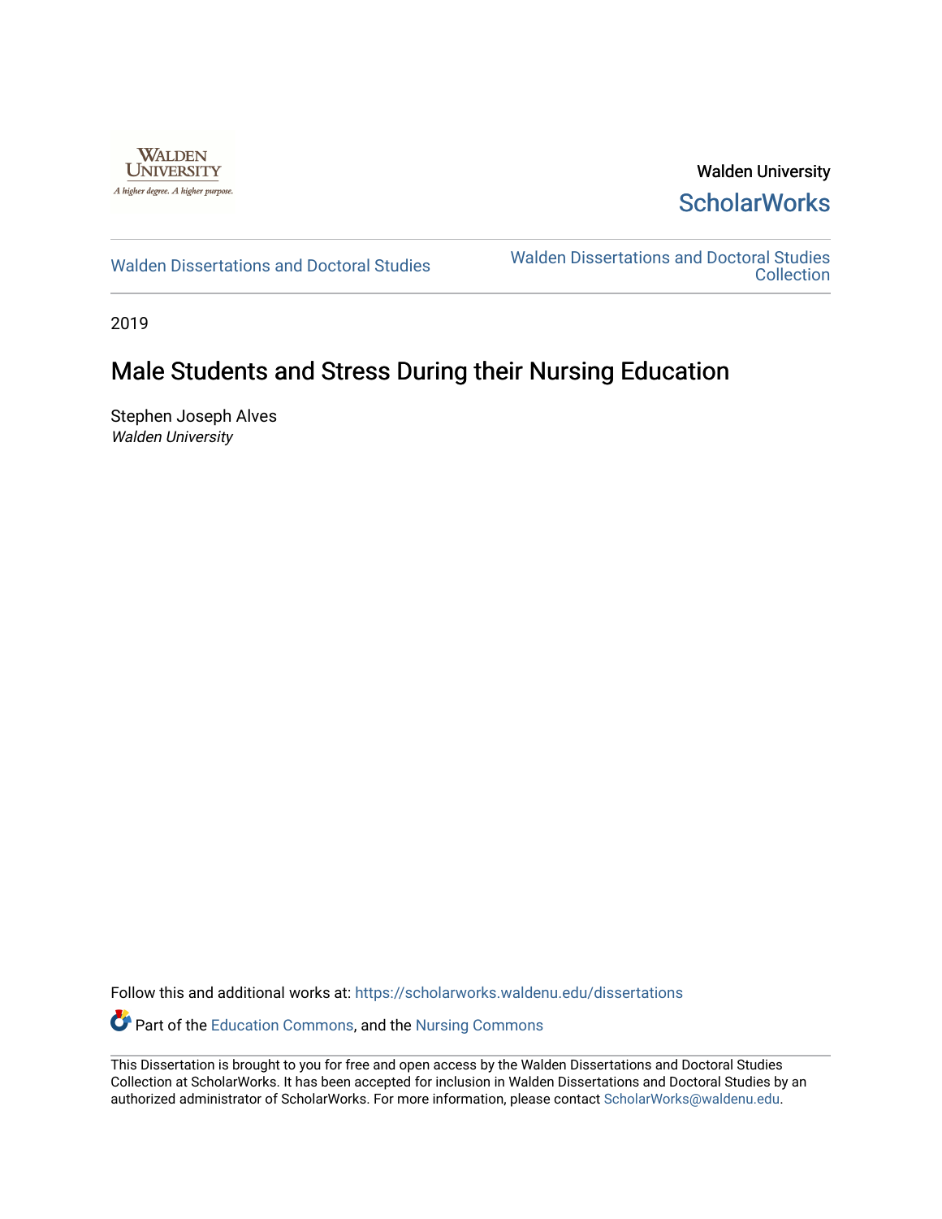Walden University

ScholarWorks

Walden Dissertations and Doctoral Studies

Walden Dissertations and Doctoral Studies Collection

2019

# Male Students and Stress During their Nursing Education

Stephen Joseph Alves
*Walden University*

Follow this and additional works at: https://scholarworks.waldenu.edu/dissertations

Part of the Education Commons, and the Nursing Commons

This Dissertation is brought to you for free and open access by the Walden Dissertations and Doctoral Studies Collection at ScholarWorks. It has been accepted for inclusion in Walden Dissertations and Doctoral Studies by an authorized administrator of ScholarWorks. For more information, please contact ScholarWorks@waldenu.edu.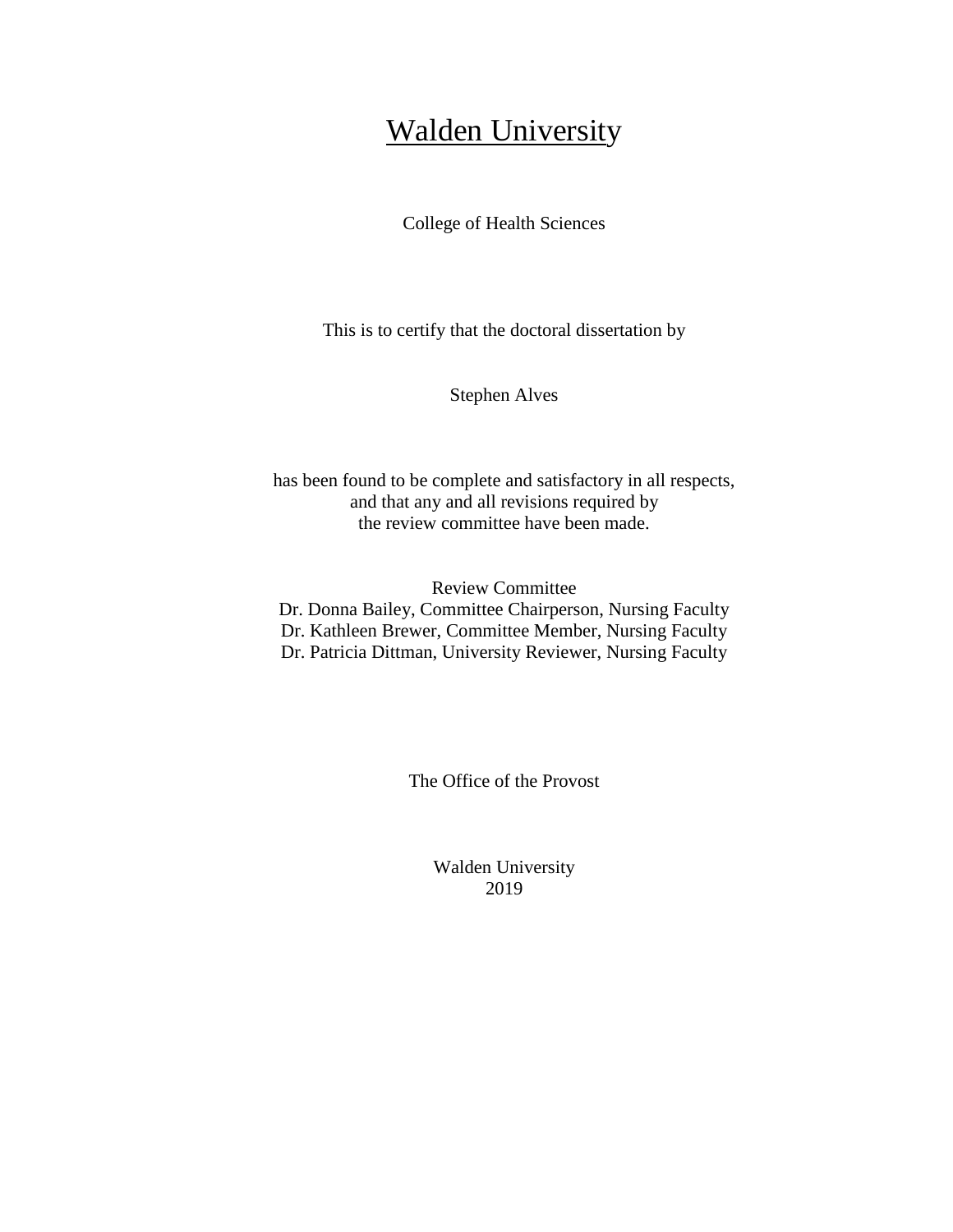# Walden University

College of Health Sciences

This is to certify that the doctoral dissertation by

Stephen Alves

has been found to be complete and satisfactory in all respects,
and that any and all revisions required by
the review committee have been made.

Review Committee
Dr. Donna Bailey, Committee Chairperson, Nursing Faculty
Dr. Kathleen Brewer, Committee Member, Nursing Faculty
Dr. Patricia Dittman, University Reviewer, Nursing Faculty

The Office of the Provost

Walden University
2019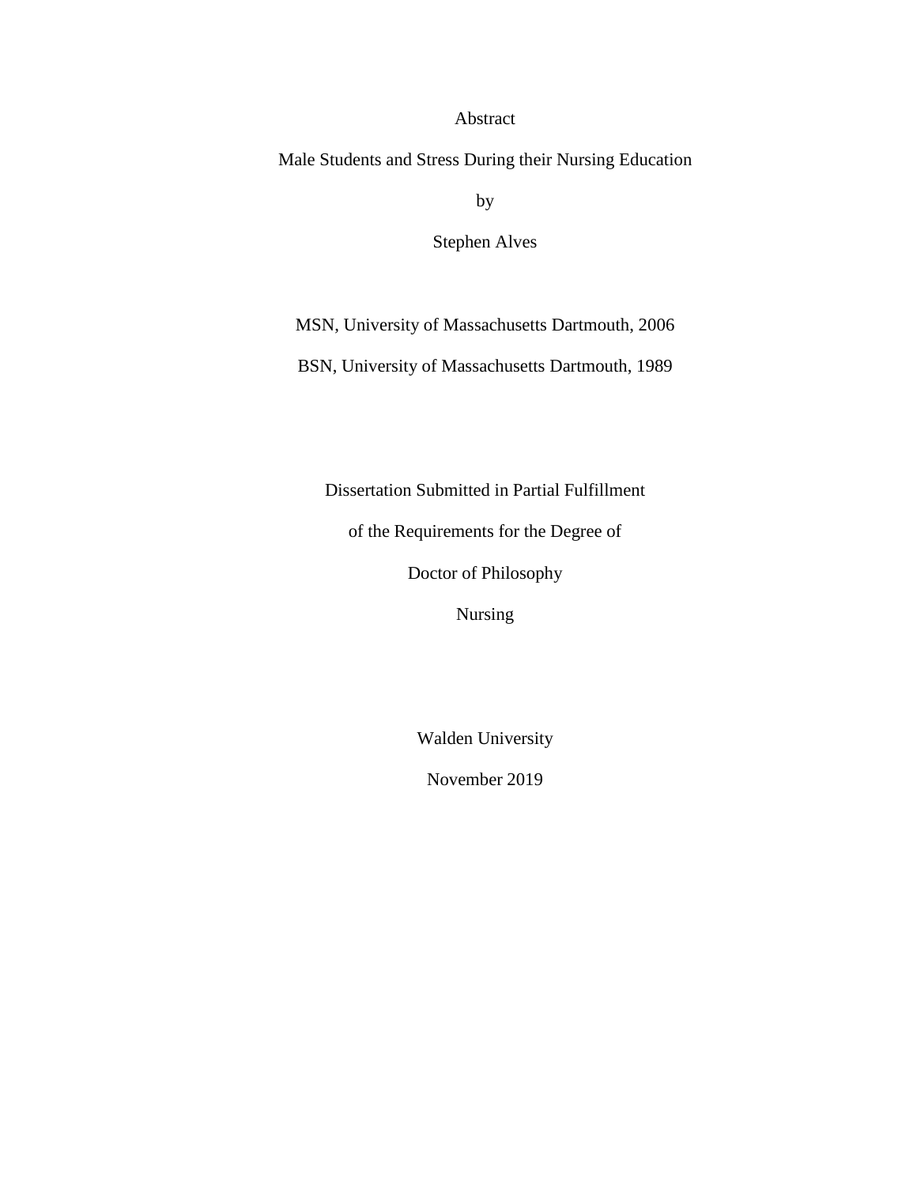Abstract

Male Students and Stress During their Nursing Education

by

Stephen Alves

MSN, University of Massachusetts Dartmouth, 2006

BSN, University of Massachusetts Dartmouth, 1989

Dissertation Submitted in Partial Fulfillment

of the Requirements for the Degree of

Doctor of Philosophy

Nursing

Walden University

November 2019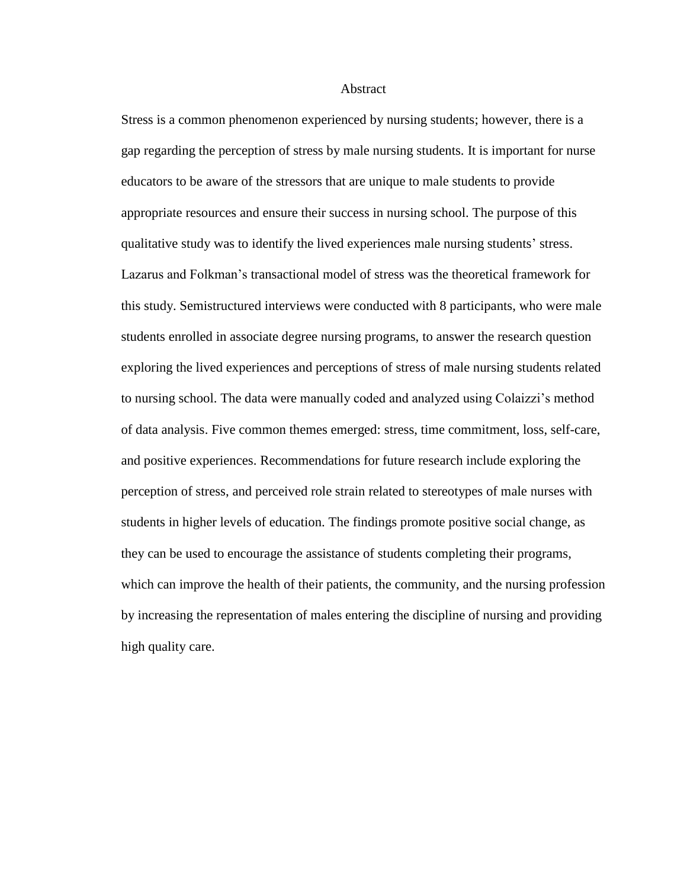# Abstract

Stress is a common phenomenon experienced by nursing students; however, there is a gap regarding the perception of stress by male nursing students. It is important for nurse educators to be aware of the stressors that are unique to male students to provide appropriate resources and ensure their success in nursing school. The purpose of this qualitative study was to identify the lived experiences male nursing students' stress. Lazarus and Folkman's transactional model of stress was the theoretical framework for this study. Semistructured interviews were conducted with 8 participants, who were male students enrolled in associate degree nursing programs, to answer the research question exploring the lived experiences and perceptions of stress of male nursing students related to nursing school. The data were manually coded and analyzed using Colaizzi's method of data analysis. Five common themes emerged: stress, time commitment, loss, self-care, and positive experiences. Recommendations for future research include exploring the perception of stress, and perceived role strain related to stereotypes of male nurses with students in higher levels of education. The findings promote positive social change, as they can be used to encourage the assistance of students completing their programs, which can improve the health of their patients, the community, and the nursing profession by increasing the representation of males entering the discipline of nursing and providing high quality care.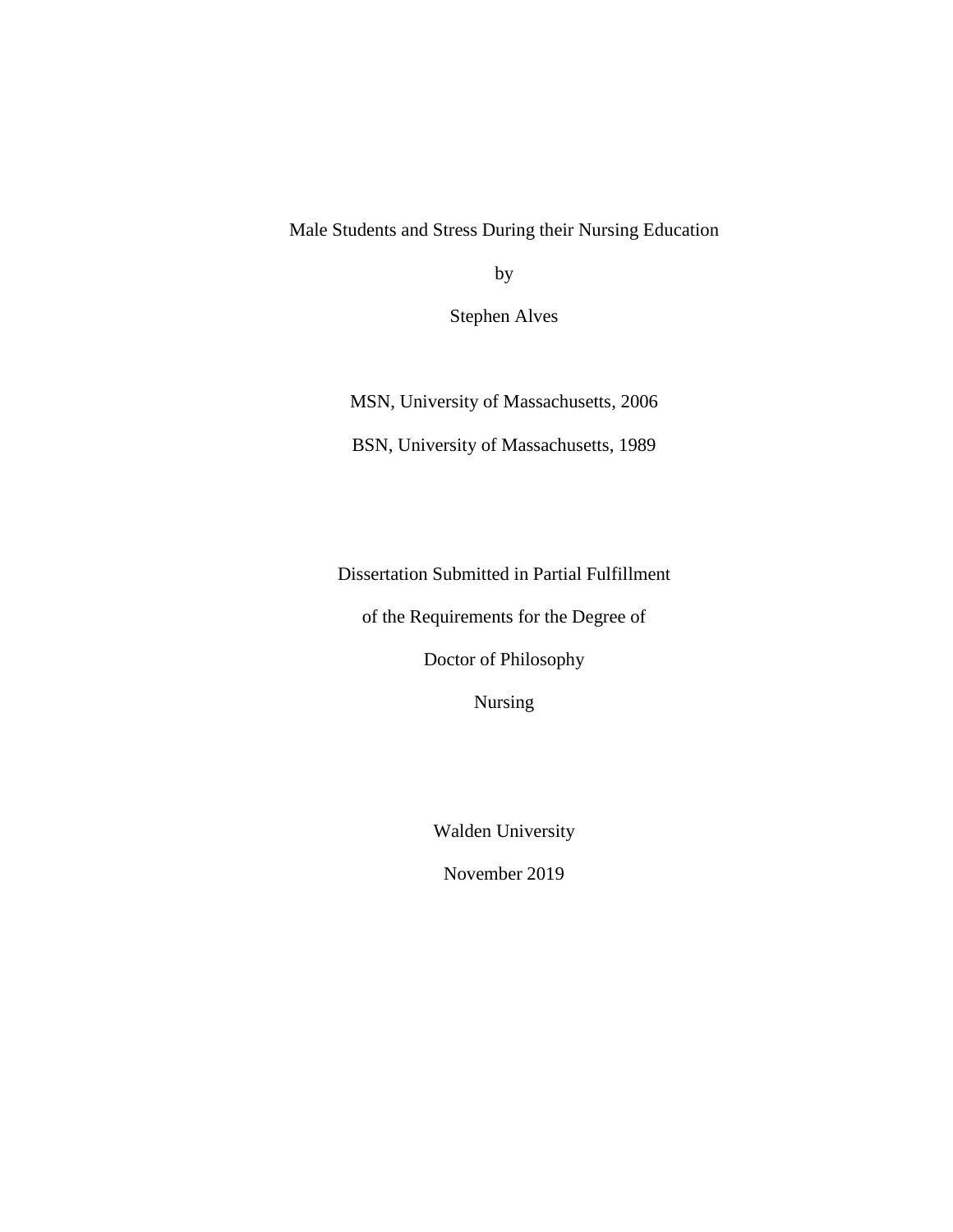Male Students and Stress During their Nursing Education

by

Stephen Alves

MSN, University of Massachusetts, 2006

BSN, University of Massachusetts, 1989

Dissertation Submitted in Partial Fulfillment

of the Requirements for the Degree of

Doctor of Philosophy

Nursing

Walden University

November 2019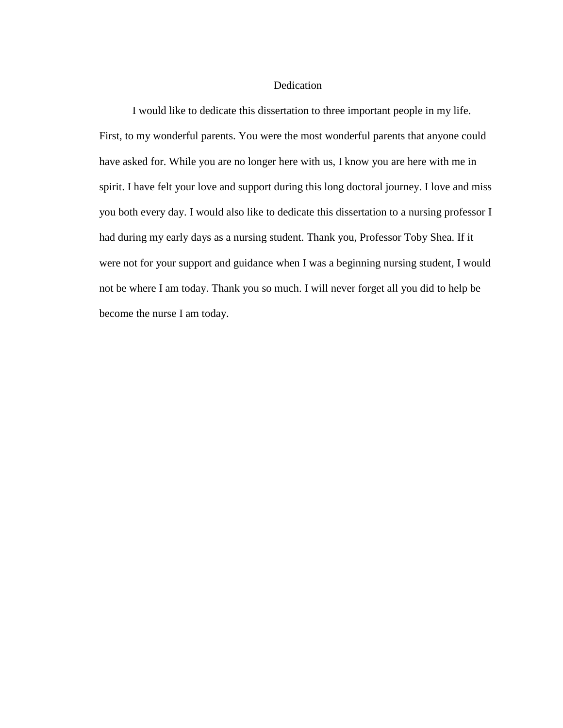# Dedication

I would like to dedicate this dissertation to three important people in my life. First, to my wonderful parents. You were the most wonderful parents that anyone could have asked for. While you are no longer here with us, I know you are here with me in spirit. I have felt your love and support during this long doctoral journey. I love and miss you both every day. I would also like to dedicate this dissertation to a nursing professor I had during my early days as a nursing student. Thank you, Professor Toby Shea. If it were not for your support and guidance when I was a beginning nursing student, I would not be where I am today. Thank you so much. I will never forget all you did to help be become the nurse I am today.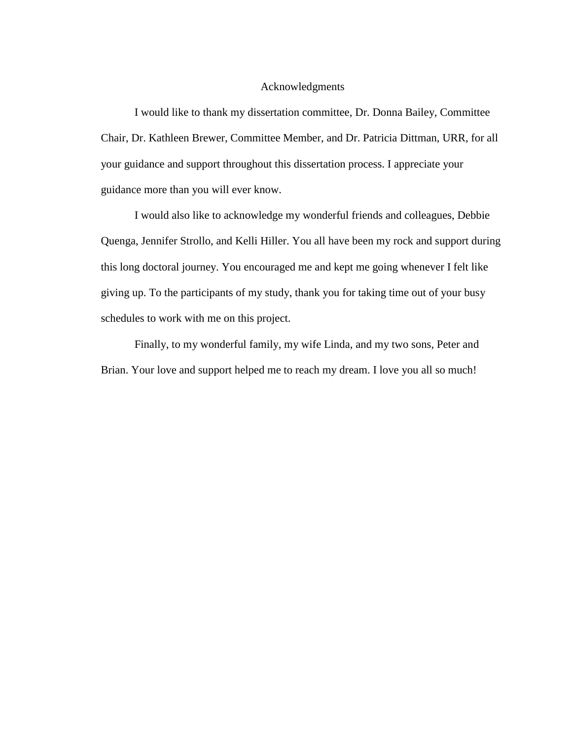# Acknowledgments

I would like to thank my dissertation committee, Dr. Donna Bailey, Committee Chair, Dr. Kathleen Brewer, Committee Member, and Dr. Patricia Dittman, URR, for all your guidance and support throughout this dissertation process. I appreciate your guidance more than you will ever know.

I would also like to acknowledge my wonderful friends and colleagues, Debbie Quenga, Jennifer Strollo, and Kelli Hiller. You all have been my rock and support during this long doctoral journey. You encouraged me and kept me going whenever I felt like giving up. To the participants of my study, thank you for taking time out of your busy schedules to work with me on this project.

Finally, to my wonderful family, my wife Linda, and my two sons, Peter and Brian. Your love and support helped me to reach my dream. I love you all so much!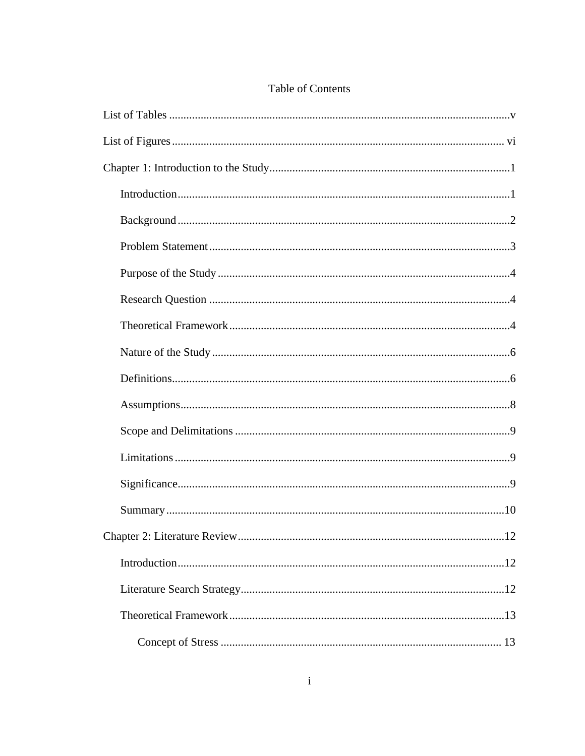# Table of Contents

List of Tables ....................................................................................................................v

List of Figures .................................................................................................................. vi

Chapter 1: Introduction to the Study...................................................................................1

- Introduction...................................................................................................................1
- Background...................................................................................................................2
- Problem Statement........................................................................................................3
- Purpose of the Study.....................................................................................................4
- Research Question ........................................................................................................4
- Theoretical Framework.................................................................................................4
- Nature of the Study.......................................................................................................6
- Definitions.....................................................................................................................6
- Assumptions..................................................................................................................8
- Scope and Delimitations ...............................................................................................9
- Limitations....................................................................................................................9
- Significance...................................................................................................................9
- Summary.....................................................................................................................10

Chapter 2: Literature Review............................................................................................12

- Introduction.................................................................................................................12
- Literature Search Strategy...........................................................................................12
- Theoretical Framework...............................................................................................13
    - Concept of Stress ................................................................................................ 13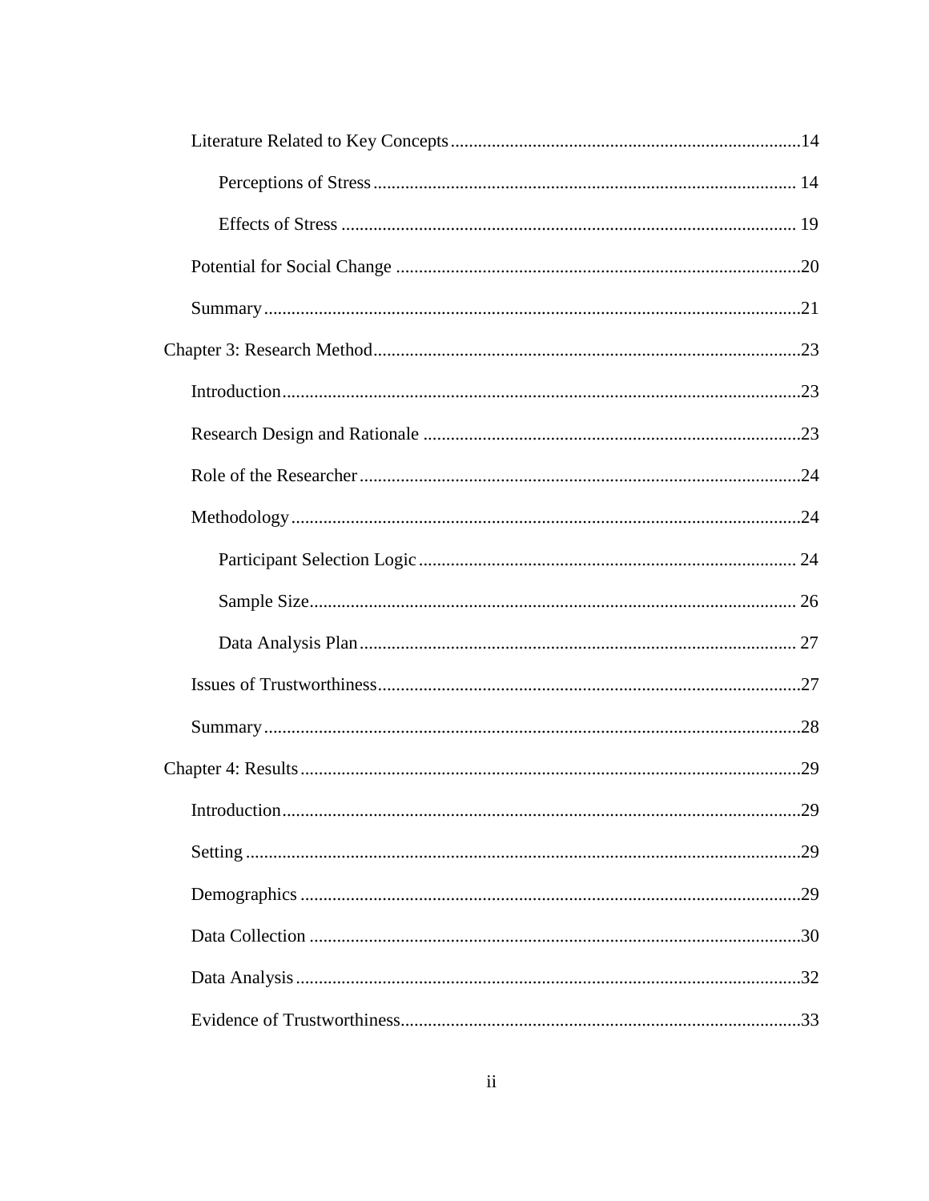Literature Related to Key Concepts ......................................................................14

Perceptions of Stress ...................................................................................... 14

Effects of Stress ............................................................................................. 19

Potential for Social Change ..................................................................................20

Summary ...............................................................................................................21

Chapter 3: Research Method .......................................................................................23

Introduction ...........................................................................................................23

Research Design and Rationale ............................................................................23

Role of the Researcher ..........................................................................................24

Methodology .........................................................................................................24

Participant Selection Logic ............................................................................ 24

Sample Size .................................................................................................... 26

Data Analysis Plan .......................................................................................... 27

Issues of Trustworthiness ......................................................................................27

Summary ...............................................................................................................28

Chapter 4: Results .......................................................................................................29

Introduction ...........................................................................................................29

Setting ...................................................................................................................29

Demographics .......................................................................................................29

Data Collection .....................................................................................................30

Data Analysis ........................................................................................................32

Evidence of Trustworthiness .................................................................................33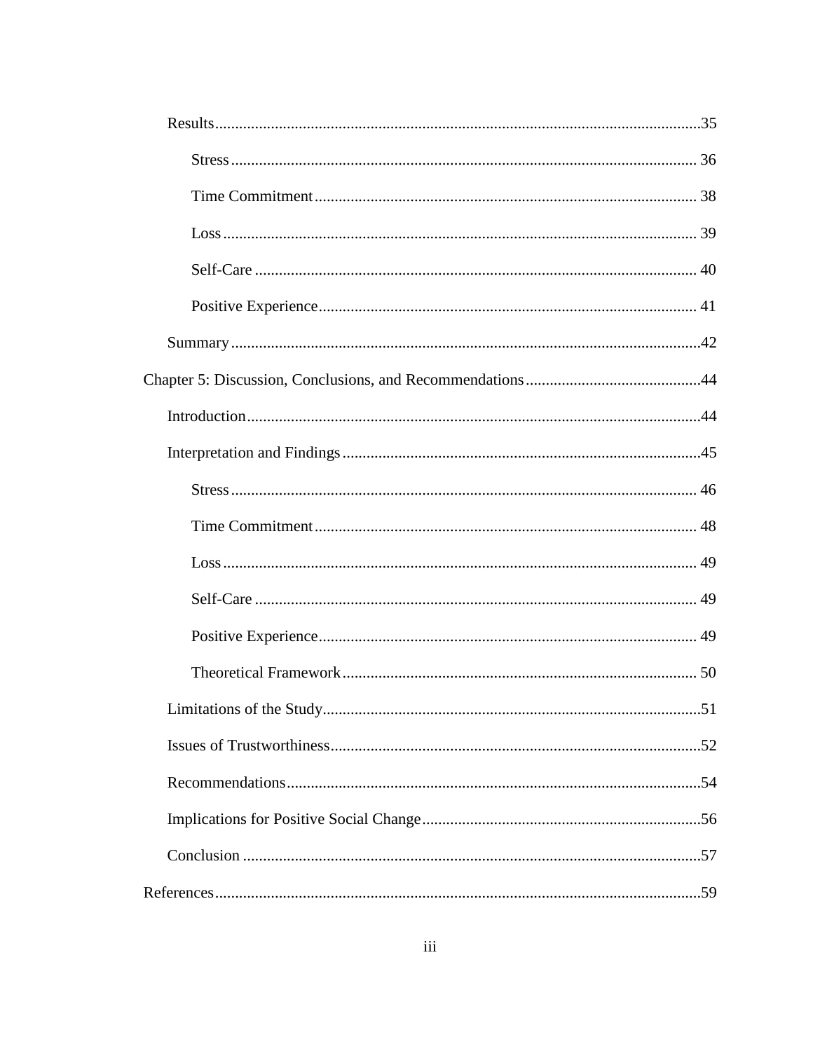Results....................................................................................................................35

Stress.................................................................................................................... 36

Time Commitment............................................................................................... 38

Loss...................................................................................................................... 39

Self-Care .............................................................................................................. 40

Positive Experience.............................................................................................. 41

Summary....................................................................................................................42

Chapter 5: Discussion, Conclusions, and Recommendations............................................44

Introduction................................................................................................................44

Interpretation and Findings........................................................................................45

Stress.................................................................................................................... 46

Time Commitment............................................................................................... 48

Loss...................................................................................................................... 49

Self-Care .............................................................................................................. 49

Positive Experience.............................................................................................. 49

Theoretical Framework........................................................................................ 50

Limitations of the Study.............................................................................................51

Issues of Trustworthiness...........................................................................................52

Recommendations......................................................................................................54

Implications for Positive Social Change.....................................................................56

Conclusion .................................................................................................................57

References........................................................................................................................59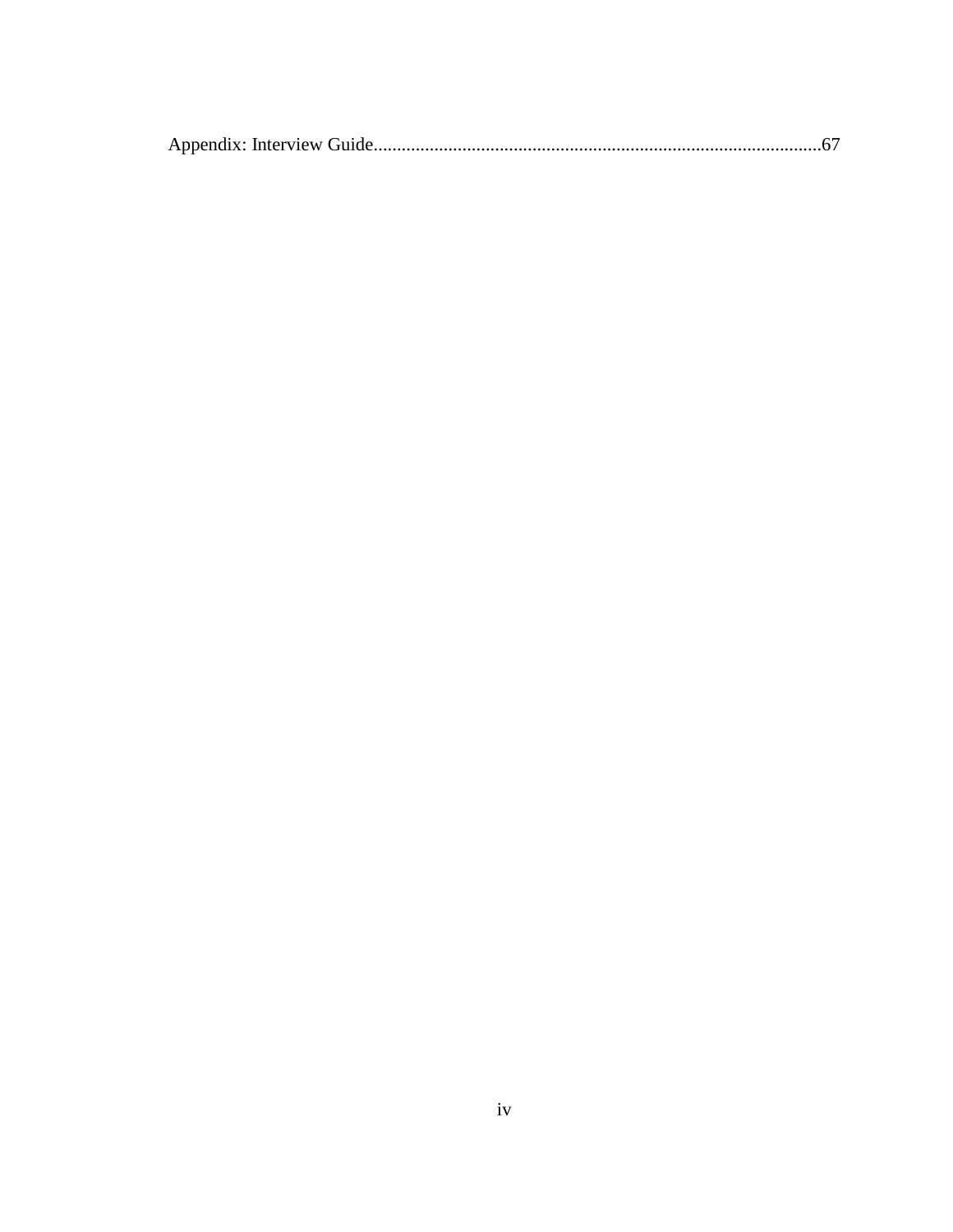Appendix: Interview Guide................................................................................................67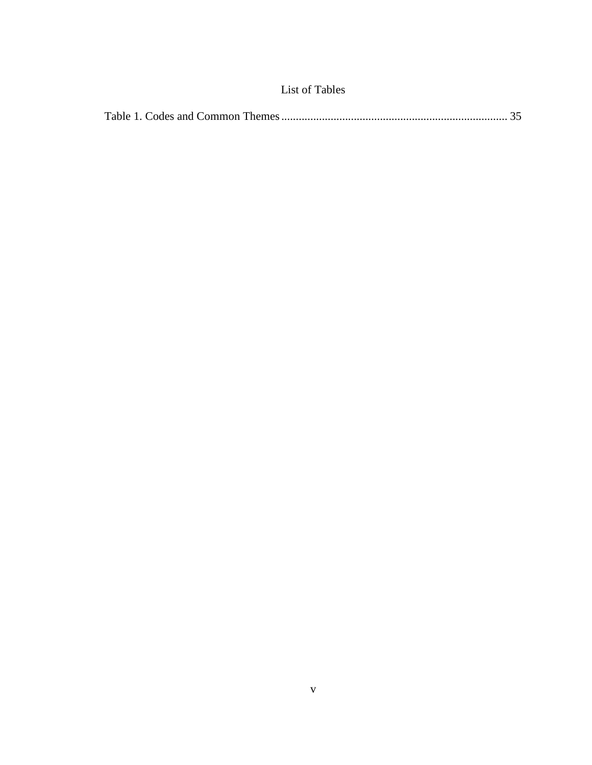# List of Tables

Table 1. Codes and Common Themes ........................................................................ 35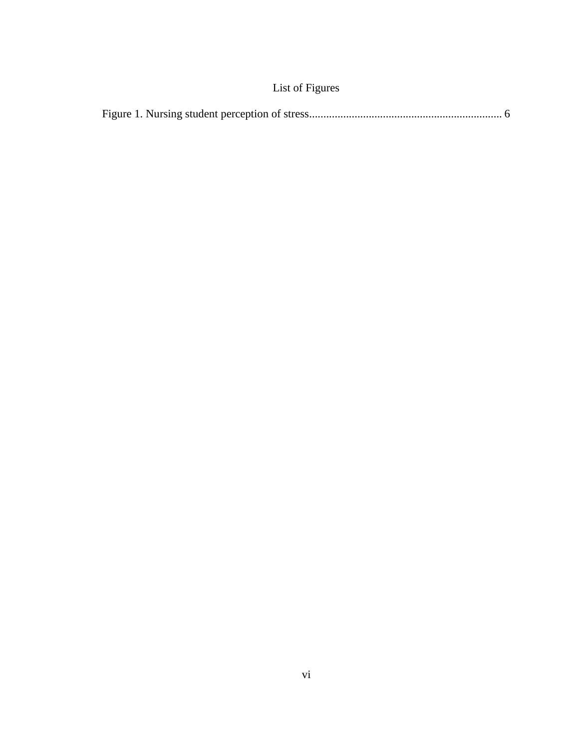# List of Figures

Figure 1. Nursing student perception of stress.................................................................... 6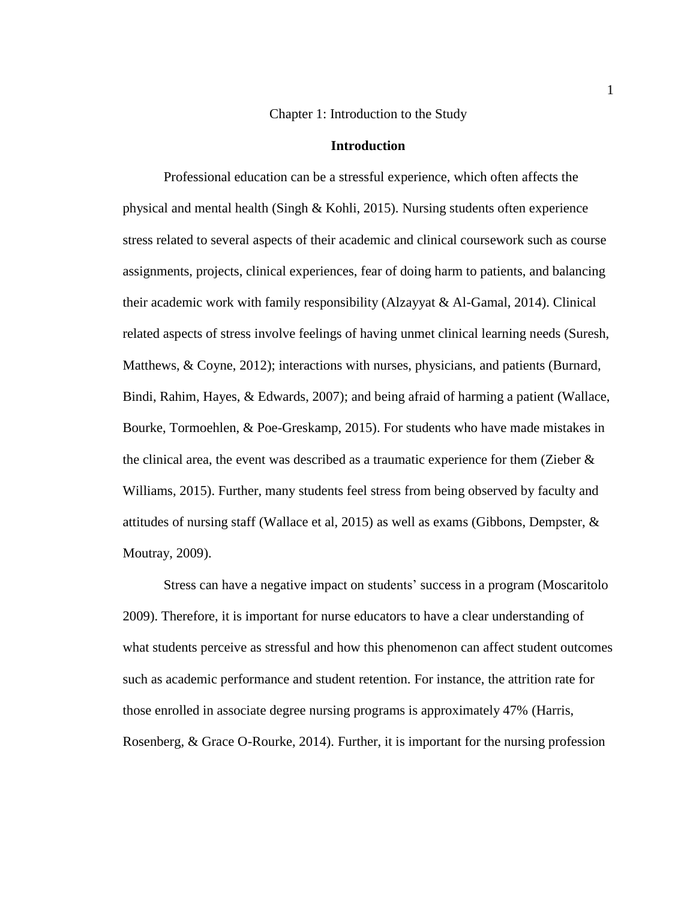# Chapter 1: Introduction to the Study

## Introduction

Professional education can be a stressful experience, which often affects the physical and mental health (Singh & Kohli, 2015). Nursing students often experience stress related to several aspects of their academic and clinical coursework such as course assignments, projects, clinical experiences, fear of doing harm to patients, and balancing their academic work with family responsibility (Alzayyat & Al-Gamal, 2014). Clinical related aspects of stress involve feelings of having unmet clinical learning needs (Suresh, Matthews, & Coyne, 2012); interactions with nurses, physicians, and patients (Burnard, Bindi, Rahim, Hayes, & Edwards, 2007); and being afraid of harming a patient (Wallace, Bourke, Tormoehlen, & Poe-Greskamp, 2015). For students who have made mistakes in the clinical area, the event was described as a traumatic experience for them (Zieber & Williams, 2015). Further, many students feel stress from being observed by faculty and attitudes of nursing staff (Wallace et al, 2015) as well as exams (Gibbons, Dempster, & Moutray, 2009).

Stress can have a negative impact on students' success in a program (Moscaritolo 2009). Therefore, it is important for nurse educators to have a clear understanding of what students perceive as stressful and how this phenomenon can affect student outcomes such as academic performance and student retention. For instance, the attrition rate for those enrolled in associate degree nursing programs is approximately 47% (Harris, Rosenberg, & Grace O-Rourke, 2014). Further, it is important for the nursing profession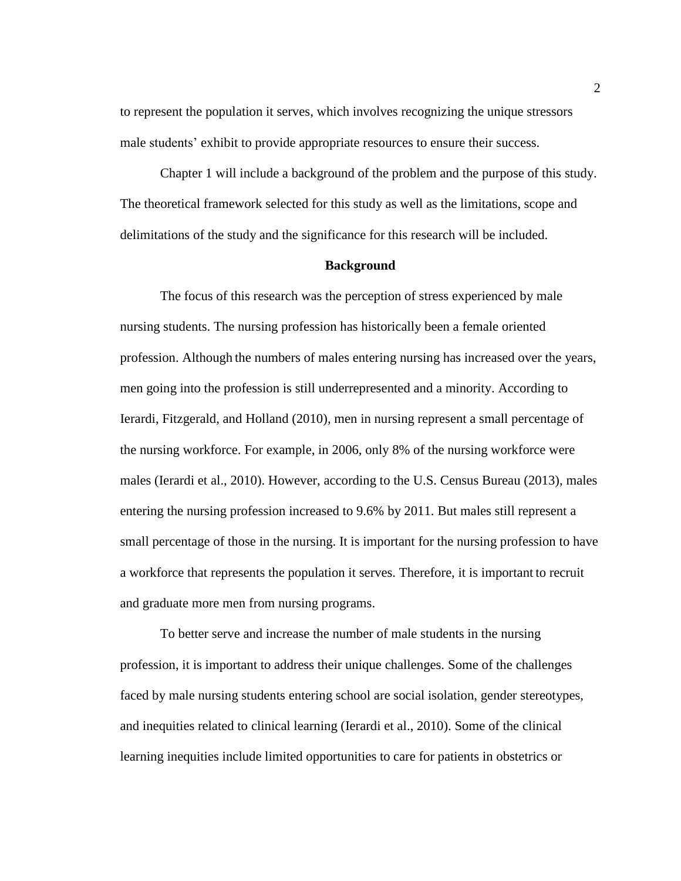to represent the population it serves, which involves recognizing the unique stressors male students' exhibit to provide appropriate resources to ensure their success.

Chapter 1 will include a background of the problem and the purpose of this study. The theoretical framework selected for this study as well as the limitations, scope and delimitations of the study and the significance for this research will be included.

## Background

The focus of this research was the perception of stress experienced by male nursing students. The nursing profession has historically been a female oriented profession. Although the numbers of males entering nursing has increased over the years, men going into the profession is still underrepresented and a minority. According to Ierardi, Fitzgerald, and Holland (2010), men in nursing represent a small percentage of the nursing workforce. For example, in 2006, only 8% of the nursing workforce were males (Ierardi et al., 2010). However, according to the U.S. Census Bureau (2013), males entering the nursing profession increased to 9.6% by 2011. But males still represent a small percentage of those in the nursing. It is important for the nursing profession to have a workforce that represents the population it serves. Therefore, it is important to recruit and graduate more men from nursing programs.

To better serve and increase the number of male students in the nursing profession, it is important to address their unique challenges. Some of the challenges faced by male nursing students entering school are social isolation, gender stereotypes, and inequities related to clinical learning (Ierardi et al., 2010). Some of the clinical learning inequities include limited opportunities to care for patients in obstetrics or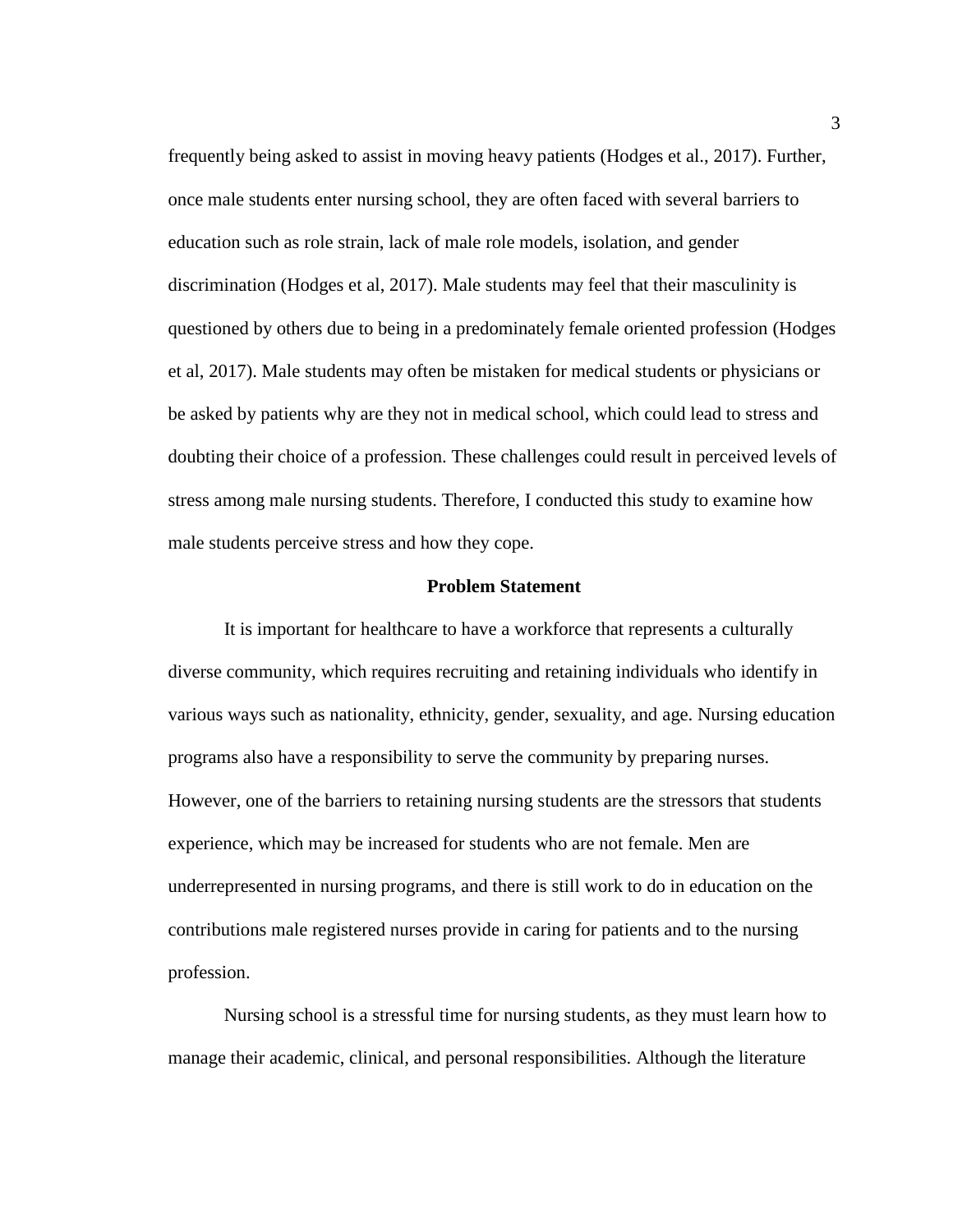frequently being asked to assist in moving heavy patients (Hodges et al., 2017). Further, once male students enter nursing school, they are often faced with several barriers to education such as role strain, lack of male role models, isolation, and gender discrimination (Hodges et al, 2017). Male students may feel that their masculinity is questioned by others due to being in a predominately female oriented profession (Hodges et al, 2017). Male students may often be mistaken for medical students or physicians or be asked by patients why are they not in medical school, which could lead to stress and doubting their choice of a profession. These challenges could result in perceived levels of stress among male nursing students. Therefore, I conducted this study to examine how male students perceive stress and how they cope.

## Problem Statement

It is important for healthcare to have a workforce that represents a culturally diverse community, which requires recruiting and retaining individuals who identify in various ways such as nationality, ethnicity, gender, sexuality, and age. Nursing education programs also have a responsibility to serve the community by preparing nurses. However, one of the barriers to retaining nursing students are the stressors that students experience, which may be increased for students who are not female. Men are underrepresented in nursing programs, and there is still work to do in education on the contributions male registered nurses provide in caring for patients and to the nursing profession.

Nursing school is a stressful time for nursing students, as they must learn how to manage their academic, clinical, and personal responsibilities. Although the literature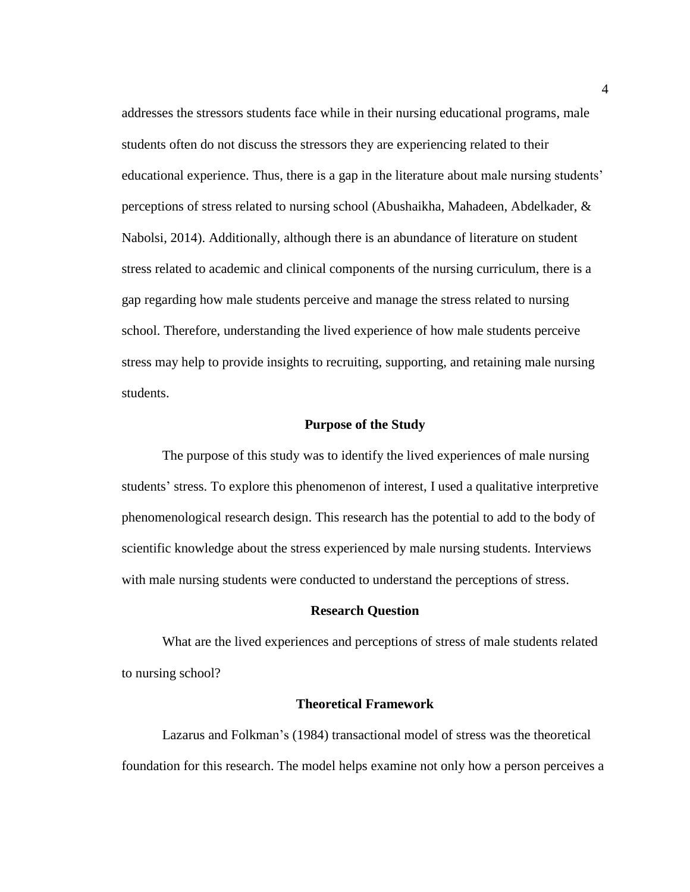addresses the stressors students face while in their nursing educational programs, male students often do not discuss the stressors they are experiencing related to their educational experience. Thus, there is a gap in the literature about male nursing students' perceptions of stress related to nursing school (Abushaikha, Mahadeen, Abdelkader, & Nabolsi, 2014). Additionally, although there is an abundance of literature on student stress related to academic and clinical components of the nursing curriculum, there is a gap regarding how male students perceive and manage the stress related to nursing school. Therefore, understanding the lived experience of how male students perceive stress may help to provide insights to recruiting, supporting, and retaining male nursing students.

## Purpose of the Study

The purpose of this study was to identify the lived experiences of male nursing students' stress. To explore this phenomenon of interest, I used a qualitative interpretive phenomenological research design. This research has the potential to add to the body of scientific knowledge about the stress experienced by male nursing students. Interviews with male nursing students were conducted to understand the perceptions of stress.

## Research Question

What are the lived experiences and perceptions of stress of male students related to nursing school?

## Theoretical Framework

Lazarus and Folkman's (1984) transactional model of stress was the theoretical foundation for this research. The model helps examine not only how a person perceives a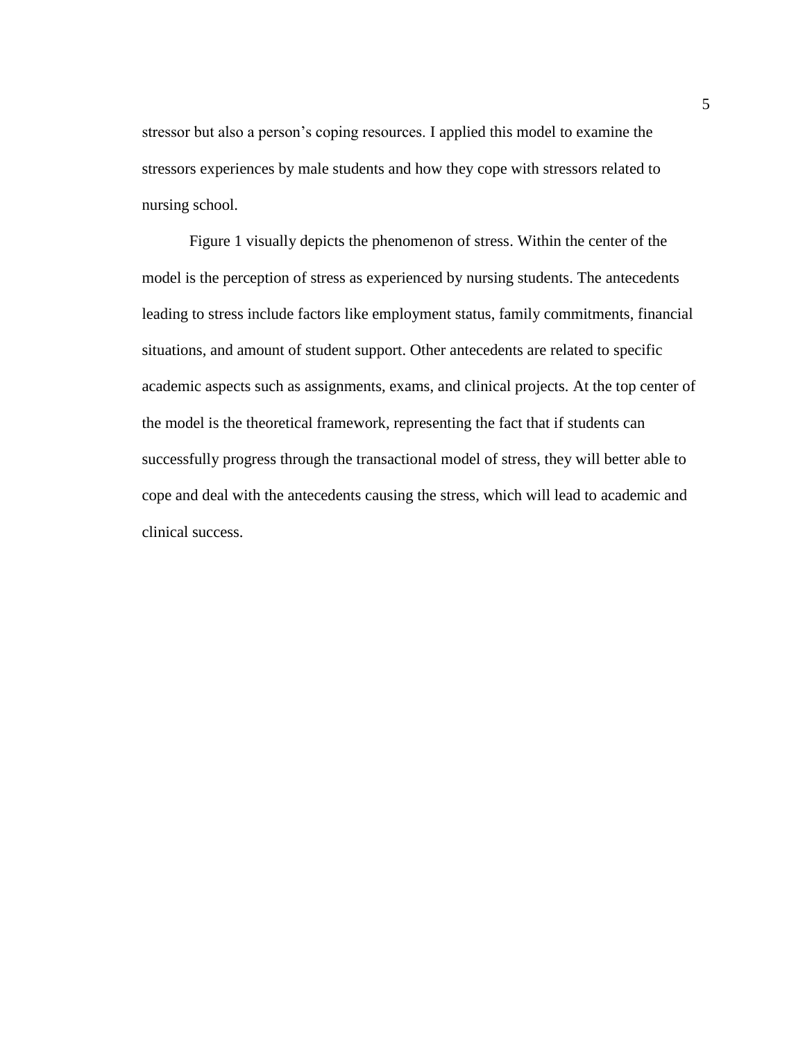stressor but also a person’s coping resources. I applied this model to examine the stressors experiences by male students and how they cope with stressors related to nursing school.

Figure 1 visually depicts the phenomenon of stress. Within the center of the model is the perception of stress as experienced by nursing students. The antecedents leading to stress include factors like employment status, family commitments, financial situations, and amount of student support. Other antecedents are related to specific academic aspects such as assignments, exams, and clinical projects. At the top center of the model is the theoretical framework, representing the fact that if students can successfully progress through the transactional model of stress, they will better able to cope and deal with the antecedents causing the stress, which will lead to academic and clinical success.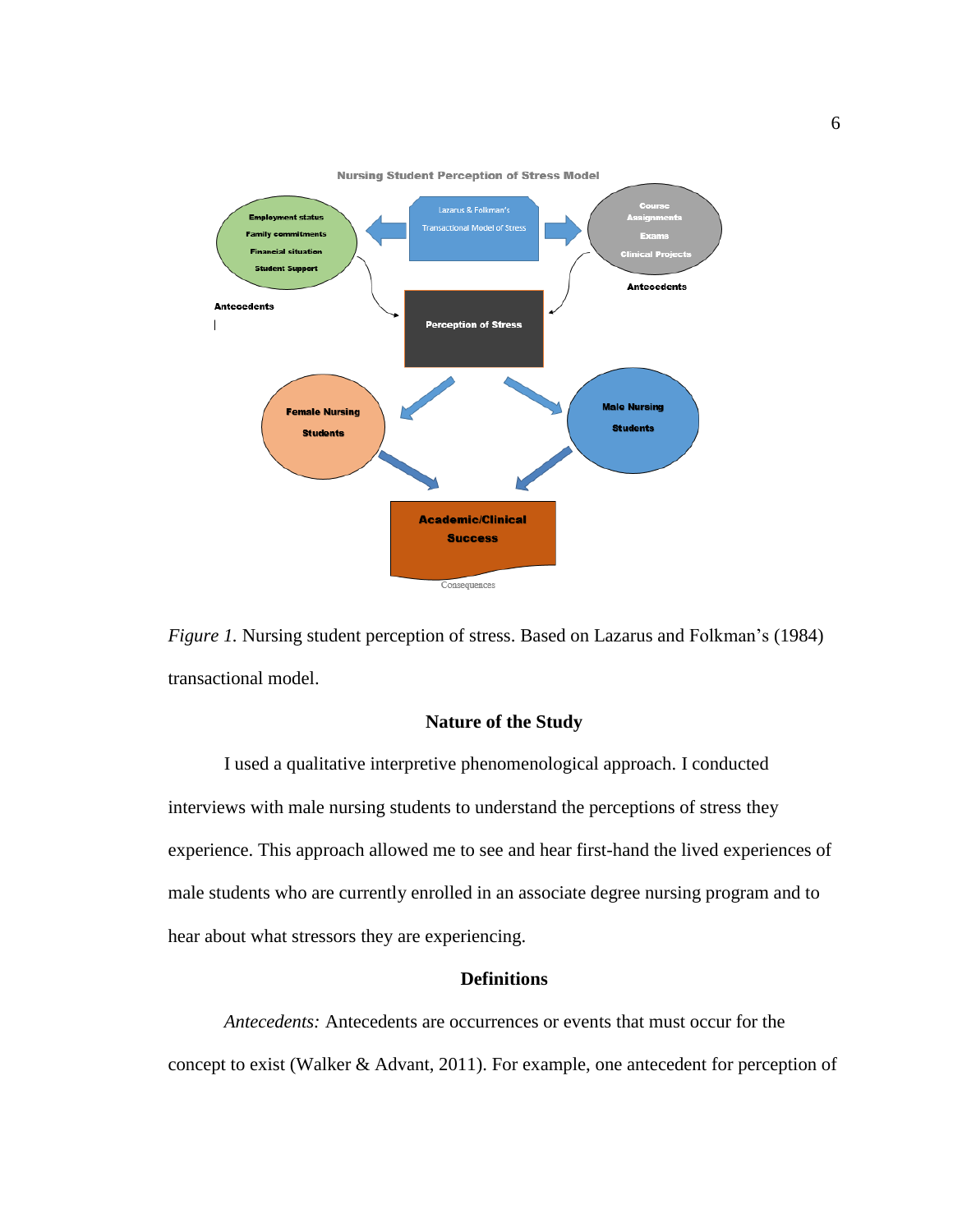*Figure 1.* Nursing student perception of stress. Based on Lazarus and Folkman's (1984) transactional model.

## Nature of the Study

I used a qualitative interpretive phenomenological approach. I conducted interviews with male nursing students to understand the perceptions of stress they experience. This approach allowed me to see and hear first-hand the lived experiences of male students who are currently enrolled in an associate degree nursing program and to hear about what stressors they are experiencing.

## Definitions

*Antecedents:* Antecedents are occurrences or events that must occur for the concept to exist (Walker & Advant, 2011). For example, one antecedent for perception of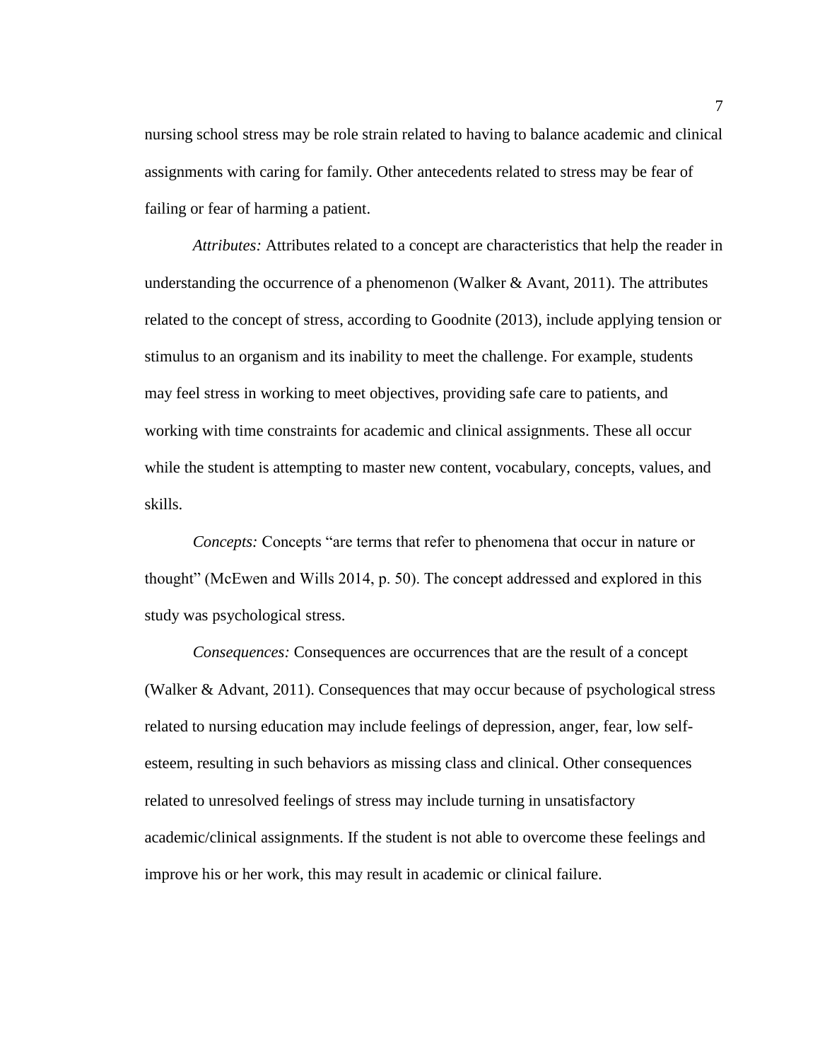nursing school stress may be role strain related to having to balance academic and clinical assignments with caring for family. Other antecedents related to stress may be fear of failing or fear of harming a patient.

*Attributes:* Attributes related to a concept are characteristics that help the reader in understanding the occurrence of a phenomenon (Walker & Avant, 2011). The attributes related to the concept of stress, according to Goodnite (2013), include applying tension or stimulus to an organism and its inability to meet the challenge. For example, students may feel stress in working to meet objectives, providing safe care to patients, and working with time constraints for academic and clinical assignments. These all occur while the student is attempting to master new content, vocabulary, concepts, values, and skills.

*Concepts:* Concepts "are terms that refer to phenomena that occur in nature or thought" (McEwen and Wills 2014, p. 50). The concept addressed and explored in this study was psychological stress.

*Consequences:* Consequences are occurrences that are the result of a concept (Walker & Advant, 2011). Consequences that may occur because of psychological stress related to nursing education may include feelings of depression, anger, fear, low self-esteem, resulting in such behaviors as missing class and clinical. Other consequences related to unresolved feelings of stress may include turning in unsatisfactory academic/clinical assignments. If the student is not able to overcome these feelings and improve his or her work, this may result in academic or clinical failure.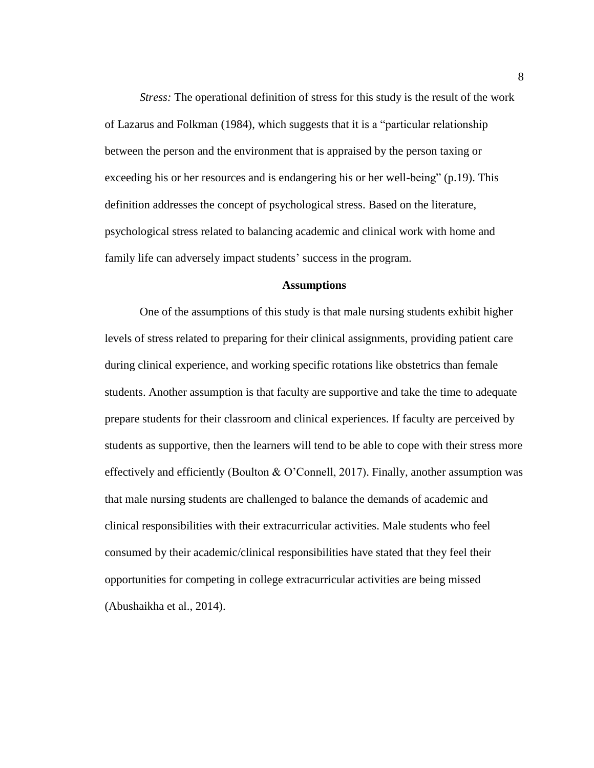*Stress:* The operational definition of stress for this study is the result of the work of Lazarus and Folkman (1984), which suggests that it is a "particular relationship between the person and the environment that is appraised by the person taxing or exceeding his or her resources and is endangering his or her well-being" (p.19). This definition addresses the concept of psychological stress. Based on the literature, psychological stress related to balancing academic and clinical work with home and family life can adversely impact students' success in the program.

## Assumptions

One of the assumptions of this study is that male nursing students exhibit higher levels of stress related to preparing for their clinical assignments, providing patient care during clinical experience, and working specific rotations like obstetrics than female students. Another assumption is that faculty are supportive and take the time to adequate prepare students for their classroom and clinical experiences. If faculty are perceived by students as supportive, then the learners will tend to be able to cope with their stress more effectively and efficiently (Boulton & O'Connell, 2017). Finally, another assumption was that male nursing students are challenged to balance the demands of academic and clinical responsibilities with their extracurricular activities. Male students who feel consumed by their academic/clinical responsibilities have stated that they feel their opportunities for competing in college extracurricular activities are being missed (Abushaikha et al., 2014).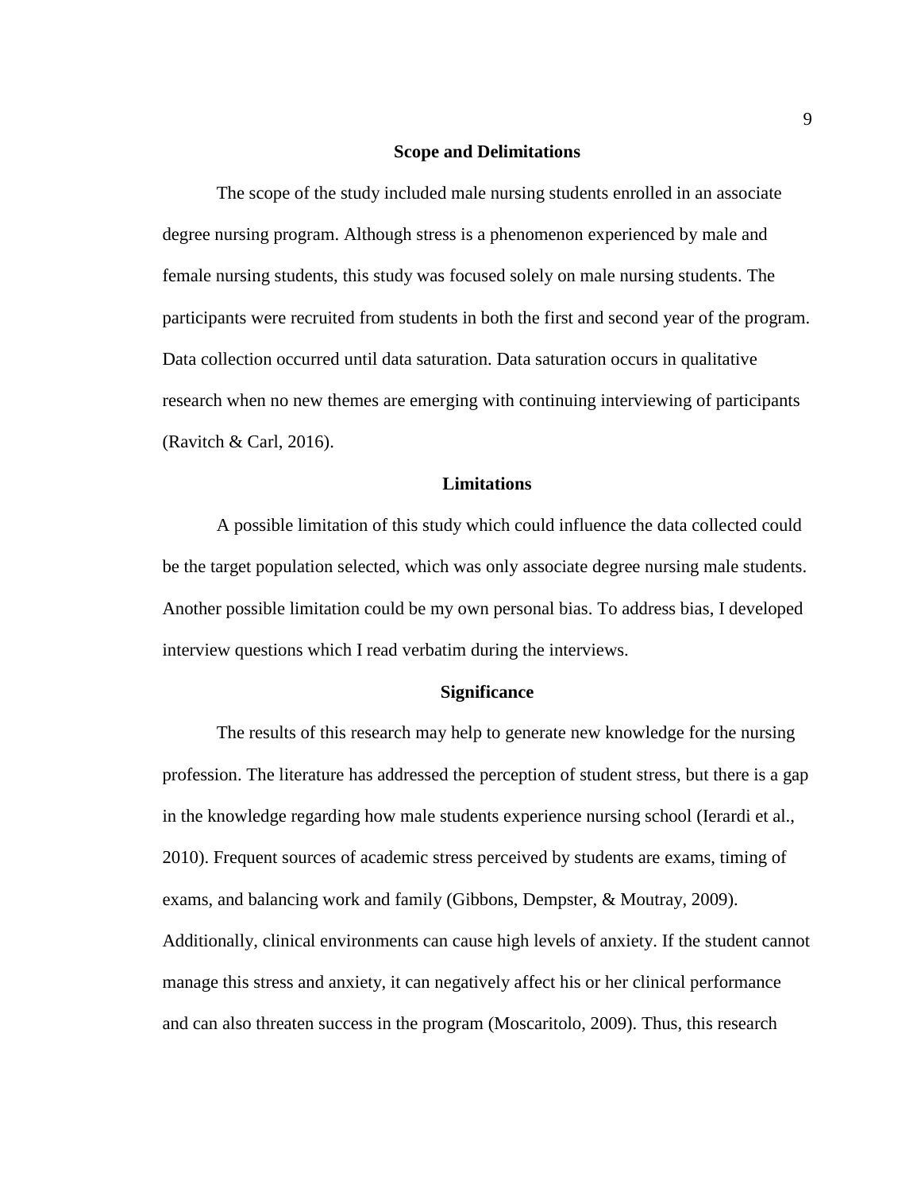## Scope and Delimitations

The scope of the study included male nursing students enrolled in an associate degree nursing program. Although stress is a phenomenon experienced by male and female nursing students, this study was focused solely on male nursing students. The participants were recruited from students in both the first and second year of the program. Data collection occurred until data saturation. Data saturation occurs in qualitative research when no new themes are emerging with continuing interviewing of participants (Ravitch & Carl, 2016).

## Limitations

A possible limitation of this study which could influence the data collected could be the target population selected, which was only associate degree nursing male students. Another possible limitation could be my own personal bias. To address bias, I developed interview questions which I read verbatim during the interviews.

## Significance

The results of this research may help to generate new knowledge for the nursing profession. The literature has addressed the perception of student stress, but there is a gap in the knowledge regarding how male students experience nursing school (Ierardi et al., 2010). Frequent sources of academic stress perceived by students are exams, timing of exams, and balancing work and family (Gibbons, Dempster, & Moutray, 2009). Additionally, clinical environments can cause high levels of anxiety. If the student cannot manage this stress and anxiety, it can negatively affect his or her clinical performance and can also threaten success in the program (Moscaritolo, 2009). Thus, this research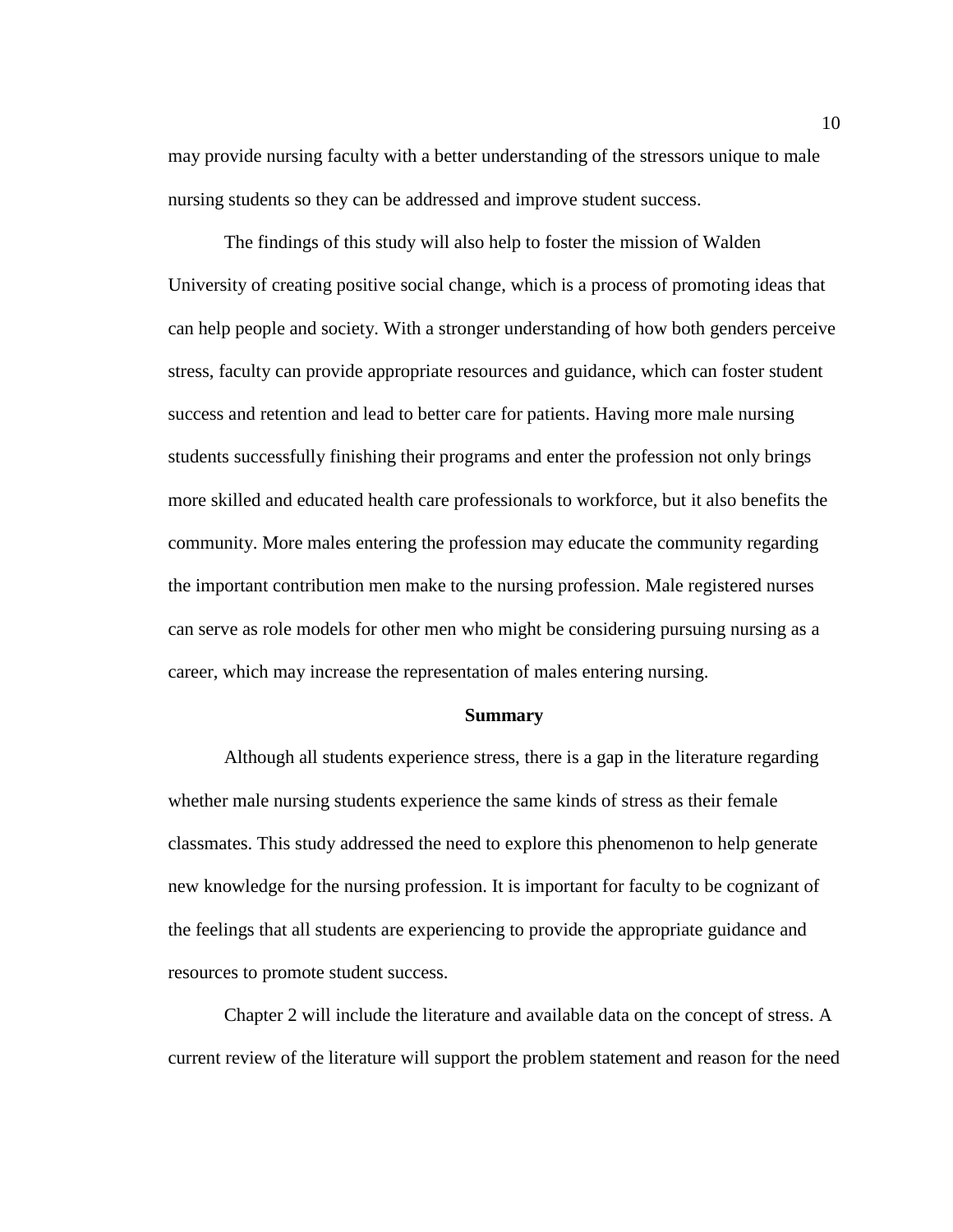may provide nursing faculty with a better understanding of the stressors unique to male nursing students so they can be addressed and improve student success.

The findings of this study will also help to foster the mission of Walden University of creating positive social change, which is a process of promoting ideas that can help people and society. With a stronger understanding of how both genders perceive stress, faculty can provide appropriate resources and guidance, which can foster student success and retention and lead to better care for patients. Having more male nursing students successfully finishing their programs and enter the profession not only brings more skilled and educated health care professionals to workforce, but it also benefits the community. More males entering the profession may educate the community regarding the important contribution men make to the nursing profession. Male registered nurses can serve as role models for other men who might be considering pursuing nursing as a career, which may increase the representation of males entering nursing.

## Summary

Although all students experience stress, there is a gap in the literature regarding whether male nursing students experience the same kinds of stress as their female classmates. This study addressed the need to explore this phenomenon to help generate new knowledge for the nursing profession. It is important for faculty to be cognizant of the feelings that all students are experiencing to provide the appropriate guidance and resources to promote student success.

Chapter 2 will include the literature and available data on the concept of stress. A current review of the literature will support the problem statement and reason for the need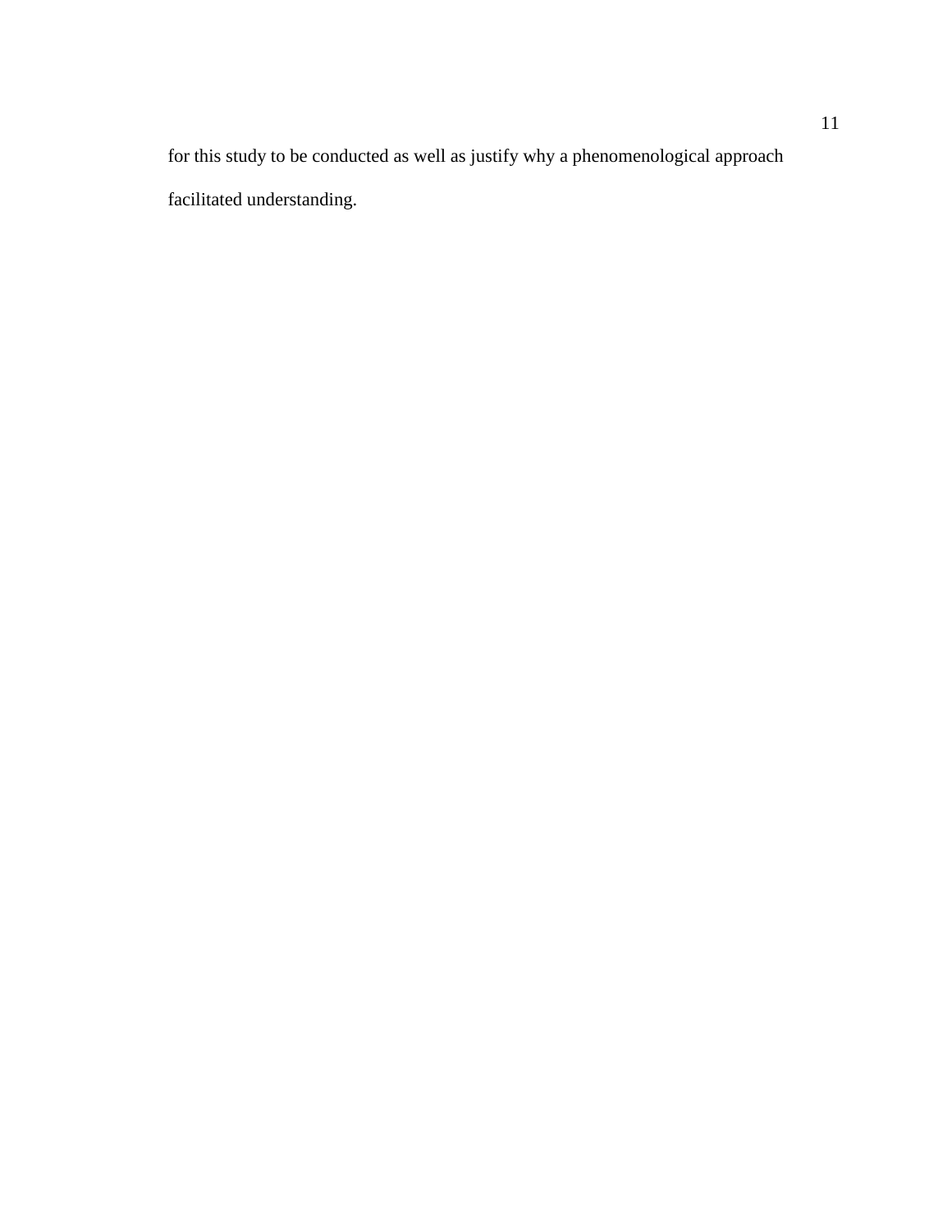for this study to be conducted as well as justify why a phenomenological approach facilitated understanding.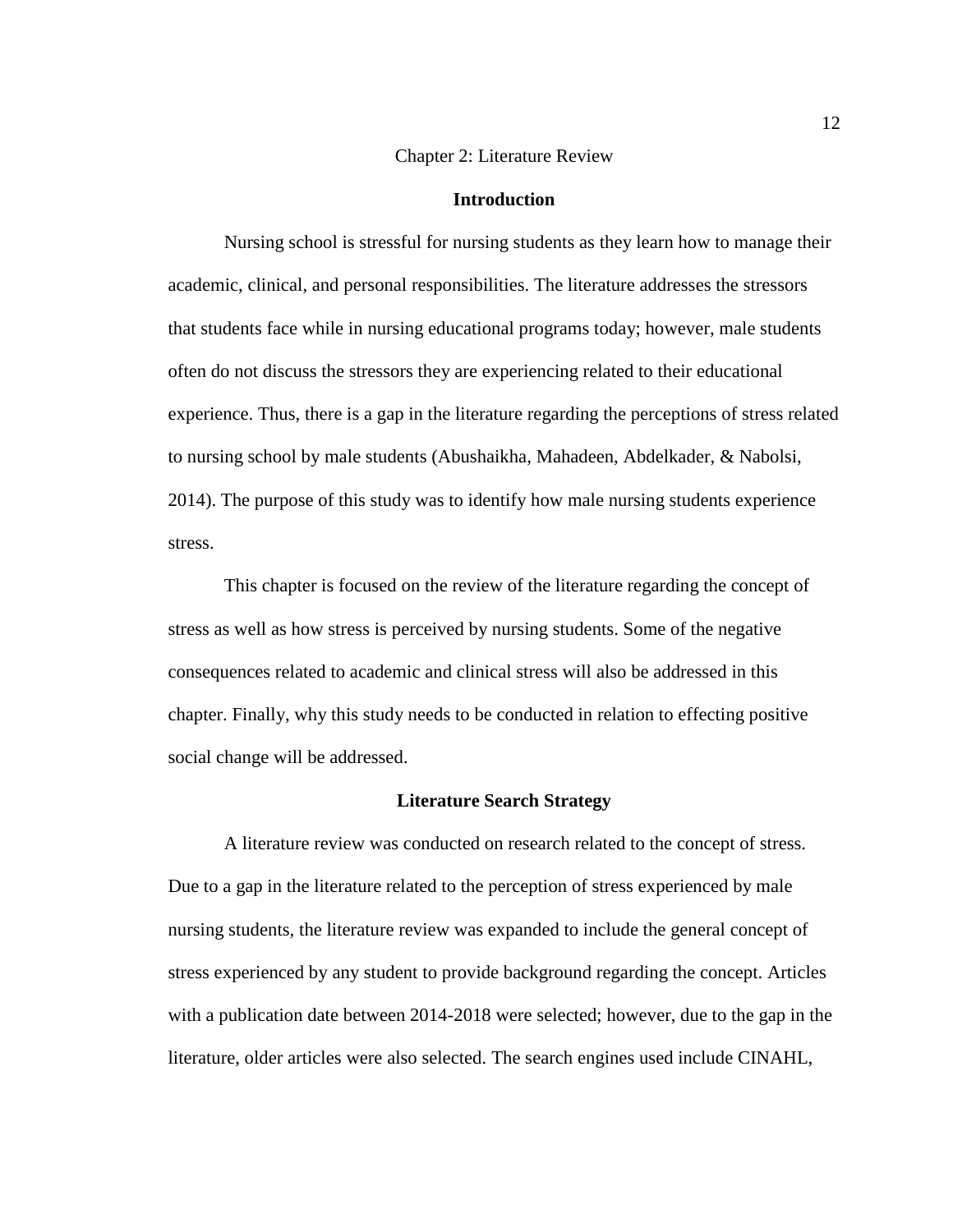# Chapter 2: Literature Review

## Introduction

Nursing school is stressful for nursing students as they learn how to manage their academic, clinical, and personal responsibilities. The literature addresses the stressors that students face while in nursing educational programs today; however, male students often do not discuss the stressors they are experiencing related to their educational experience. Thus, there is a gap in the literature regarding the perceptions of stress related to nursing school by male students (Abushaikha, Mahadeen, Abdelkader, & Nabolsi, 2014). The purpose of this study was to identify how male nursing students experience stress.

This chapter is focused on the review of the literature regarding the concept of stress as well as how stress is perceived by nursing students. Some of the negative consequences related to academic and clinical stress will also be addressed in this chapter. Finally, why this study needs to be conducted in relation to effecting positive social change will be addressed.

## Literature Search Strategy

A literature review was conducted on research related to the concept of stress. Due to a gap in the literature related to the perception of stress experienced by male nursing students, the literature review was expanded to include the general concept of stress experienced by any student to provide background regarding the concept. Articles with a publication date between 2014-2018 were selected; however, due to the gap in the literature, older articles were also selected. The search engines used include CINAHL,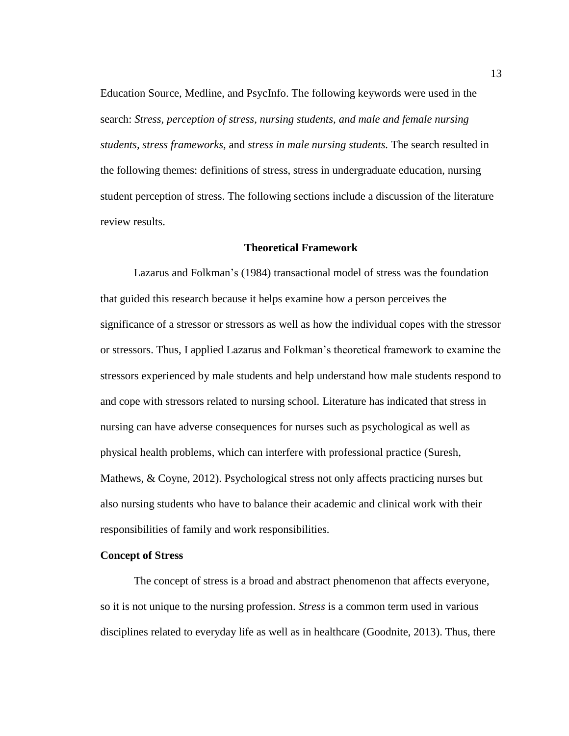Education Source, Medline, and PsycInfo. The following keywords were used in the search: *Stress, perception of stress, nursing students, and male and female nursing students, stress frameworks,* and *stress in male nursing students.* The search resulted in the following themes: definitions of stress, stress in undergraduate education, nursing student perception of stress. The following sections include a discussion of the literature review results.

## Theoretical Framework

Lazarus and Folkman's (1984) transactional model of stress was the foundation that guided this research because it helps examine how a person perceives the significance of a stressor or stressors as well as how the individual copes with the stressor or stressors. Thus, I applied Lazarus and Folkman's theoretical framework to examine the stressors experienced by male students and help understand how male students respond to and cope with stressors related to nursing school. Literature has indicated that stress in nursing can have adverse consequences for nurses such as psychological as well as physical health problems, which can interfere with professional practice (Suresh, Mathews, & Coyne, 2012). Psychological stress not only affects practicing nurses but also nursing students who have to balance their academic and clinical work with their responsibilities of family and work responsibilities.

### Concept of Stress

The concept of stress is a broad and abstract phenomenon that affects everyone, so it is not unique to the nursing profession. *Stress* is a common term used in various disciplines related to everyday life as well as in healthcare (Goodnite, 2013). Thus, there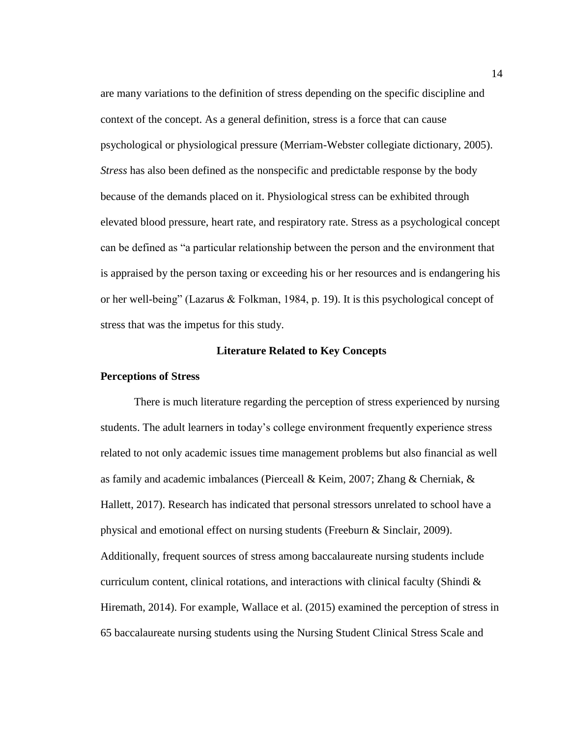are many variations to the definition of stress depending on the specific discipline and context of the concept. As a general definition, stress is a force that can cause psychological or physiological pressure (Merriam-Webster collegiate dictionary, 2005). *Stress* has also been defined as the nonspecific and predictable response by the body because of the demands placed on it. Physiological stress can be exhibited through elevated blood pressure, heart rate, and respiratory rate. Stress as a psychological concept can be defined as "a particular relationship between the person and the environment that is appraised by the person taxing or exceeding his or her resources and is endangering his or her well-being" (Lazarus & Folkman, 1984, p. 19). It is this psychological concept of stress that was the impetus for this study.

## Literature Related to Key Concepts

### Perceptions of Stress

There is much literature regarding the perception of stress experienced by nursing students. The adult learners in today's college environment frequently experience stress related to not only academic issues time management problems but also financial as well as family and academic imbalances (Pierceall & Keim, 2007; Zhang & Cherniak, & Hallett, 2017). Research has indicated that personal stressors unrelated to school have a physical and emotional effect on nursing students (Freeburn & Sinclair, 2009). Additionally, frequent sources of stress among baccalaureate nursing students include curriculum content, clinical rotations, and interactions with clinical faculty (Shindi & Hiremath, 2014). For example, Wallace et al. (2015) examined the perception of stress in 65 baccalaureate nursing students using the Nursing Student Clinical Stress Scale and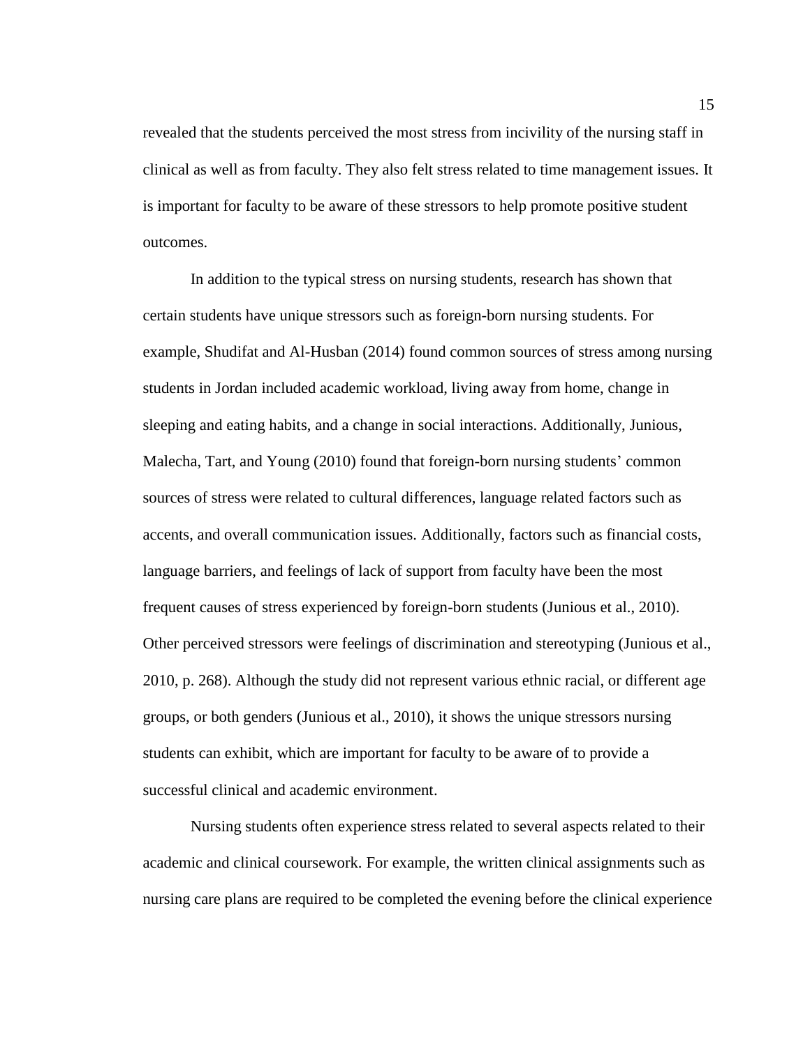revealed that the students perceived the most stress from incivility of the nursing staff in clinical as well as from faculty. They also felt stress related to time management issues. It is important for faculty to be aware of these stressors to help promote positive student outcomes.

In addition to the typical stress on nursing students, research has shown that certain students have unique stressors such as foreign-born nursing students. For example, Shudifat and Al-Husban (2014) found common sources of stress among nursing students in Jordan included academic workload, living away from home, change in sleeping and eating habits, and a change in social interactions. Additionally, Junious, Malecha, Tart, and Young (2010) found that foreign-born nursing students' common sources of stress were related to cultural differences, language related factors such as accents, and overall communication issues. Additionally, factors such as financial costs, language barriers, and feelings of lack of support from faculty have been the most frequent causes of stress experienced by foreign-born students (Junious et al., 2010). Other perceived stressors were feelings of discrimination and stereotyping (Junious et al., 2010, p. 268). Although the study did not represent various ethnic racial, or different age groups, or both genders (Junious et al., 2010), it shows the unique stressors nursing students can exhibit, which are important for faculty to be aware of to provide a successful clinical and academic environment.

Nursing students often experience stress related to several aspects related to their academic and clinical coursework. For example, the written clinical assignments such as nursing care plans are required to be completed the evening before the clinical experience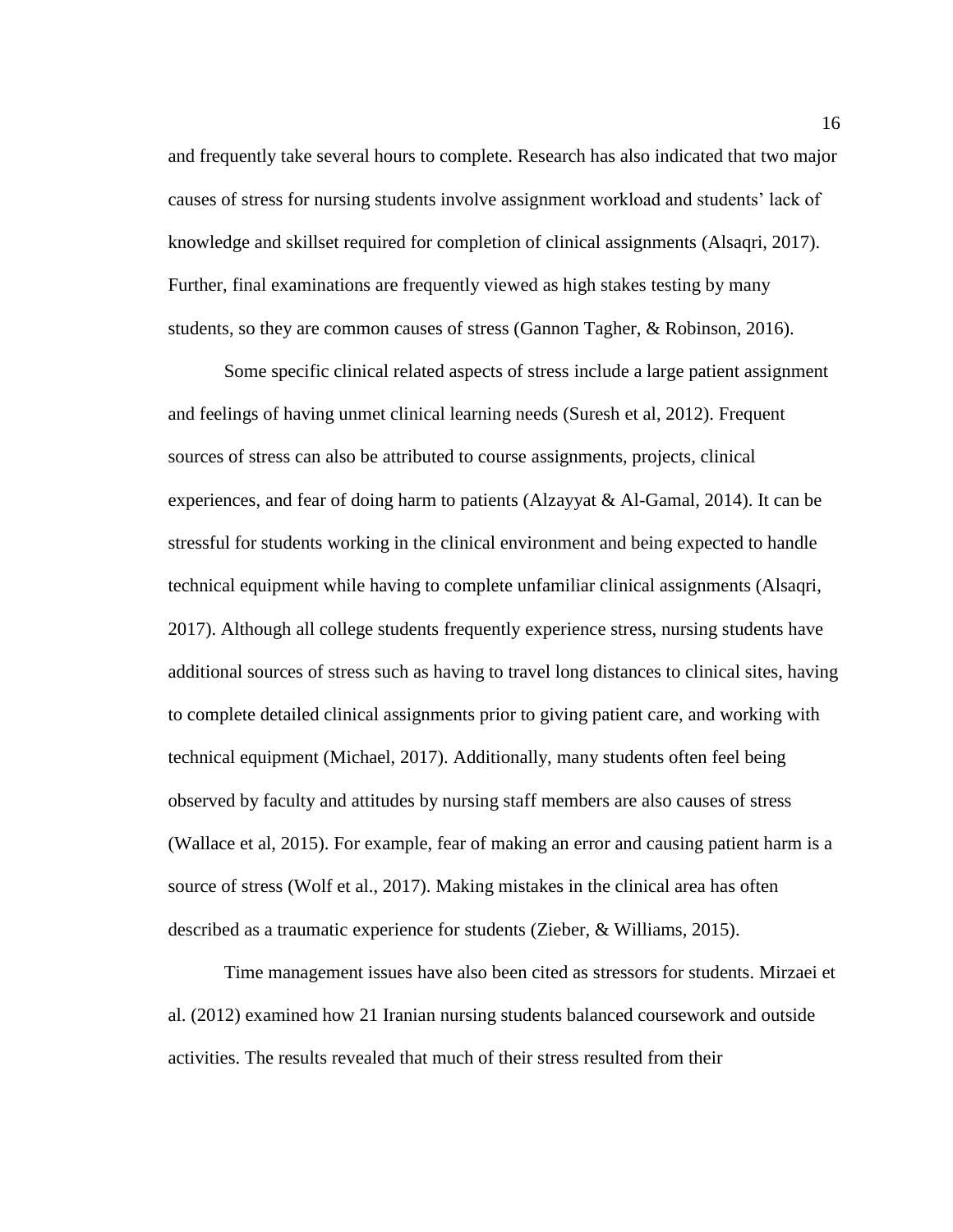and frequently take several hours to complete. Research has also indicated that two major causes of stress for nursing students involve assignment workload and students' lack of knowledge and skillset required for completion of clinical assignments (Alsaqri, 2017). Further, final examinations are frequently viewed as high stakes testing by many students, so they are common causes of stress (Gannon Tagher, & Robinson, 2016).

Some specific clinical related aspects of stress include a large patient assignment and feelings of having unmet clinical learning needs (Suresh et al, 2012). Frequent sources of stress can also be attributed to course assignments, projects, clinical experiences, and fear of doing harm to patients (Alzayyat & Al-Gamal, 2014). It can be stressful for students working in the clinical environment and being expected to handle technical equipment while having to complete unfamiliar clinical assignments (Alsaqri, 2017). Although all college students frequently experience stress, nursing students have additional sources of stress such as having to travel long distances to clinical sites, having to complete detailed clinical assignments prior to giving patient care, and working with technical equipment (Michael, 2017). Additionally, many students often feel being observed by faculty and attitudes by nursing staff members are also causes of stress (Wallace et al, 2015). For example, fear of making an error and causing patient harm is a source of stress (Wolf et al., 2017). Making mistakes in the clinical area has often described as a traumatic experience for students (Zieber, & Williams, 2015).

Time management issues have also been cited as stressors for students. Mirzaei et al. (2012) examined how 21 Iranian nursing students balanced coursework and outside activities. The results revealed that much of their stress resulted from their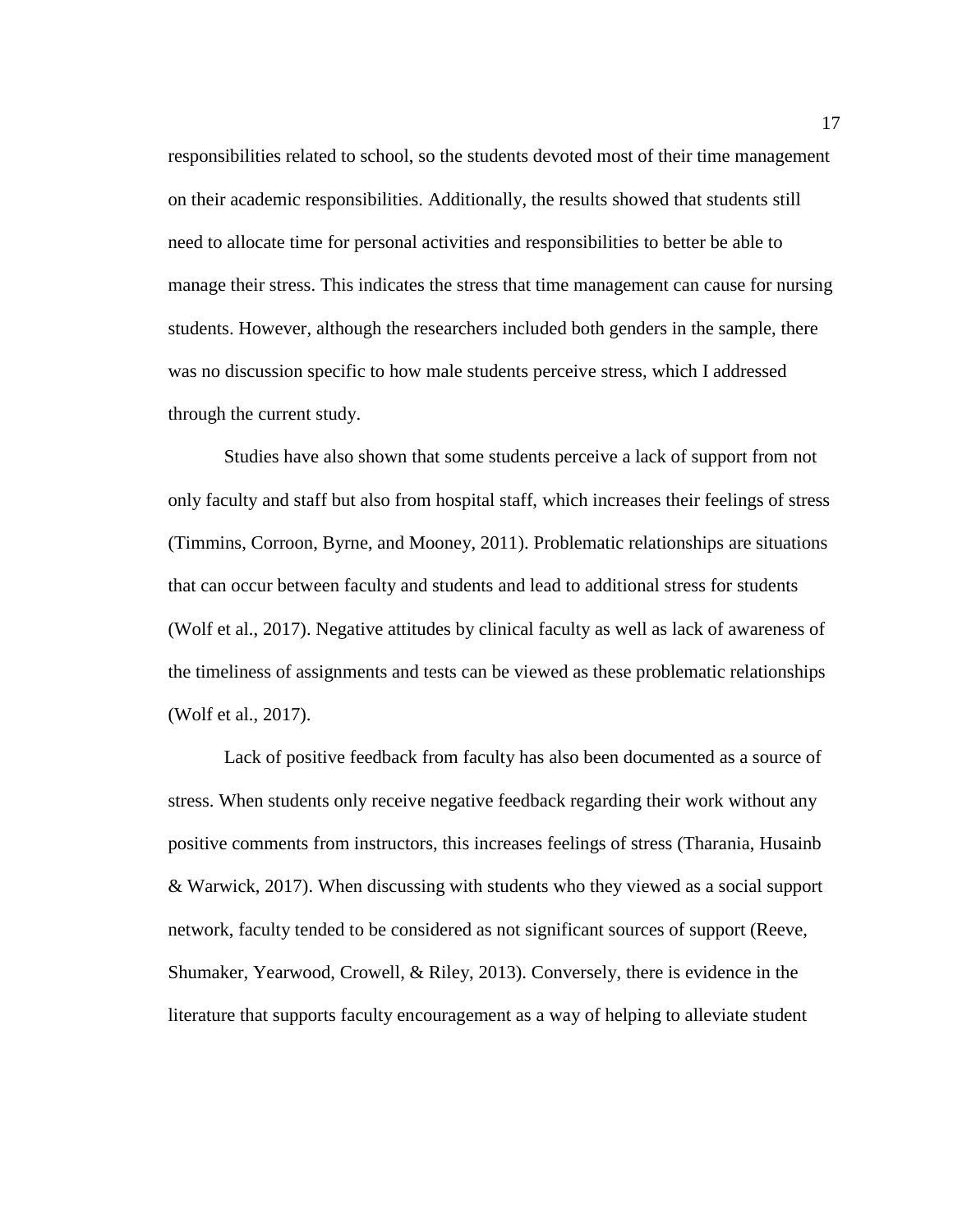responsibilities related to school, so the students devoted most of their time management on their academic responsibilities. Additionally, the results showed that students still need to allocate time for personal activities and responsibilities to better be able to manage their stress. This indicates the stress that time management can cause for nursing students. However, although the researchers included both genders in the sample, there was no discussion specific to how male students perceive stress, which I addressed through the current study.

Studies have also shown that some students perceive a lack of support from not only faculty and staff but also from hospital staff, which increases their feelings of stress (Timmins, Corroon, Byrne, and Mooney, 2011). Problematic relationships are situations that can occur between faculty and students and lead to additional stress for students (Wolf et al., 2017). Negative attitudes by clinical faculty as well as lack of awareness of the timeliness of assignments and tests can be viewed as these problematic relationships (Wolf et al., 2017).

Lack of positive feedback from faculty has also been documented as a source of stress. When students only receive negative feedback regarding their work without any positive comments from instructors, this increases feelings of stress (Tharania, Husainb & Warwick, 2017). When discussing with students who they viewed as a social support network, faculty tended to be considered as not significant sources of support (Reeve, Shumaker, Yearwood, Crowell, & Riley, 2013). Conversely, there is evidence in the literature that supports faculty encouragement as a way of helping to alleviate student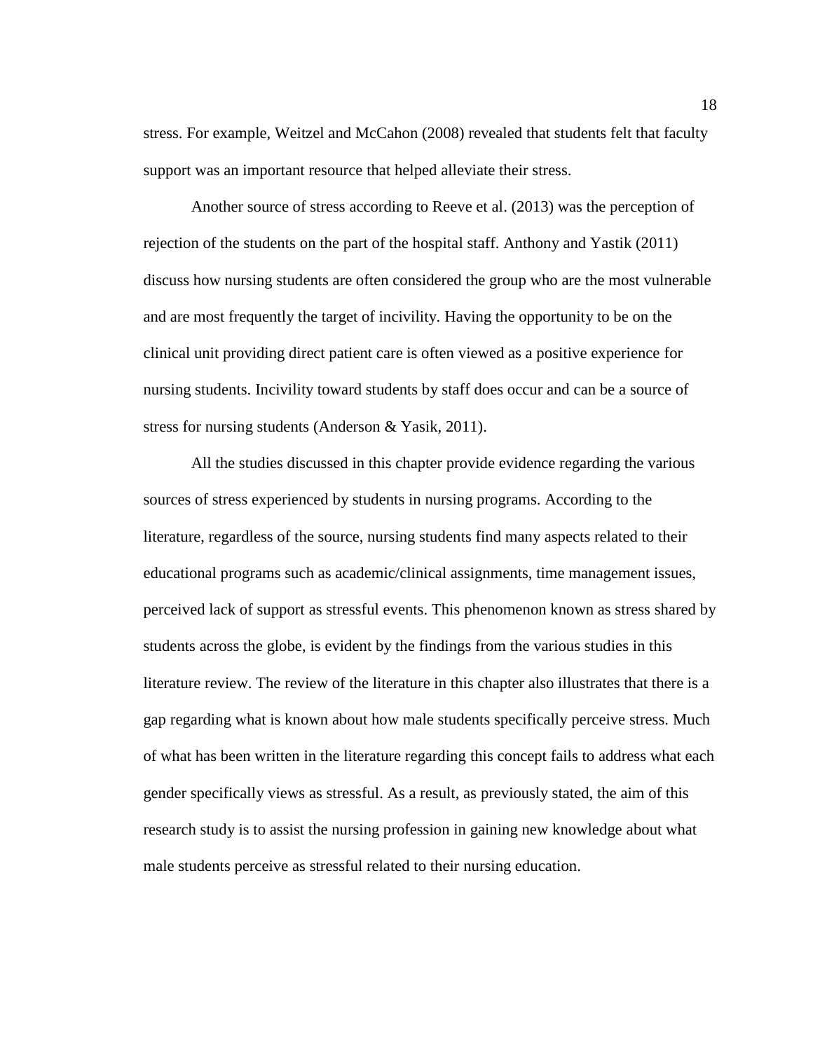stress. For example, Weitzel and McCahon (2008) revealed that students felt that faculty support was an important resource that helped alleviate their stress.

Another source of stress according to Reeve et al. (2013) was the perception of rejection of the students on the part of the hospital staff. Anthony and Yastik (2011) discuss how nursing students are often considered the group who are the most vulnerable and are most frequently the target of incivility. Having the opportunity to be on the clinical unit providing direct patient care is often viewed as a positive experience for nursing students. Incivility toward students by staff does occur and can be a source of stress for nursing students (Anderson & Yasik, 2011).

All the studies discussed in this chapter provide evidence regarding the various sources of stress experienced by students in nursing programs. According to the literature, regardless of the source, nursing students find many aspects related to their educational programs such as academic/clinical assignments, time management issues, perceived lack of support as stressful events. This phenomenon known as stress shared by students across the globe, is evident by the findings from the various studies in this literature review. The review of the literature in this chapter also illustrates that there is a gap regarding what is known about how male students specifically perceive stress. Much of what has been written in the literature regarding this concept fails to address what each gender specifically views as stressful. As a result, as previously stated, the aim of this research study is to assist the nursing profession in gaining new knowledge about what male students perceive as stressful related to their nursing education.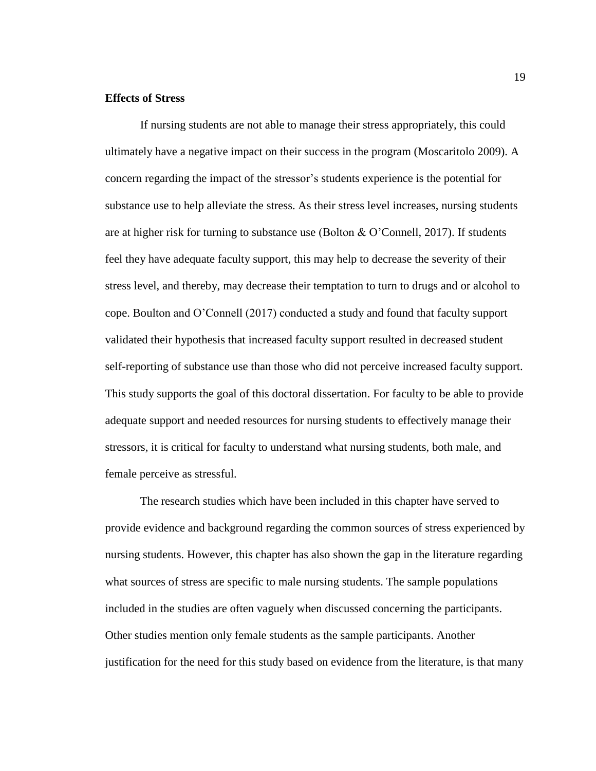**Effects of Stress**

If nursing students are not able to manage their stress appropriately, this could ultimately have a negative impact on their success in the program (Moscaritolo 2009). A concern regarding the impact of the stressor's students experience is the potential for substance use to help alleviate the stress. As their stress level increases, nursing students are at higher risk for turning to substance use (Bolton & O'Connell, 2017). If students feel they have adequate faculty support, this may help to decrease the severity of their stress level, and thereby, may decrease their temptation to turn to drugs and or alcohol to cope. Boulton and O'Connell (2017) conducted a study and found that faculty support validated their hypothesis that increased faculty support resulted in decreased student self-reporting of substance use than those who did not perceive increased faculty support. This study supports the goal of this doctoral dissertation. For faculty to be able to provide adequate support and needed resources for nursing students to effectively manage their stressors, it is critical for faculty to understand what nursing students, both male, and female perceive as stressful.

The research studies which have been included in this chapter have served to provide evidence and background regarding the common sources of stress experienced by nursing students. However, this chapter has also shown the gap in the literature regarding what sources of stress are specific to male nursing students. The sample populations included in the studies are often vaguely when discussed concerning the participants. Other studies mention only female students as the sample participants. Another justification for the need for this study based on evidence from the literature, is that many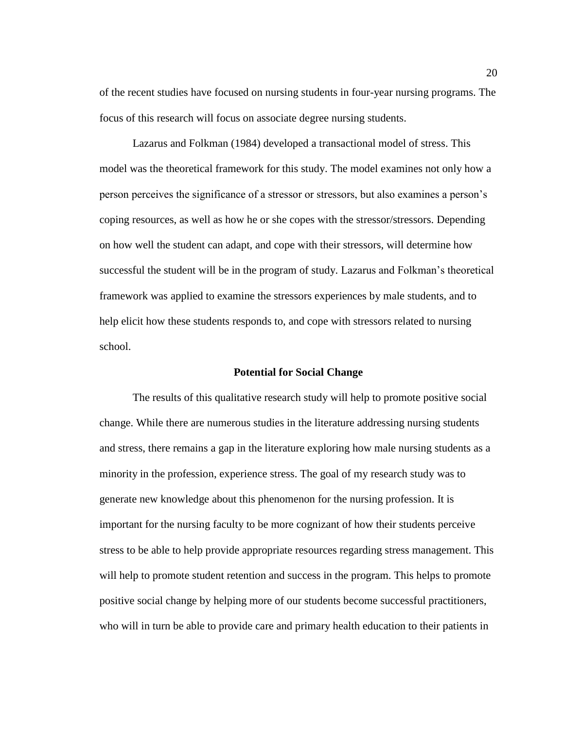of the recent studies have focused on nursing students in four-year nursing programs. The focus of this research will focus on associate degree nursing students.

Lazarus and Folkman (1984) developed a transactional model of stress. This model was the theoretical framework for this study. The model examines not only how a person perceives the significance of a stressor or stressors, but also examines a person's coping resources, as well as how he or she copes with the stressor/stressors. Depending on how well the student can adapt, and cope with their stressors, will determine how successful the student will be in the program of study. Lazarus and Folkman's theoretical framework was applied to examine the stressors experiences by male students, and to help elicit how these students responds to, and cope with stressors related to nursing school.

## Potential for Social Change

The results of this qualitative research study will help to promote positive social change. While there are numerous studies in the literature addressing nursing students and stress, there remains a gap in the literature exploring how male nursing students as a minority in the profession, experience stress. The goal of my research study was to generate new knowledge about this phenomenon for the nursing profession. It is important for the nursing faculty to be more cognizant of how their students perceive stress to be able to help provide appropriate resources regarding stress management. This will help to promote student retention and success in the program. This helps to promote positive social change by helping more of our students become successful practitioners, who will in turn be able to provide care and primary health education to their patients in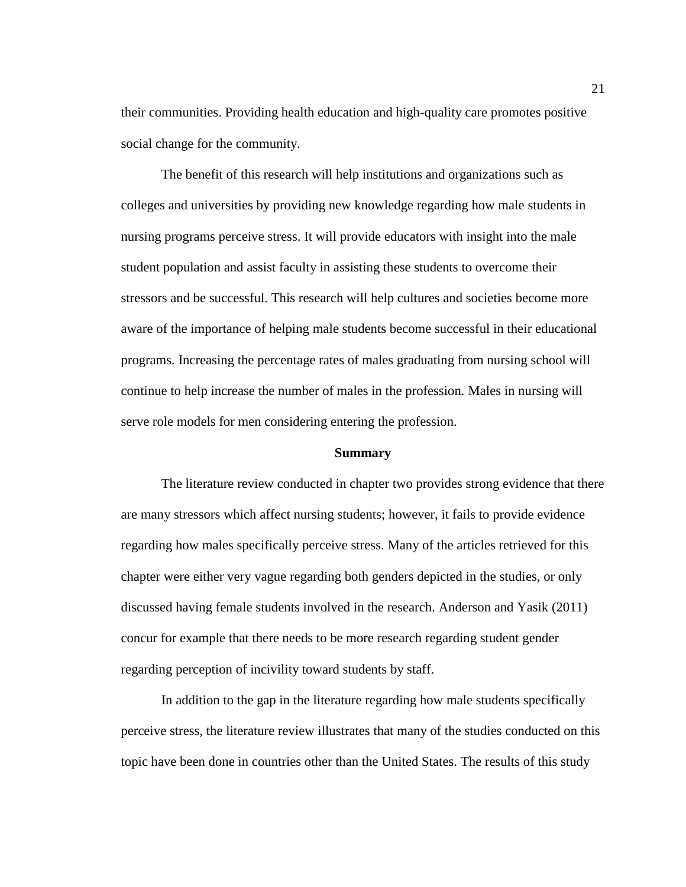their communities. Providing health education and high-quality care promotes positive social change for the community.

The benefit of this research will help institutions and organizations such as colleges and universities by providing new knowledge regarding how male students in nursing programs perceive stress. It will provide educators with insight into the male student population and assist faculty in assisting these students to overcome their stressors and be successful. This research will help cultures and societies become more aware of the importance of helping male students become successful in their educational programs. Increasing the percentage rates of males graduating from nursing school will continue to help increase the number of males in the profession. Males in nursing will serve role models for men considering entering the profession.

## Summary

The literature review conducted in chapter two provides strong evidence that there are many stressors which affect nursing students; however, it fails to provide evidence regarding how males specifically perceive stress. Many of the articles retrieved for this chapter were either very vague regarding both genders depicted in the studies, or only discussed having female students involved in the research. Anderson and Yasik (2011) concur for example that there needs to be more research regarding student gender regarding perception of incivility toward students by staff.

In addition to the gap in the literature regarding how male students specifically perceive stress, the literature review illustrates that many of the studies conducted on this topic have been done in countries other than the United States. The results of this study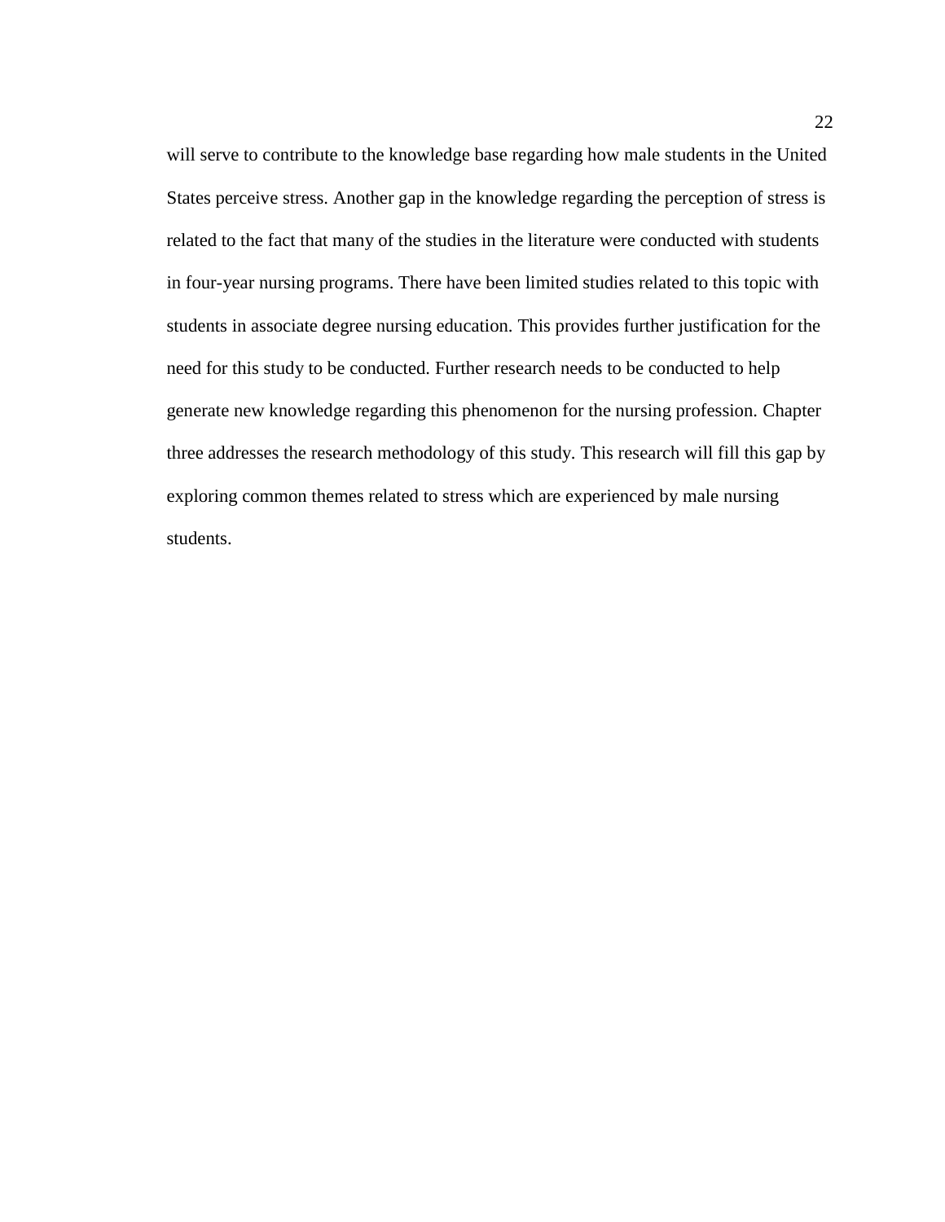will serve to contribute to the knowledge base regarding how male students in the United States perceive stress. Another gap in the knowledge regarding the perception of stress is related to the fact that many of the studies in the literature were conducted with students in four-year nursing programs. There have been limited studies related to this topic with students in associate degree nursing education. This provides further justification for the need for this study to be conducted. Further research needs to be conducted to help generate new knowledge regarding this phenomenon for the nursing profession. Chapter three addresses the research methodology of this study. This research will fill this gap by exploring common themes related to stress which are experienced by male nursing students.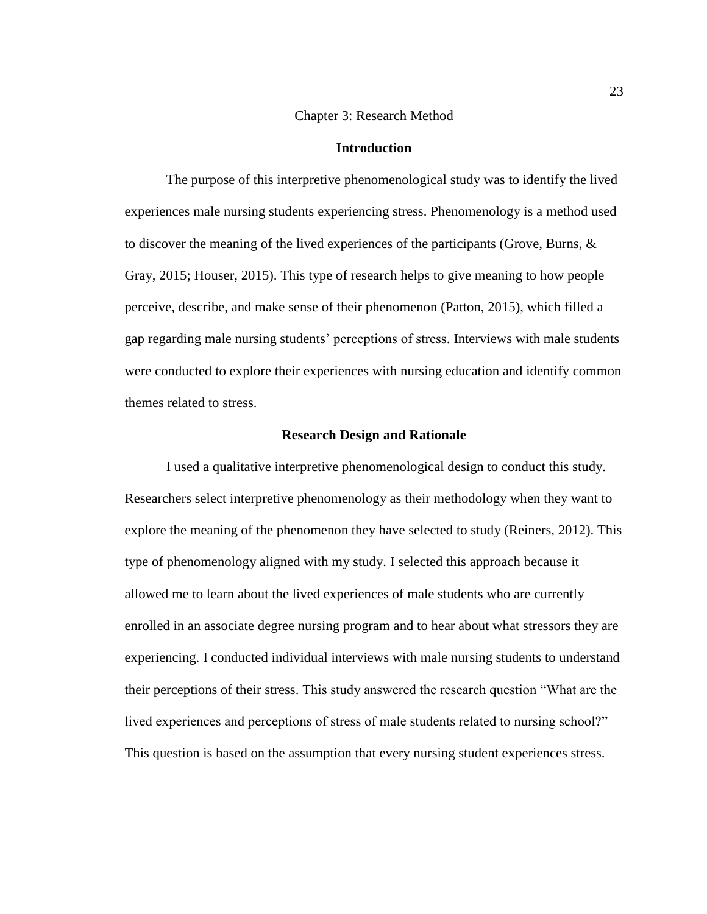# Chapter 3: Research Method

## Introduction

The purpose of this interpretive phenomenological study was to identify the lived experiences male nursing students experiencing stress. Phenomenology is a method used to discover the meaning of the lived experiences of the participants (Grove, Burns, & Gray, 2015; Houser, 2015). This type of research helps to give meaning to how people perceive, describe, and make sense of their phenomenon (Patton, 2015), which filled a gap regarding male nursing students' perceptions of stress. Interviews with male students were conducted to explore their experiences with nursing education and identify common themes related to stress.

## Research Design and Rationale

I used a qualitative interpretive phenomenological design to conduct this study. Researchers select interpretive phenomenology as their methodology when they want to explore the meaning of the phenomenon they have selected to study (Reiners, 2012). This type of phenomenology aligned with my study. I selected this approach because it allowed me to learn about the lived experiences of male students who are currently enrolled in an associate degree nursing program and to hear about what stressors they are experiencing. I conducted individual interviews with male nursing students to understand their perceptions of their stress. This study answered the research question "What are the lived experiences and perceptions of stress of male students related to nursing school?" This question is based on the assumption that every nursing student experiences stress.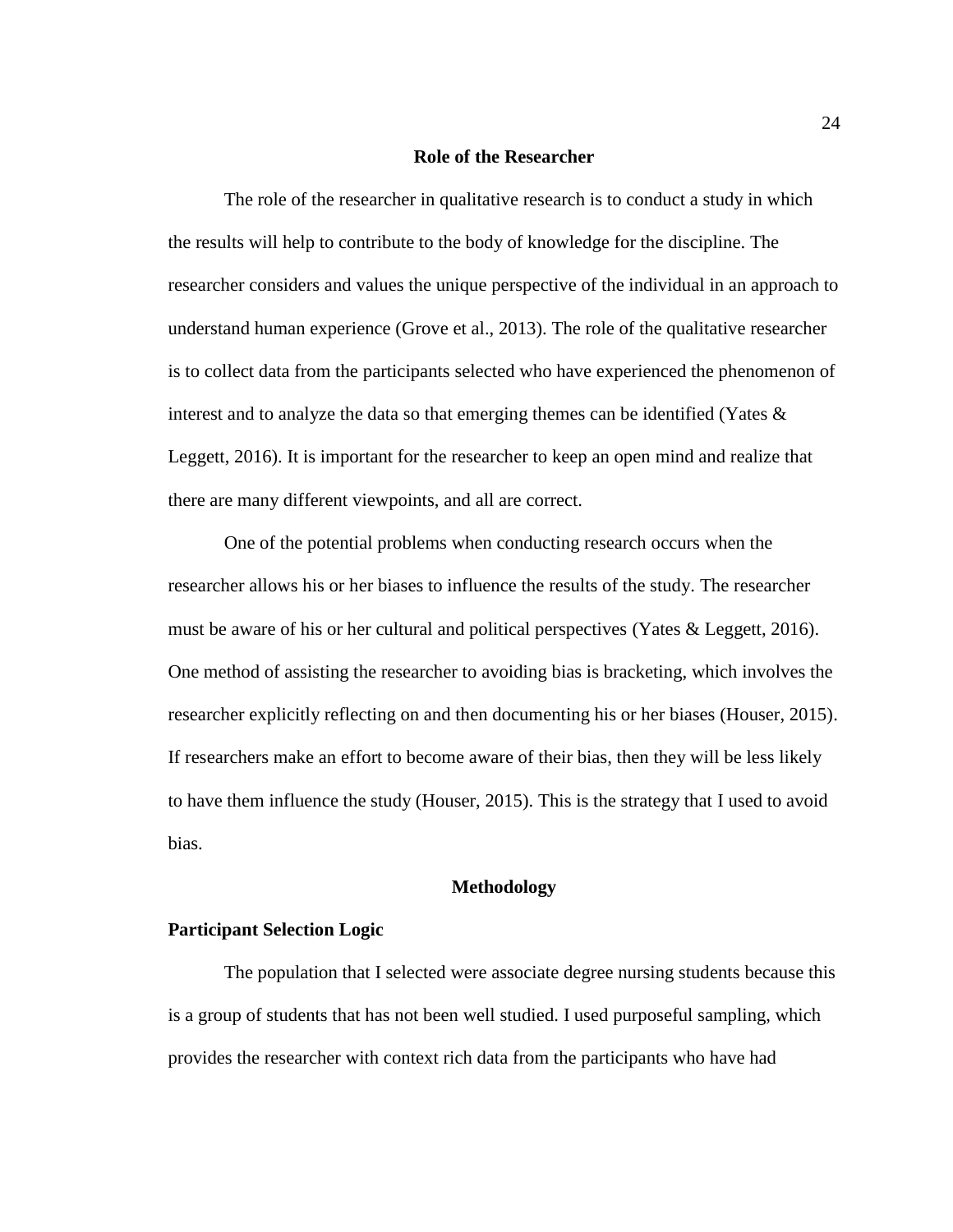## Role of the Researcher

The role of the researcher in qualitative research is to conduct a study in which the results will help to contribute to the body of knowledge for the discipline. The researcher considers and values the unique perspective of the individual in an approach to understand human experience (Grove et al., 2013). The role of the qualitative researcher is to collect data from the participants selected who have experienced the phenomenon of interest and to analyze the data so that emerging themes can be identified (Yates & Leggett, 2016). It is important for the researcher to keep an open mind and realize that there are many different viewpoints, and all are correct.

One of the potential problems when conducting research occurs when the researcher allows his or her biases to influence the results of the study. The researcher must be aware of his or her cultural and political perspectives (Yates & Leggett, 2016). One method of assisting the researcher to avoiding bias is bracketing, which involves the researcher explicitly reflecting on and then documenting his or her biases (Houser, 2015). If researchers make an effort to become aware of their bias, then they will be less likely to have them influence the study (Houser, 2015). This is the strategy that I used to avoid bias.

## Methodology

### Participant Selection Logic

The population that I selected were associate degree nursing students because this is a group of students that has not been well studied. I used purposeful sampling, which provides the researcher with context rich data from the participants who have had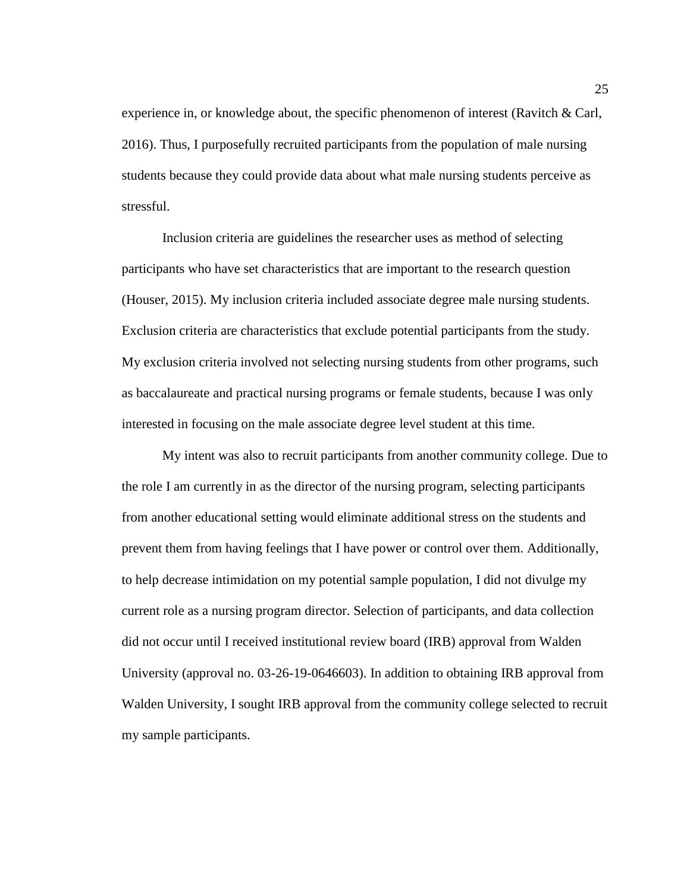experience in, or knowledge about, the specific phenomenon of interest (Ravitch & Carl, 2016). Thus, I purposefully recruited participants from the population of male nursing students because they could provide data about what male nursing students perceive as stressful.

Inclusion criteria are guidelines the researcher uses as method of selecting participants who have set characteristics that are important to the research question (Houser, 2015). My inclusion criteria included associate degree male nursing students. Exclusion criteria are characteristics that exclude potential participants from the study. My exclusion criteria involved not selecting nursing students from other programs, such as baccalaureate and practical nursing programs or female students, because I was only interested in focusing on the male associate degree level student at this time.

My intent was also to recruit participants from another community college. Due to the role I am currently in as the director of the nursing program, selecting participants from another educational setting would eliminate additional stress on the students and prevent them from having feelings that I have power or control over them. Additionally, to help decrease intimidation on my potential sample population, I did not divulge my current role as a nursing program director. Selection of participants, and data collection did not occur until I received institutional review board (IRB) approval from Walden University (approval no. 03-26-19-0646603). In addition to obtaining IRB approval from Walden University, I sought IRB approval from the community college selected to recruit my sample participants.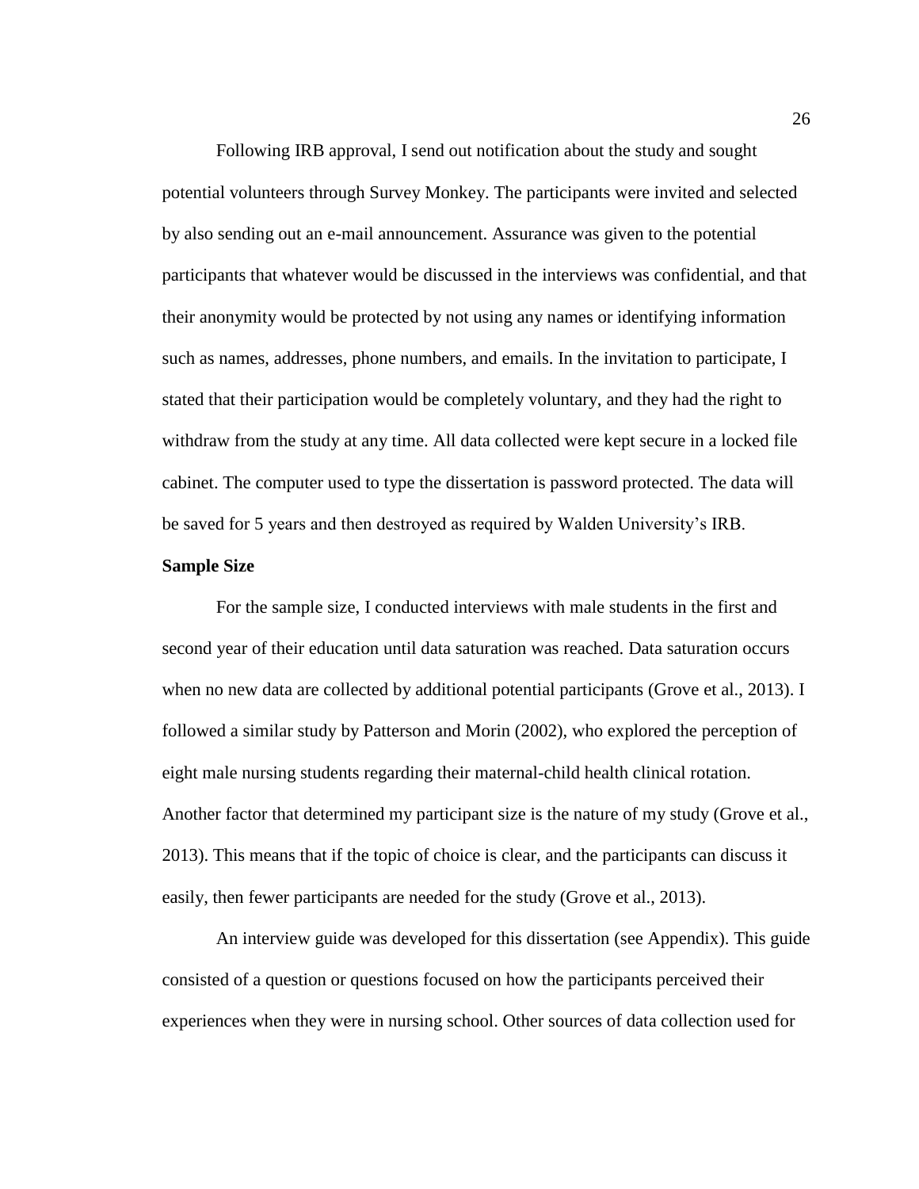Following IRB approval, I send out notification about the study and sought potential volunteers through Survey Monkey. The participants were invited and selected by also sending out an e-mail announcement. Assurance was given to the potential participants that whatever would be discussed in the interviews was confidential, and that their anonymity would be protected by not using any names or identifying information such as names, addresses, phone numbers, and emails. In the invitation to participate, I stated that their participation would be completely voluntary, and they had the right to withdraw from the study at any time. All data collected were kept secure in a locked file cabinet. The computer used to type the dissertation is password protected. The data will be saved for 5 years and then destroyed as required by Walden University's IRB.

**Sample Size**

For the sample size, I conducted interviews with male students in the first and second year of their education until data saturation was reached. Data saturation occurs when no new data are collected by additional potential participants (Grove et al., 2013). I followed a similar study by Patterson and Morin (2002), who explored the perception of eight male nursing students regarding their maternal-child health clinical rotation. Another factor that determined my participant size is the nature of my study (Grove et al., 2013). This means that if the topic of choice is clear, and the participants can discuss it easily, then fewer participants are needed for the study (Grove et al., 2013).

An interview guide was developed for this dissertation (see Appendix). This guide consisted of a question or questions focused on how the participants perceived their experiences when they were in nursing school. Other sources of data collection used for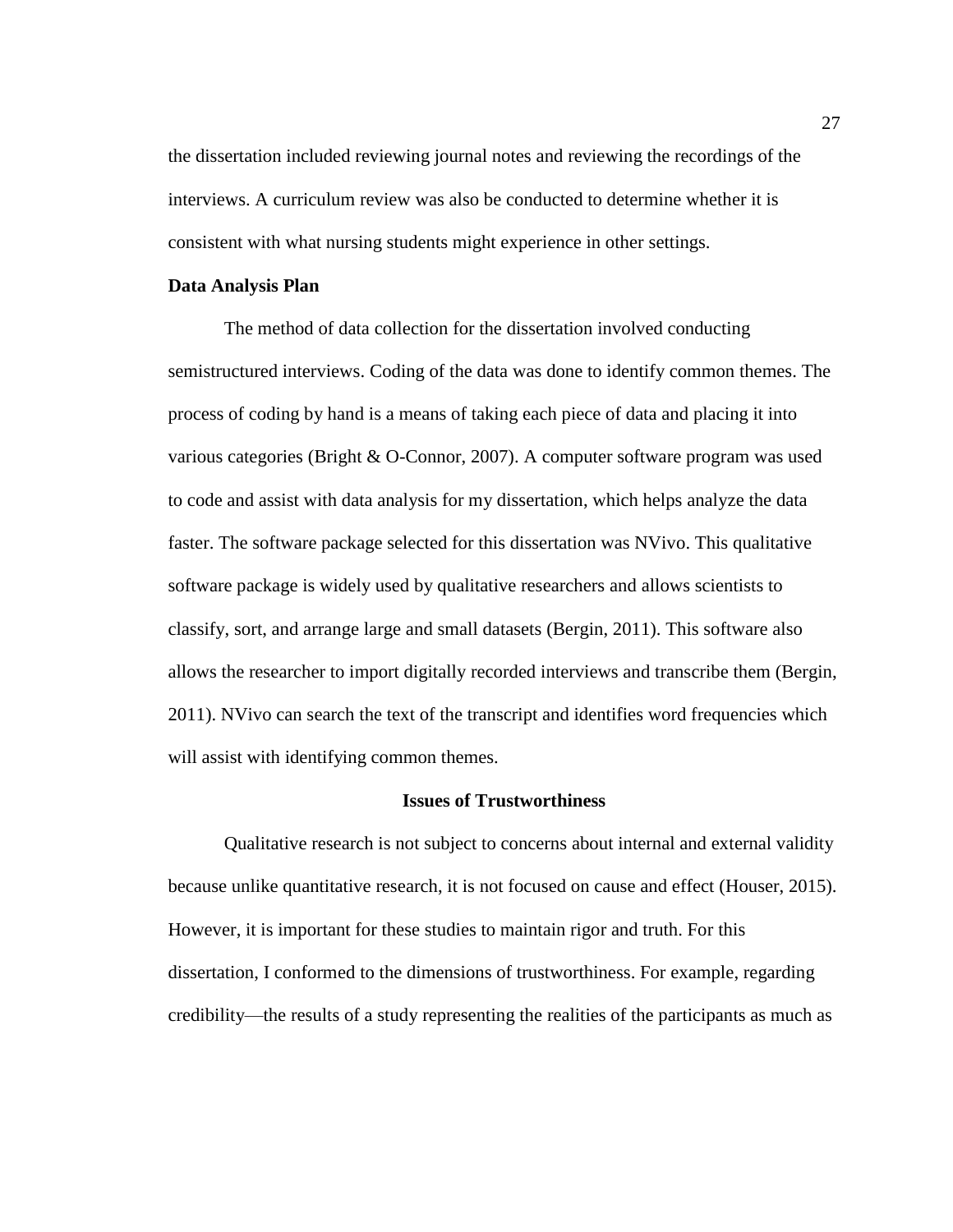the dissertation included reviewing journal notes and reviewing the recordings of the interviews. A curriculum review was also be conducted to determine whether it is consistent with what nursing students might experience in other settings.

### Data Analysis Plan

The method of data collection for the dissertation involved conducting semistructured interviews. Coding of the data was done to identify common themes. The process of coding by hand is a means of taking each piece of data and placing it into various categories (Bright & O-Connor, 2007). A computer software program was used to code and assist with data analysis for my dissertation, which helps analyze the data faster. The software package selected for this dissertation was NVivo. This qualitative software package is widely used by qualitative researchers and allows scientists to classify, sort, and arrange large and small datasets (Bergin, 2011). This software also allows the researcher to import digitally recorded interviews and transcribe them (Bergin, 2011). NVivo can search the text of the transcript and identifies word frequencies which will assist with identifying common themes.

## Issues of Trustworthiness

Qualitative research is not subject to concerns about internal and external validity because unlike quantitative research, it is not focused on cause and effect (Houser, 2015). However, it is important for these studies to maintain rigor and truth. For this dissertation, I conformed to the dimensions of trustworthiness. For example, regarding credibility—the results of a study representing the realities of the participants as much as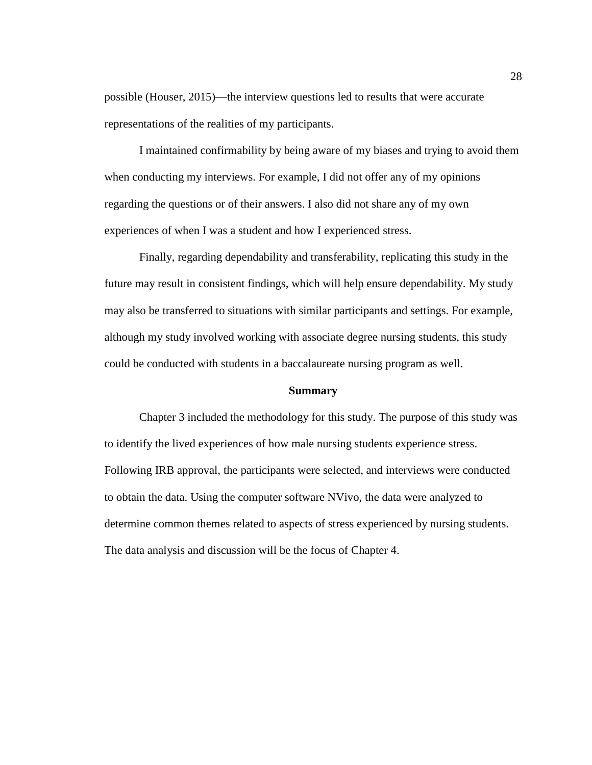possible (Houser, 2015)—the interview questions led to results that were accurate representations of the realities of my participants.

I maintained confirmability by being aware of my biases and trying to avoid them when conducting my interviews. For example, I did not offer any of my opinions regarding the questions or of their answers. I also did not share any of my own experiences of when I was a student and how I experienced stress.

Finally, regarding dependability and transferability, replicating this study in the future may result in consistent findings, which will help ensure dependability. My study may also be transferred to situations with similar participants and settings. For example, although my study involved working with associate degree nursing students, this study could be conducted with students in a baccalaureate nursing program as well.

## Summary

Chapter 3 included the methodology for this study. The purpose of this study was to identify the lived experiences of how male nursing students experience stress. Following IRB approval, the participants were selected, and interviews were conducted to obtain the data. Using the computer software NVivo, the data were analyzed to determine common themes related to aspects of stress experienced by nursing students. The data analysis and discussion will be the focus of Chapter 4.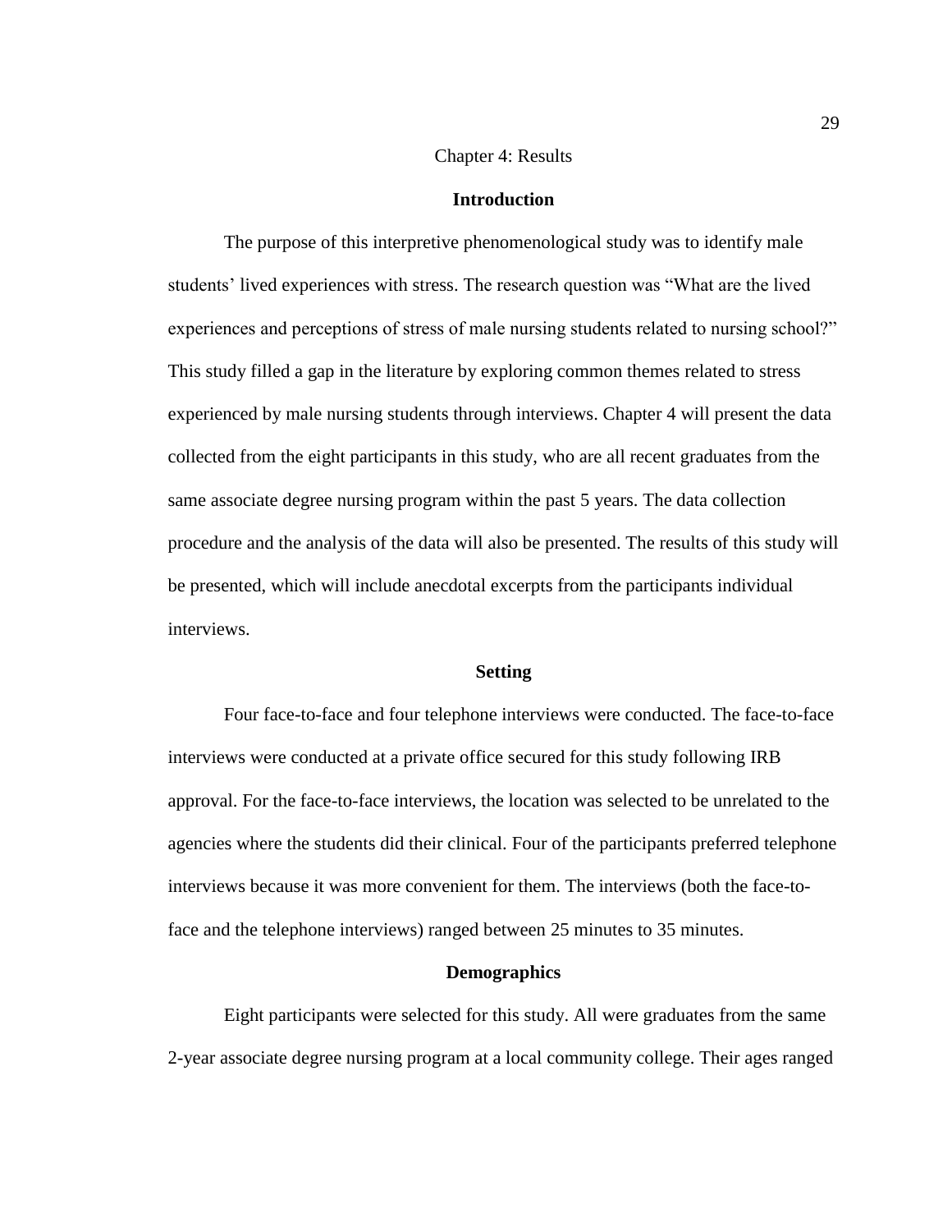# Chapter 4: Results

## Introduction

The purpose of this interpretive phenomenological study was to identify male students' lived experiences with stress. The research question was "What are the lived experiences and perceptions of stress of male nursing students related to nursing school?" This study filled a gap in the literature by exploring common themes related to stress experienced by male nursing students through interviews. Chapter 4 will present the data collected from the eight participants in this study, who are all recent graduates from the same associate degree nursing program within the past 5 years. The data collection procedure and the analysis of the data will also be presented. The results of this study will be presented, which will include anecdotal excerpts from the participants individual interviews.

## Setting

Four face-to-face and four telephone interviews were conducted. The face-to-face interviews were conducted at a private office secured for this study following IRB approval. For the face-to-face interviews, the location was selected to be unrelated to the agencies where the students did their clinical. Four of the participants preferred telephone interviews because it was more convenient for them. The interviews (both the face-to-face and the telephone interviews) ranged between 25 minutes to 35 minutes.

## Demographics

Eight participants were selected for this study. All were graduates from the same 2-year associate degree nursing program at a local community college. Their ages ranged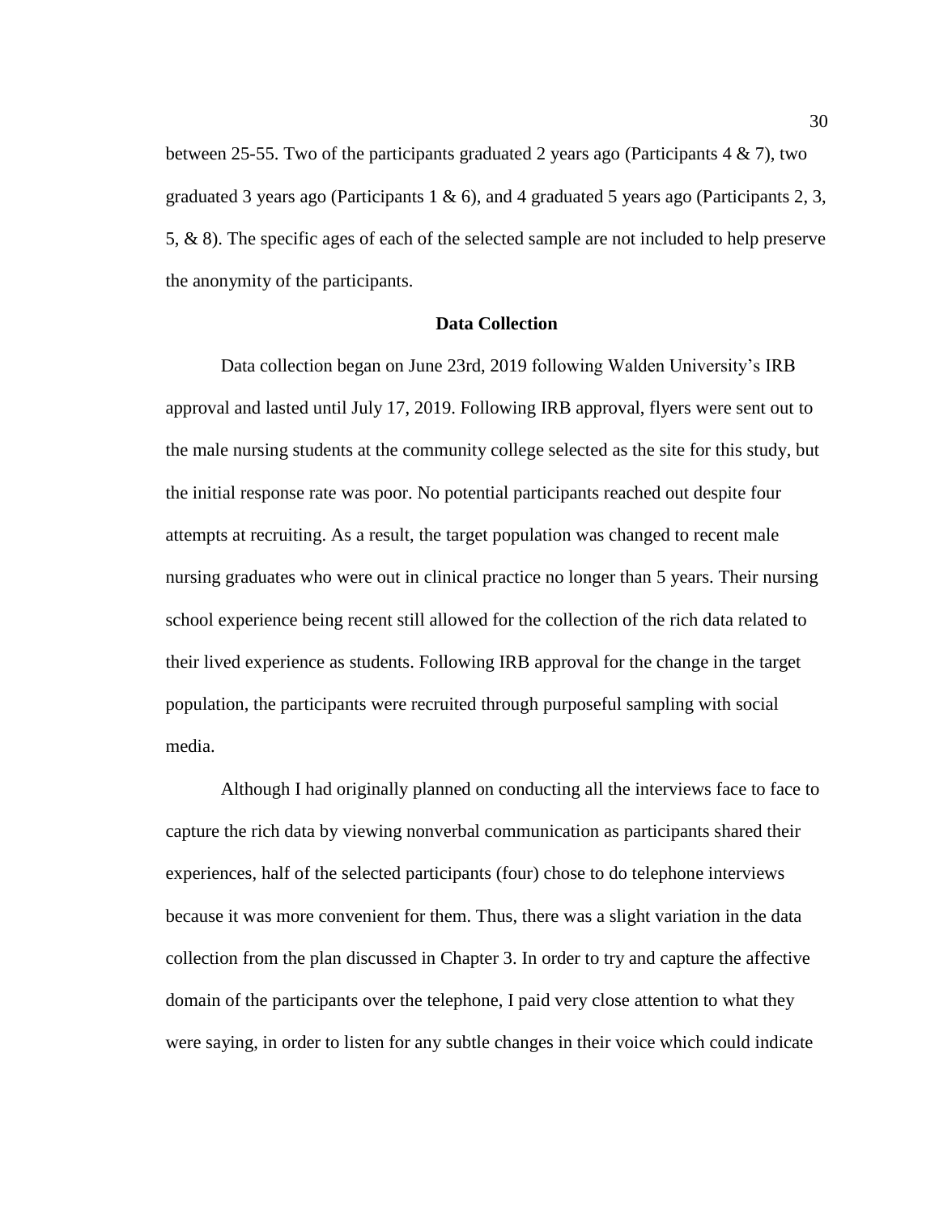between 25-55. Two of the participants graduated 2 years ago (Participants 4 & 7), two graduated 3 years ago (Participants 1 & 6), and 4 graduated 5 years ago (Participants 2, 3, 5, & 8). The specific ages of each of the selected sample are not included to help preserve the anonymity of the participants.

## Data Collection

Data collection began on June 23rd, 2019 following Walden University's IRB approval and lasted until July 17, 2019. Following IRB approval, flyers were sent out to the male nursing students at the community college selected as the site for this study, but the initial response rate was poor. No potential participants reached out despite four attempts at recruiting. As a result, the target population was changed to recent male nursing graduates who were out in clinical practice no longer than 5 years. Their nursing school experience being recent still allowed for the collection of the rich data related to their lived experience as students. Following IRB approval for the change in the target population, the participants were recruited through purposeful sampling with social media.

Although I had originally planned on conducting all the interviews face to face to capture the rich data by viewing nonverbal communication as participants shared their experiences, half of the selected participants (four) chose to do telephone interviews because it was more convenient for them. Thus, there was a slight variation in the data collection from the plan discussed in Chapter 3. In order to try and capture the affective domain of the participants over the telephone, I paid very close attention to what they were saying, in order to listen for any subtle changes in their voice which could indicate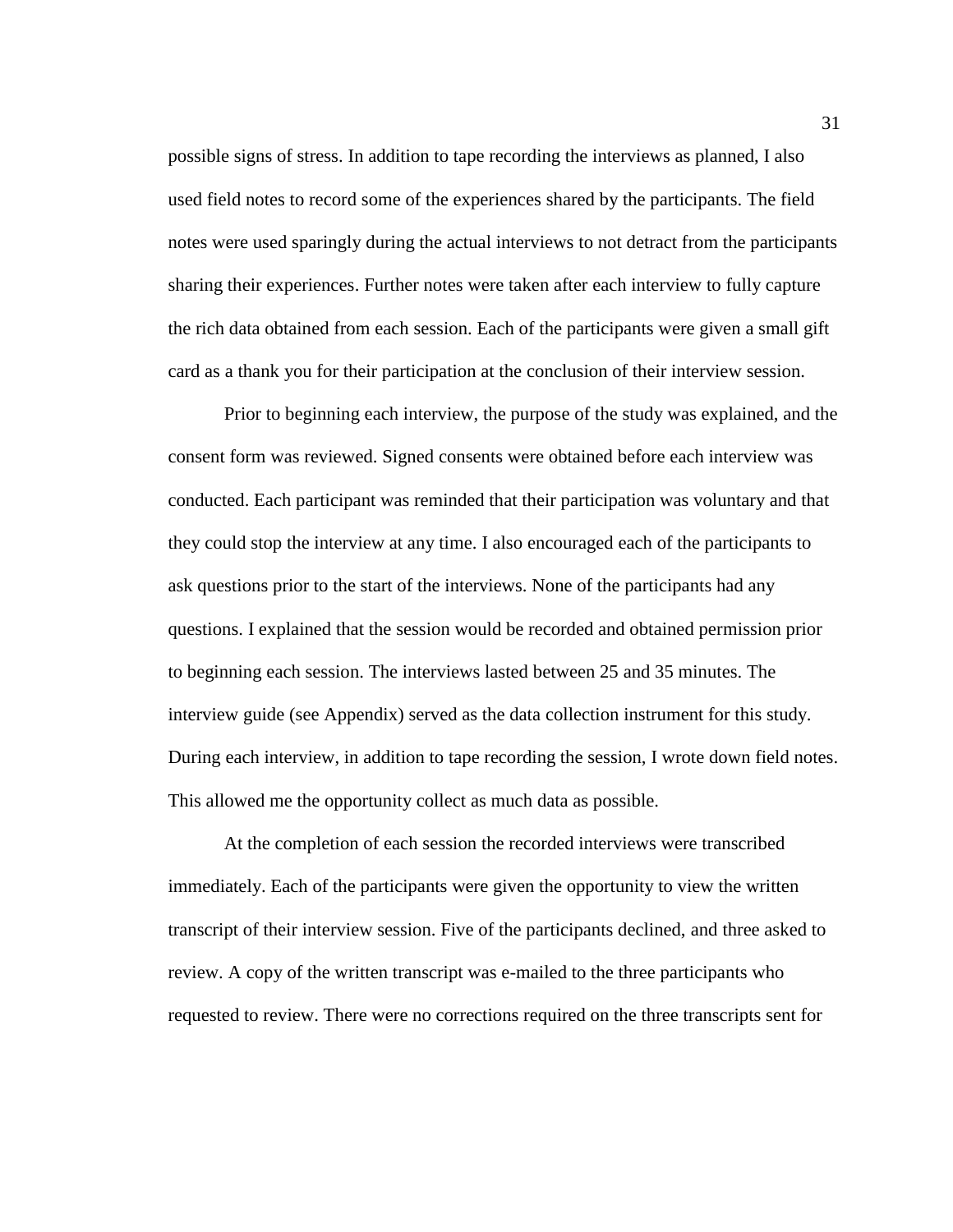possible signs of stress. In addition to tape recording the interviews as planned, I also used field notes to record some of the experiences shared by the participants. The field notes were used sparingly during the actual interviews to not detract from the participants sharing their experiences. Further notes were taken after each interview to fully capture the rich data obtained from each session. Each of the participants were given a small gift card as a thank you for their participation at the conclusion of their interview session.

Prior to beginning each interview, the purpose of the study was explained, and the consent form was reviewed. Signed consents were obtained before each interview was conducted. Each participant was reminded that their participation was voluntary and that they could stop the interview at any time. I also encouraged each of the participants to ask questions prior to the start of the interviews. None of the participants had any questions. I explained that the session would be recorded and obtained permission prior to beginning each session. The interviews lasted between 25 and 35 minutes. The interview guide (see Appendix) served as the data collection instrument for this study. During each interview, in addition to tape recording the session, I wrote down field notes. This allowed me the opportunity collect as much data as possible.

At the completion of each session the recorded interviews were transcribed immediately. Each of the participants were given the opportunity to view the written transcript of their interview session. Five of the participants declined, and three asked to review. A copy of the written transcript was e-mailed to the three participants who requested to review. There were no corrections required on the three transcripts sent for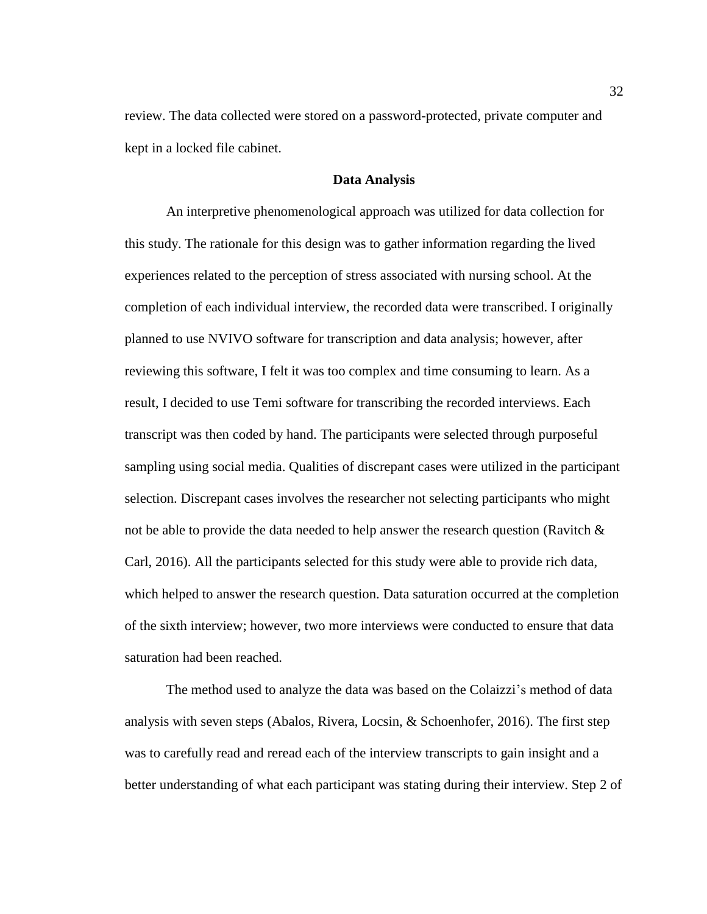review. The data collected were stored on a password-protected, private computer and kept in a locked file cabinet.

## Data Analysis

An interpretive phenomenological approach was utilized for data collection for this study. The rationale for this design was to gather information regarding the lived experiences related to the perception of stress associated with nursing school. At the completion of each individual interview, the recorded data were transcribed. I originally planned to use NVIVO software for transcription and data analysis; however, after reviewing this software, I felt it was too complex and time consuming to learn. As a result, I decided to use Temi software for transcribing the recorded interviews. Each transcript was then coded by hand. The participants were selected through purposeful sampling using social media. Qualities of discrepant cases were utilized in the participant selection. Discrepant cases involves the researcher not selecting participants who might not be able to provide the data needed to help answer the research question (Ravitch & Carl, 2016). All the participants selected for this study were able to provide rich data, which helped to answer the research question. Data saturation occurred at the completion of the sixth interview; however, two more interviews were conducted to ensure that data saturation had been reached.

The method used to analyze the data was based on the Colaizzi's method of data analysis with seven steps (Abalos, Rivera, Locsin, & Schoenhofer, 2016). The first step was to carefully read and reread each of the interview transcripts to gain insight and a better understanding of what each participant was stating during their interview. Step 2 of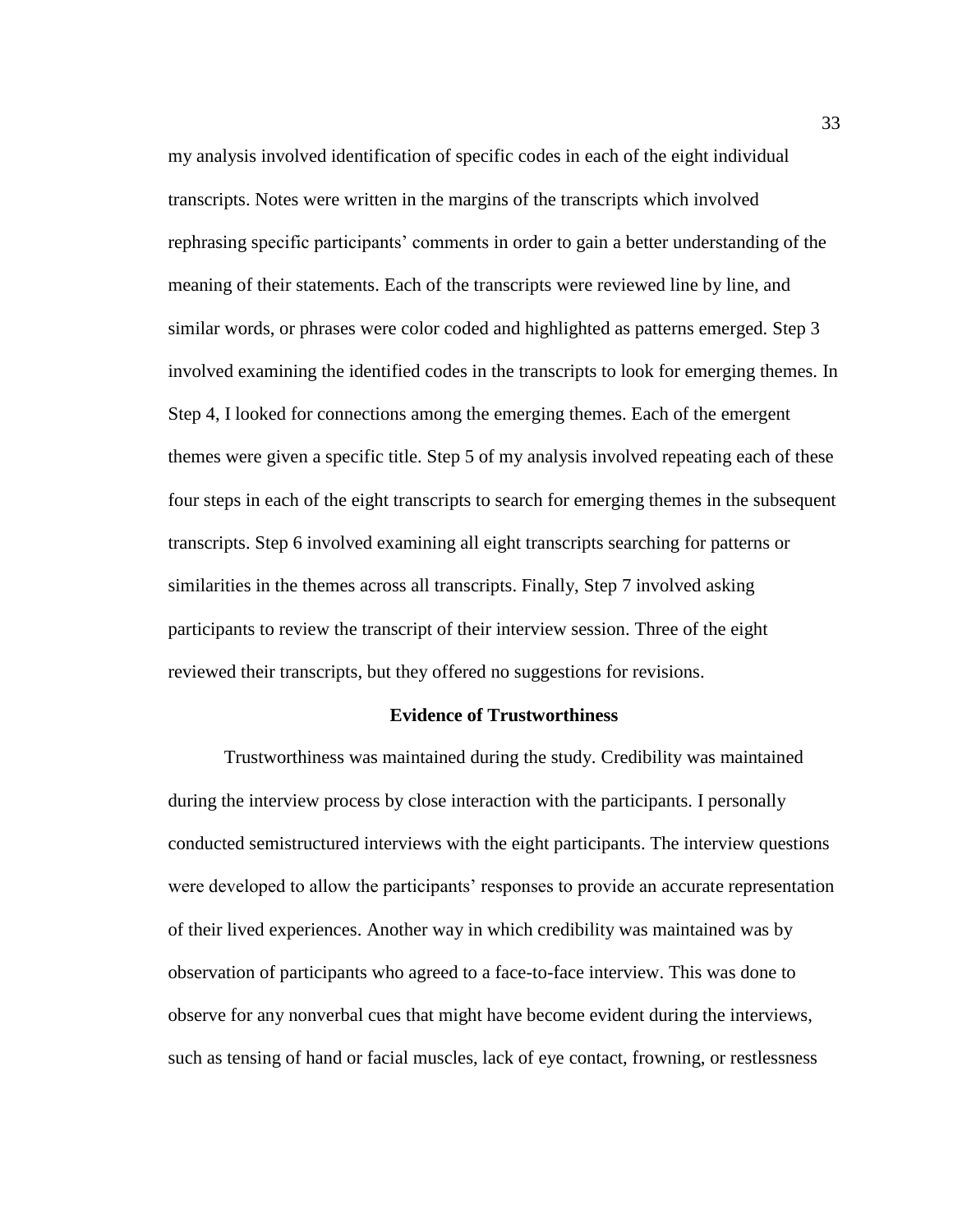my analysis involved identification of specific codes in each of the eight individual transcripts. Notes were written in the margins of the transcripts which involved rephrasing specific participants' comments in order to gain a better understanding of the meaning of their statements. Each of the transcripts were reviewed line by line, and similar words, or phrases were color coded and highlighted as patterns emerged. Step 3 involved examining the identified codes in the transcripts to look for emerging themes. In Step 4, I looked for connections among the emerging themes. Each of the emergent themes were given a specific title. Step 5 of my analysis involved repeating each of these four steps in each of the eight transcripts to search for emerging themes in the subsequent transcripts. Step 6 involved examining all eight transcripts searching for patterns or similarities in the themes across all transcripts. Finally, Step 7 involved asking participants to review the transcript of their interview session. Three of the eight reviewed their transcripts, but they offered no suggestions for revisions.

## Evidence of Trustworthiness

Trustworthiness was maintained during the study. Credibility was maintained during the interview process by close interaction with the participants. I personally conducted semistructured interviews with the eight participants. The interview questions were developed to allow the participants' responses to provide an accurate representation of their lived experiences. Another way in which credibility was maintained was by observation of participants who agreed to a face-to-face interview. This was done to observe for any nonverbal cues that might have become evident during the interviews, such as tensing of hand or facial muscles, lack of eye contact, frowning, or restlessness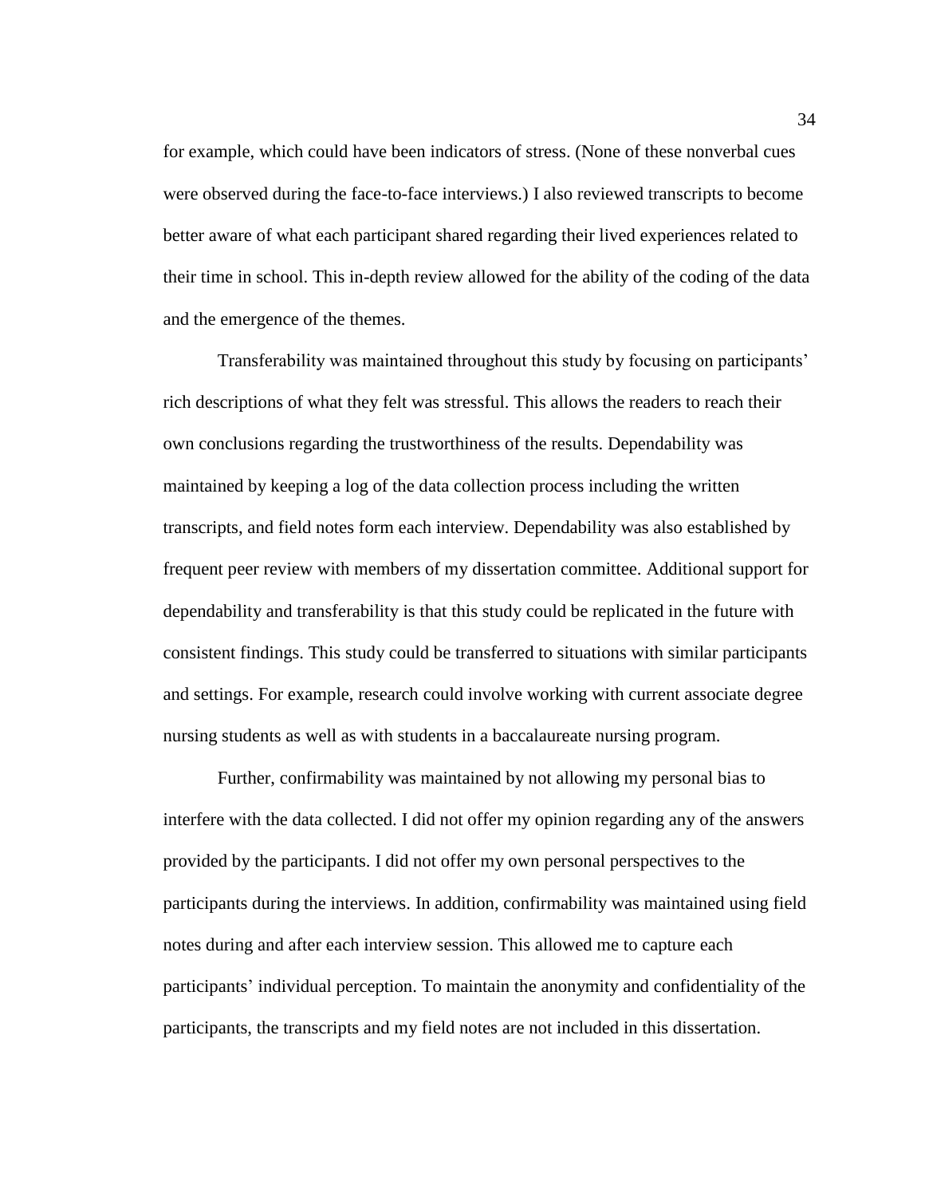for example, which could have been indicators of stress. (None of these nonverbal cues were observed during the face-to-face interviews.) I also reviewed transcripts to become better aware of what each participant shared regarding their lived experiences related to their time in school. This in-depth review allowed for the ability of the coding of the data and the emergence of the themes.

Transferability was maintained throughout this study by focusing on participants' rich descriptions of what they felt was stressful. This allows the readers to reach their own conclusions regarding the trustworthiness of the results. Dependability was maintained by keeping a log of the data collection process including the written transcripts, and field notes form each interview. Dependability was also established by frequent peer review with members of my dissertation committee. Additional support for dependability and transferability is that this study could be replicated in the future with consistent findings. This study could be transferred to situations with similar participants and settings. For example, research could involve working with current associate degree nursing students as well as with students in a baccalaureate nursing program.

Further, confirmability was maintained by not allowing my personal bias to interfere with the data collected. I did not offer my opinion regarding any of the answers provided by the participants. I did not offer my own personal perspectives to the participants during the interviews. In addition, confirmability was maintained using field notes during and after each interview session. This allowed me to capture each participants' individual perception. To maintain the anonymity and confidentiality of the participants, the transcripts and my field notes are not included in this dissertation.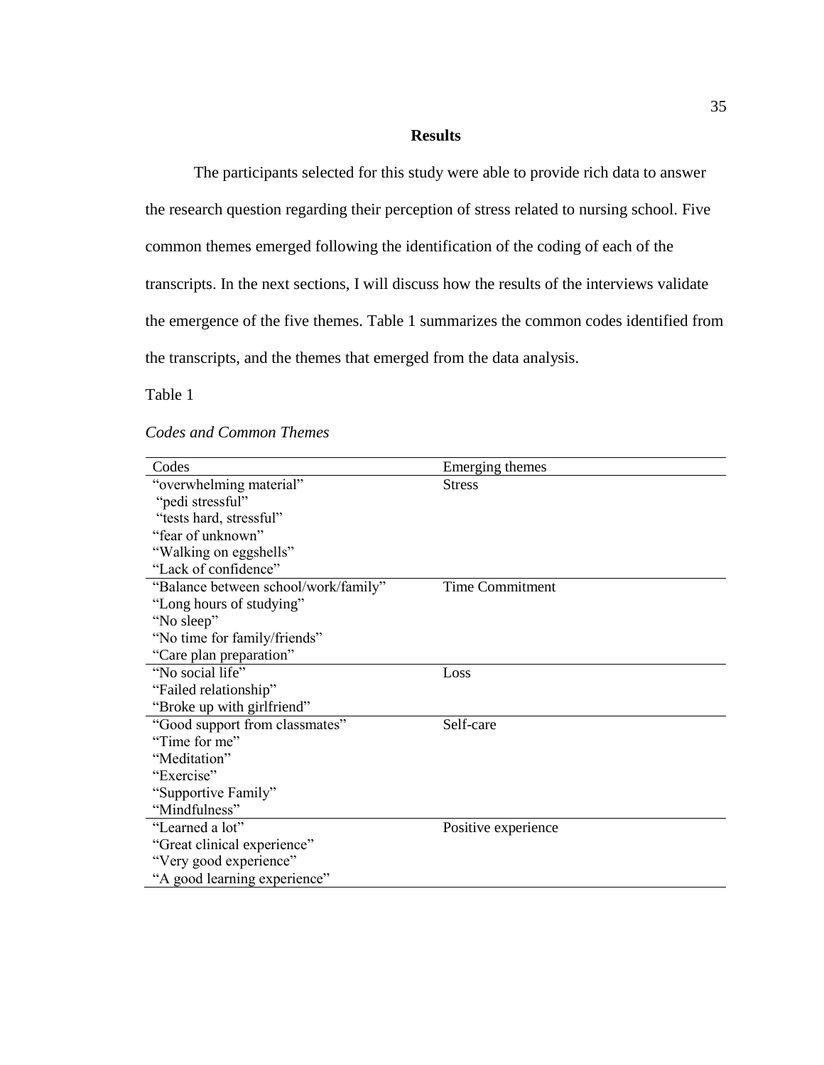## Results

The participants selected for this study were able to provide rich data to answer the research question regarding their perception of stress related to nursing school. Five common themes emerged following the identification of the coding of each of the transcripts. In the next sections, I will discuss how the results of the interviews validate the emergence of the five themes. Table 1 summarizes the common codes identified from the transcripts, and the themes that emerged from the data analysis.

Table 1

*Codes and Common Themes*

| Codes | Emerging themes |
|---|---|
| "overwhelming material"<br>"pedi stressful"<br>"tests hard, stressful"<br>"fear of unknown"<br>"Walking on eggshells"<br>"Lack of confidence" | Stress |
| "Balance between school/work/family"<br>"Long hours of studying"<br>"No sleep"<br>"No time for family/friends"<br>"Care plan preparation" | Time Commitment |
| "No social life"<br>"Failed relationship"<br>"Broke up with girlfriend" | Loss |
| "Good support from classmates"<br>"Time for me"<br>"Meditation"<br>"Exercise"<br>"Supportive Family"<br>"Mindfulness" | Self-care |
| "Learned a lot"<br>"Great clinical experience"<br>"Very good experience"<br>"A good learning experience" | Positive experience |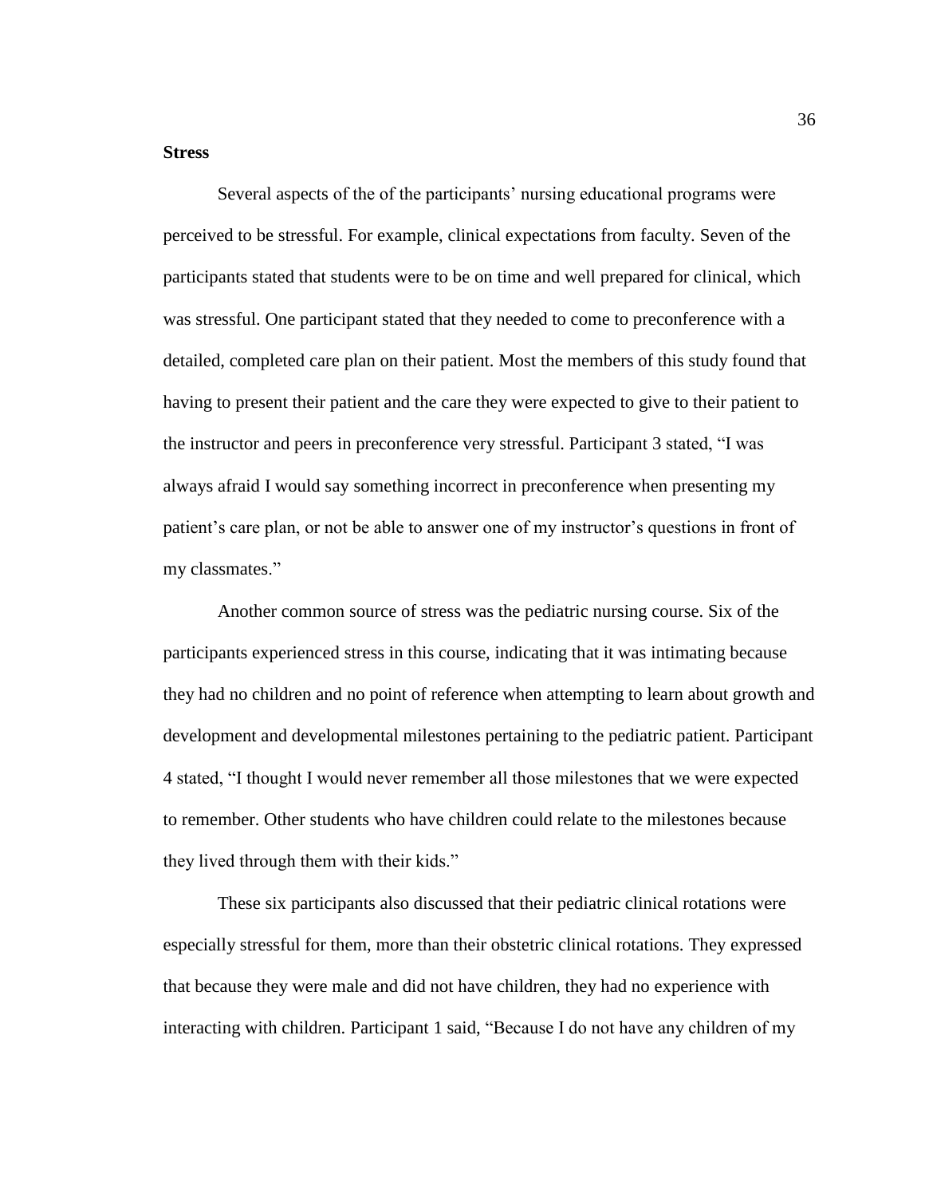**Stress**

Several aspects of the of the participants' nursing educational programs were perceived to be stressful. For example, clinical expectations from faculty. Seven of the participants stated that students were to be on time and well prepared for clinical, which was stressful. One participant stated that they needed to come to preconference with a detailed, completed care plan on their patient. Most the members of this study found that having to present their patient and the care they were expected to give to their patient to the instructor and peers in preconference very stressful. Participant 3 stated, "I was always afraid I would say something incorrect in preconference when presenting my patient's care plan, or not be able to answer one of my instructor's questions in front of my classmates."

Another common source of stress was the pediatric nursing course. Six of the participants experienced stress in this course, indicating that it was intimating because they had no children and no point of reference when attempting to learn about growth and development and developmental milestones pertaining to the pediatric patient. Participant 4 stated, "I thought I would never remember all those milestones that we were expected to remember. Other students who have children could relate to the milestones because they lived through them with their kids."

These six participants also discussed that their pediatric clinical rotations were especially stressful for them, more than their obstetric clinical rotations. They expressed that because they were male and did not have children, they had no experience with interacting with children. Participant 1 said, "Because I do not have any children of my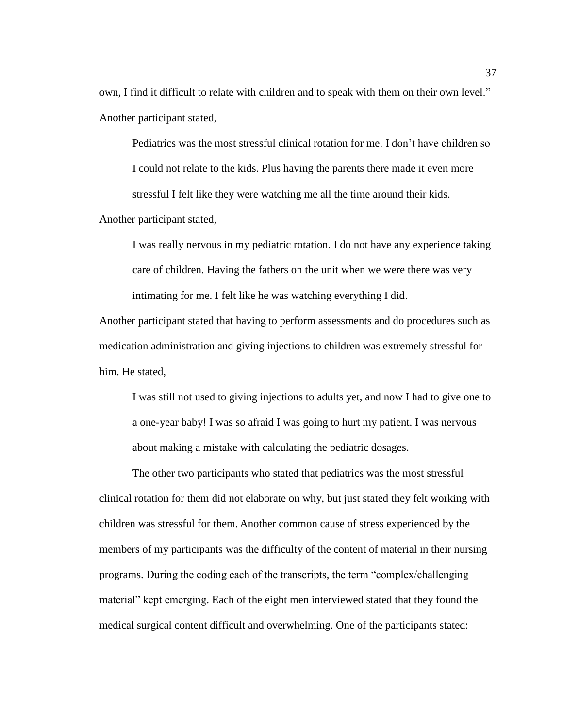own, I find it difficult to relate with children and to speak with them on their own level." Another participant stated,

> Pediatrics was the most stressful clinical rotation for me. I don't have children so I could not relate to the kids. Plus having the parents there made it even more stressful I felt like they were watching me all the time around their kids.

Another participant stated,

> I was really nervous in my pediatric rotation. I do not have any experience taking care of children. Having the fathers on the unit when we were there was very intimating for me. I felt like he was watching everything I did.

Another participant stated that having to perform assessments and do procedures such as medication administration and giving injections to children was extremely stressful for him. He stated,

> I was still not used to giving injections to adults yet, and now I had to give one to a one-year baby! I was so afraid I was going to hurt my patient. I was nervous about making a mistake with calculating the pediatric dosages.

The other two participants who stated that pediatrics was the most stressful clinical rotation for them did not elaborate on why, but just stated they felt working with children was stressful for them. Another common cause of stress experienced by the members of my participants was the difficulty of the content of material in their nursing programs. During the coding each of the transcripts, the term "complex/challenging material" kept emerging. Each of the eight men interviewed stated that they found the medical surgical content difficult and overwhelming. One of the participants stated: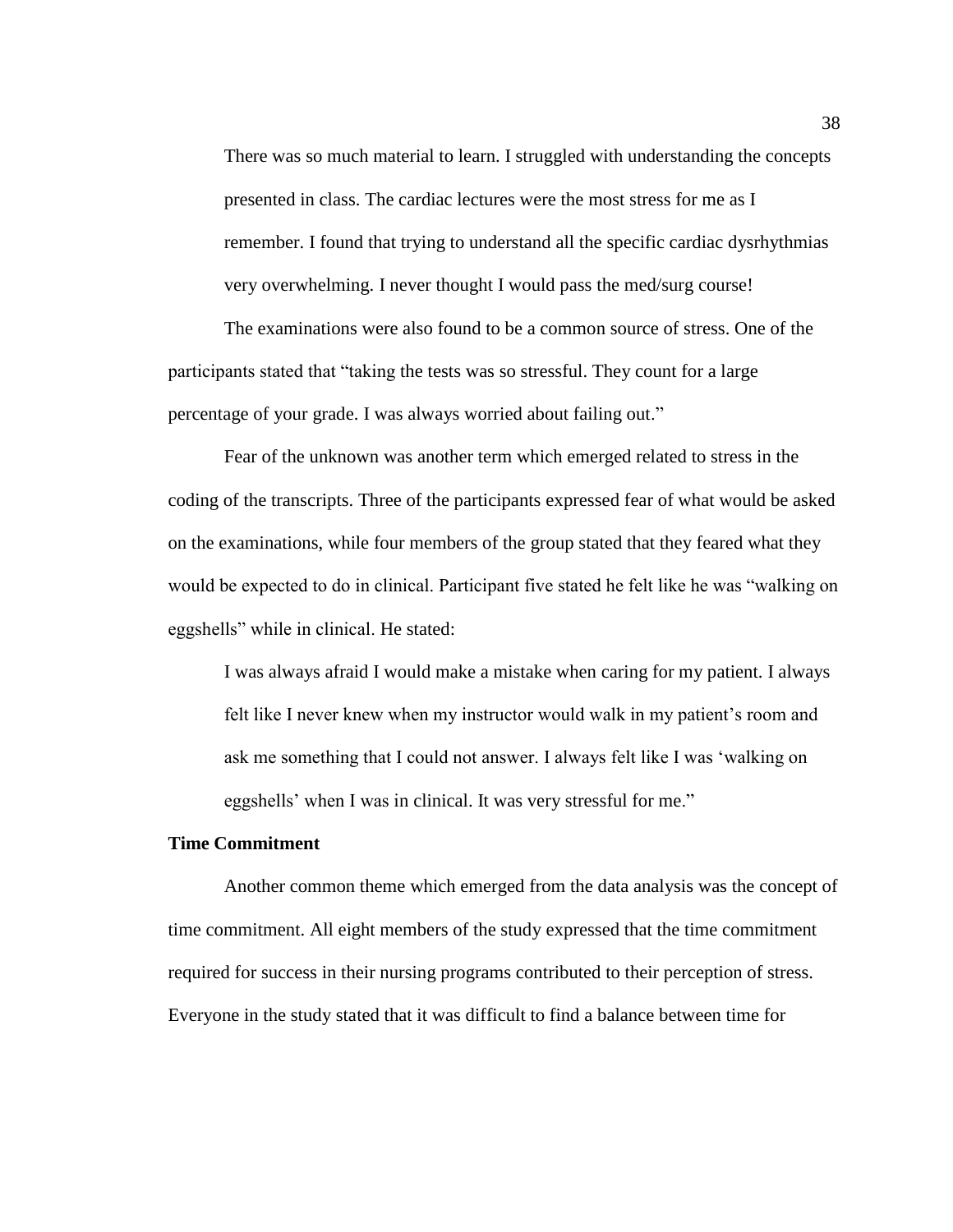> There was so much material to learn. I struggled with understanding the concepts presented in class. The cardiac lectures were the most stress for me as I remember. I found that trying to understand all the specific cardiac dysrhythmias very overwhelming. I never thought I would pass the med/surg course!

The examinations were also found to be a common source of stress. One of the participants stated that “taking the tests was so stressful. They count for a large percentage of your grade. I was always worried about failing out.”

Fear of the unknown was another term which emerged related to stress in the coding of the transcripts. Three of the participants expressed fear of what would be asked on the examinations, while four members of the group stated that they feared what they would be expected to do in clinical. Participant five stated he felt like he was “walking on eggshells” while in clinical. He stated:

> I was always afraid I would make a mistake when caring for my patient. I always felt like I never knew when my instructor would walk in my patient’s room and ask me something that I could not answer. I always felt like I was ‘walking on eggshells’ when I was in clinical. It was very stressful for me.”

**Time Commitment**

Another common theme which emerged from the data analysis was the concept of time commitment. All eight members of the study expressed that the time commitment required for success in their nursing programs contributed to their perception of stress. Everyone in the study stated that it was difficult to find a balance between time for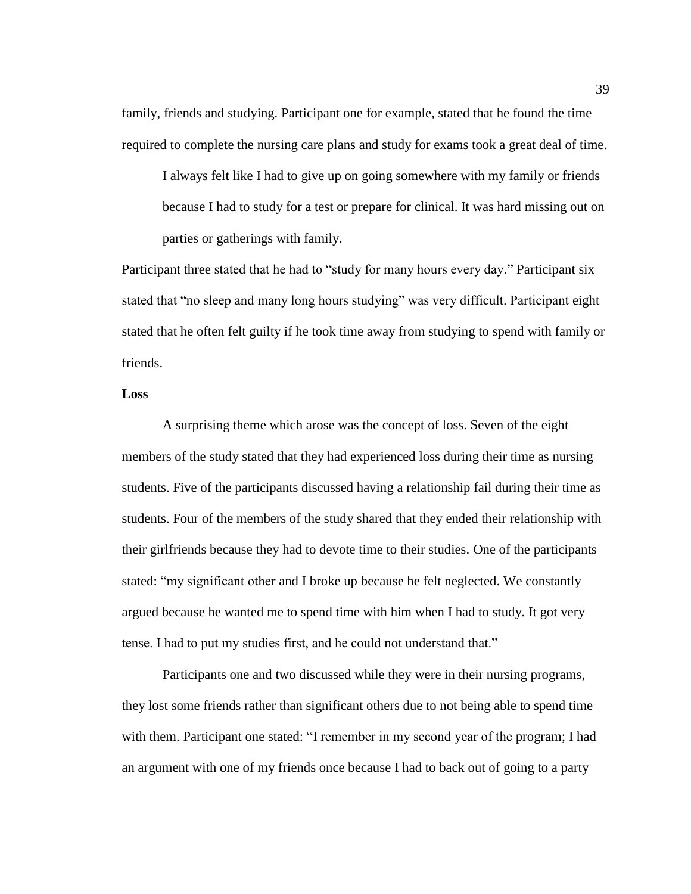family, friends and studying. Participant one for example, stated that he found the time required to complete the nursing care plans and study for exams took a great deal of time.

> I always felt like I had to give up on going somewhere with my family or friends because I had to study for a test or prepare for clinical. It was hard missing out on parties or gatherings with family.

Participant three stated that he had to “study for many hours every day.” Participant six stated that “no sleep and many long hours studying” was very difficult. Participant eight stated that he often felt guilty if he took time away from studying to spend with family or friends.

**Loss**

A surprising theme which arose was the concept of loss. Seven of the eight members of the study stated that they had experienced loss during their time as nursing students. Five of the participants discussed having a relationship fail during their time as students. Four of the members of the study shared that they ended their relationship with their girlfriends because they had to devote time to their studies. One of the participants stated: “my significant other and I broke up because he felt neglected. We constantly argued because he wanted me to spend time with him when I had to study. It got very tense. I had to put my studies first, and he could not understand that.”

Participants one and two discussed while they were in their nursing programs, they lost some friends rather than significant others due to not being able to spend time with them. Participant one stated: “I remember in my second year of the program; I had an argument with one of my friends once because I had to back out of going to a party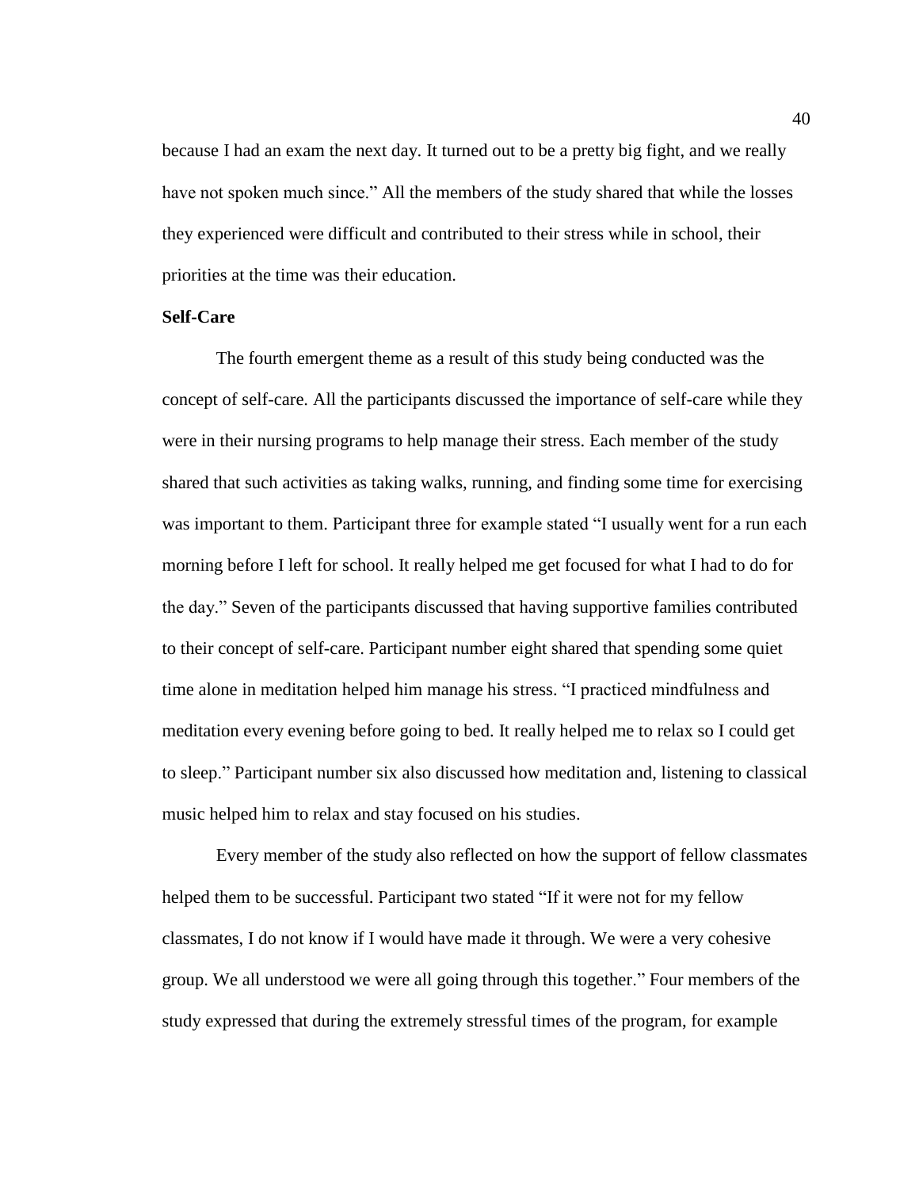because I had an exam the next day. It turned out to be a pretty big fight, and we really have not spoken much since." All the members of the study shared that while the losses they experienced were difficult and contributed to their stress while in school, their priorities at the time was their education.

**Self-Care**

The fourth emergent theme as a result of this study being conducted was the concept of self-care. All the participants discussed the importance of self-care while they were in their nursing programs to help manage their stress. Each member of the study shared that such activities as taking walks, running, and finding some time for exercising was important to them. Participant three for example stated "I usually went for a run each morning before I left for school. It really helped me get focused for what I had to do for the day." Seven of the participants discussed that having supportive families contributed to their concept of self-care. Participant number eight shared that spending some quiet time alone in meditation helped him manage his stress. "I practiced mindfulness and meditation every evening before going to bed. It really helped me to relax so I could get to sleep." Participant number six also discussed how meditation and, listening to classical music helped him to relax and stay focused on his studies.

Every member of the study also reflected on how the support of fellow classmates helped them to be successful. Participant two stated "If it were not for my fellow classmates, I do not know if I would have made it through. We were a very cohesive group. We all understood we were all going through this together." Four members of the study expressed that during the extremely stressful times of the program, for example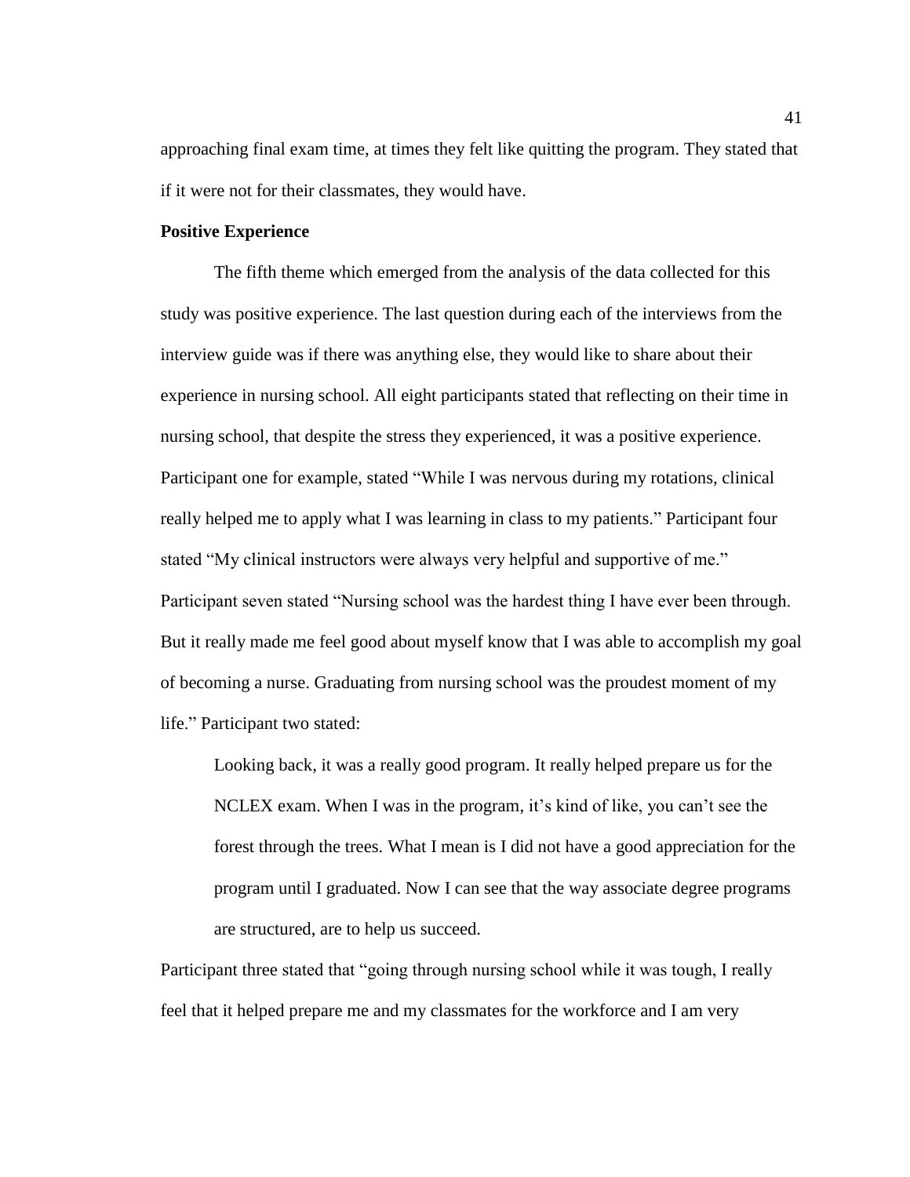approaching final exam time, at times they felt like quitting the program. They stated that if it were not for their classmates, they would have.

### Positive Experience

The fifth theme which emerged from the analysis of the data collected for this study was positive experience. The last question during each of the interviews from the interview guide was if there was anything else, they would like to share about their experience in nursing school. All eight participants stated that reflecting on their time in nursing school, that despite the stress they experienced, it was a positive experience. Participant one for example, stated “While I was nervous during my rotations, clinical really helped me to apply what I was learning in class to my patients.” Participant four stated “My clinical instructors were always very helpful and supportive of me.” Participant seven stated “Nursing school was the hardest thing I have ever been through. But it really made me feel good about myself know that I was able to accomplish my goal of becoming a nurse. Graduating from nursing school was the proudest moment of my life.” Participant two stated:

> Looking back, it was a really good program. It really helped prepare us for the NCLEX exam. When I was in the program, it’s kind of like, you can’t see the forest through the trees. What I mean is I did not have a good appreciation for the program until I graduated. Now I can see that the way associate degree programs are structured, are to help us succeed.

Participant three stated that “going through nursing school while it was tough, I really feel that it helped prepare me and my classmates for the workforce and I am very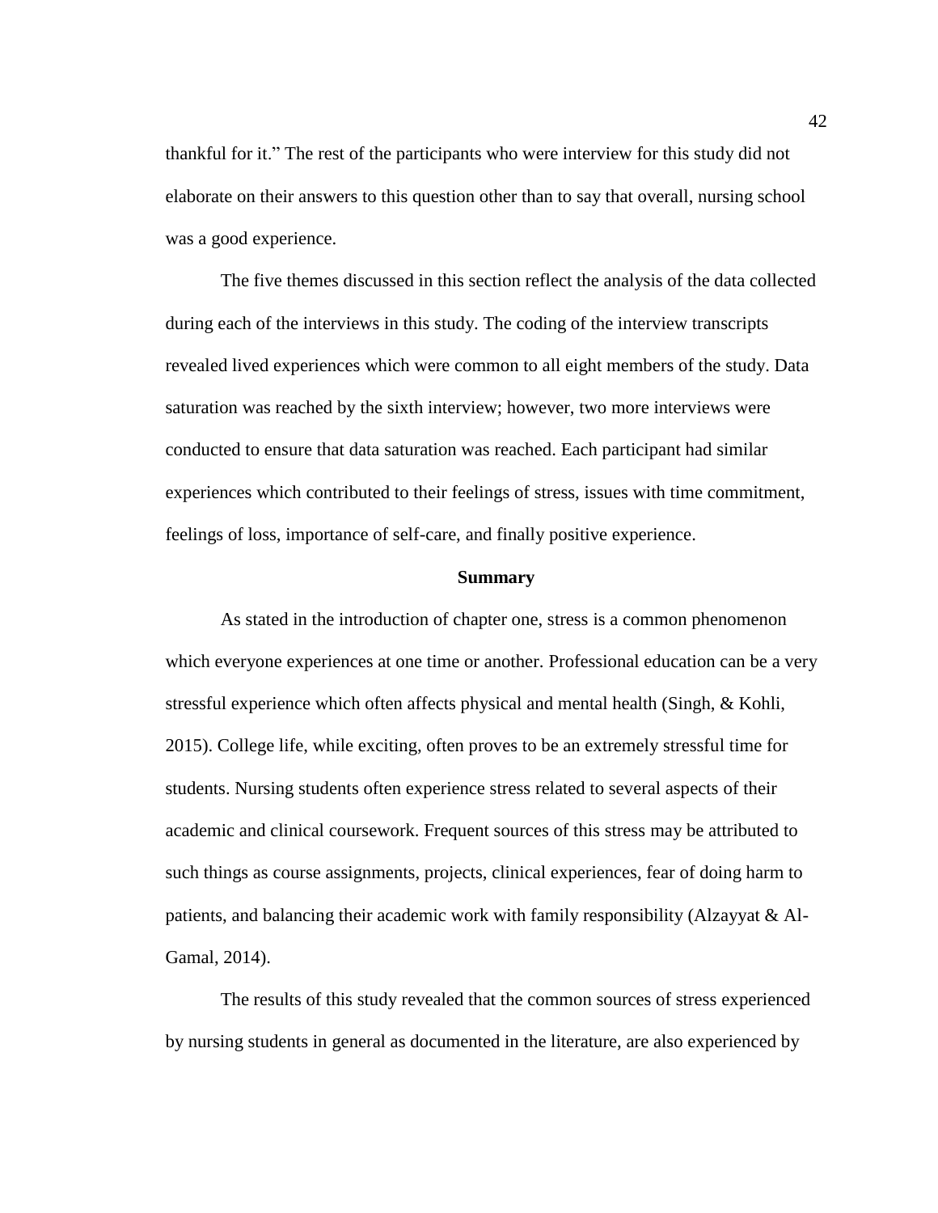thankful for it." The rest of the participants who were interview for this study did not elaborate on their answers to this question other than to say that overall, nursing school was a good experience.

The five themes discussed in this section reflect the analysis of the data collected during each of the interviews in this study. The coding of the interview transcripts revealed lived experiences which were common to all eight members of the study. Data saturation was reached by the sixth interview; however, two more interviews were conducted to ensure that data saturation was reached. Each participant had similar experiences which contributed to their feelings of stress, issues with time commitment, feelings of loss, importance of self-care, and finally positive experience.

## Summary

As stated in the introduction of chapter one, stress is a common phenomenon which everyone experiences at one time or another. Professional education can be a very stressful experience which often affects physical and mental health (Singh, & Kohli, 2015). College life, while exciting, often proves to be an extremely stressful time for students. Nursing students often experience stress related to several aspects of their academic and clinical coursework. Frequent sources of this stress may be attributed to such things as course assignments, projects, clinical experiences, fear of doing harm to patients, and balancing their academic work with family responsibility (Alzayyat & Al-Gamal, 2014).

The results of this study revealed that the common sources of stress experienced by nursing students in general as documented in the literature, are also experienced by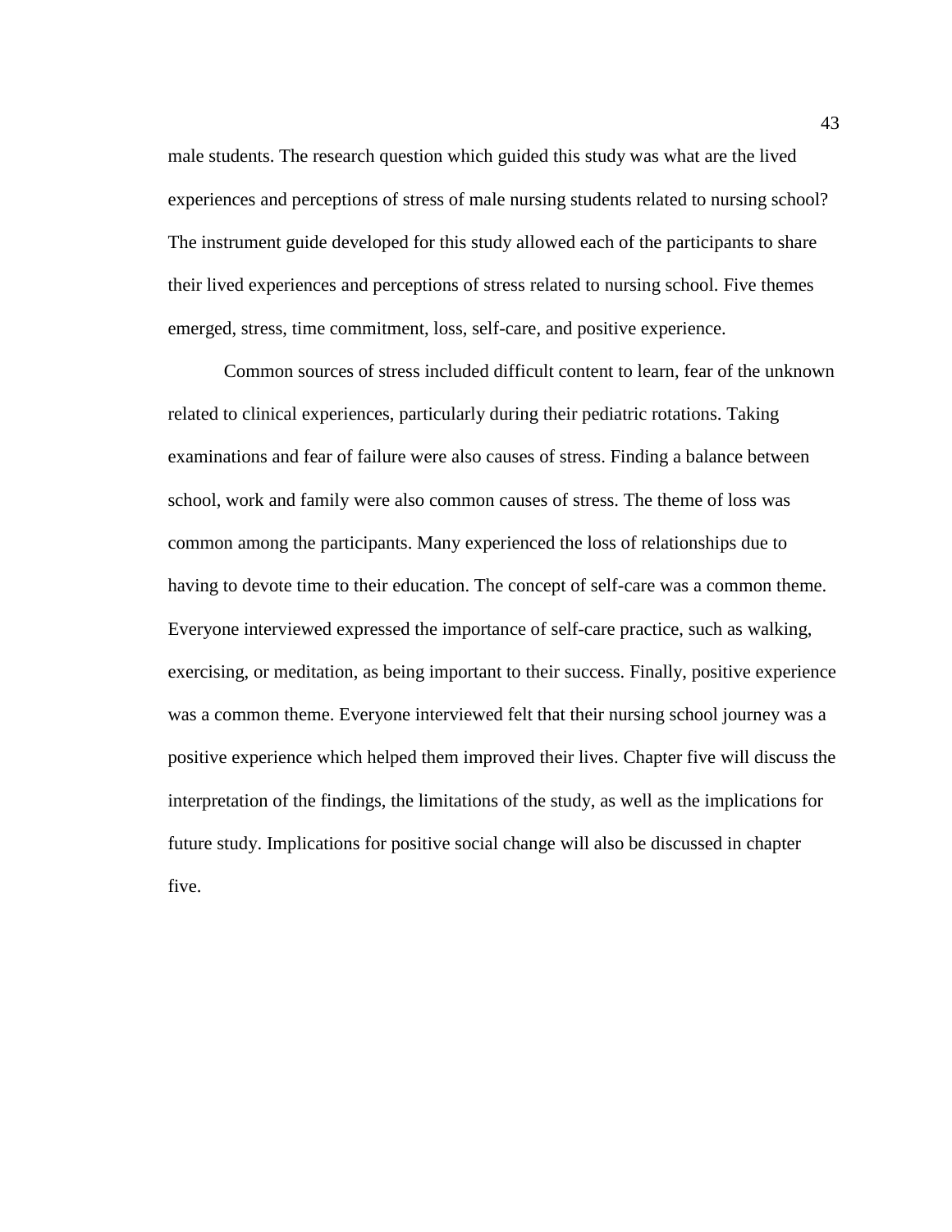male students. The research question which guided this study was what are the lived experiences and perceptions of stress of male nursing students related to nursing school? The instrument guide developed for this study allowed each of the participants to share their lived experiences and perceptions of stress related to nursing school. Five themes emerged, stress, time commitment, loss, self-care, and positive experience.

Common sources of stress included difficult content to learn, fear of the unknown related to clinical experiences, particularly during their pediatric rotations. Taking examinations and fear of failure were also causes of stress. Finding a balance between school, work and family were also common causes of stress. The theme of loss was common among the participants. Many experienced the loss of relationships due to having to devote time to their education. The concept of self-care was a common theme. Everyone interviewed expressed the importance of self-care practice, such as walking, exercising, or meditation, as being important to their success. Finally, positive experience was a common theme. Everyone interviewed felt that their nursing school journey was a positive experience which helped them improved their lives. Chapter five will discuss the interpretation of the findings, the limitations of the study, as well as the implications for future study. Implications for positive social change will also be discussed in chapter five.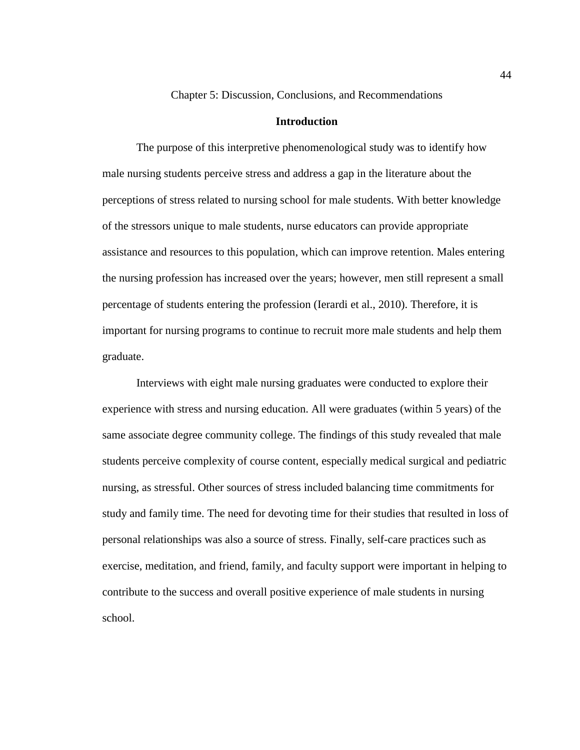# Chapter 5: Discussion, Conclusions, and Recommendations

## Introduction

The purpose of this interpretive phenomenological study was to identify how male nursing students perceive stress and address a gap in the literature about the perceptions of stress related to nursing school for male students. With better knowledge of the stressors unique to male students, nurse educators can provide appropriate assistance and resources to this population, which can improve retention. Males entering the nursing profession has increased over the years; however, men still represent a small percentage of students entering the profession (Ierardi et al., 2010). Therefore, it is important for nursing programs to continue to recruit more male students and help them graduate.

Interviews with eight male nursing graduates were conducted to explore their experience with stress and nursing education. All were graduates (within 5 years) of the same associate degree community college. The findings of this study revealed that male students perceive complexity of course content, especially medical surgical and pediatric nursing, as stressful. Other sources of stress included balancing time commitments for study and family time. The need for devoting time for their studies that resulted in loss of personal relationships was also a source of stress. Finally, self-care practices such as exercise, meditation, and friend, family, and faculty support were important in helping to contribute to the success and overall positive experience of male students in nursing school.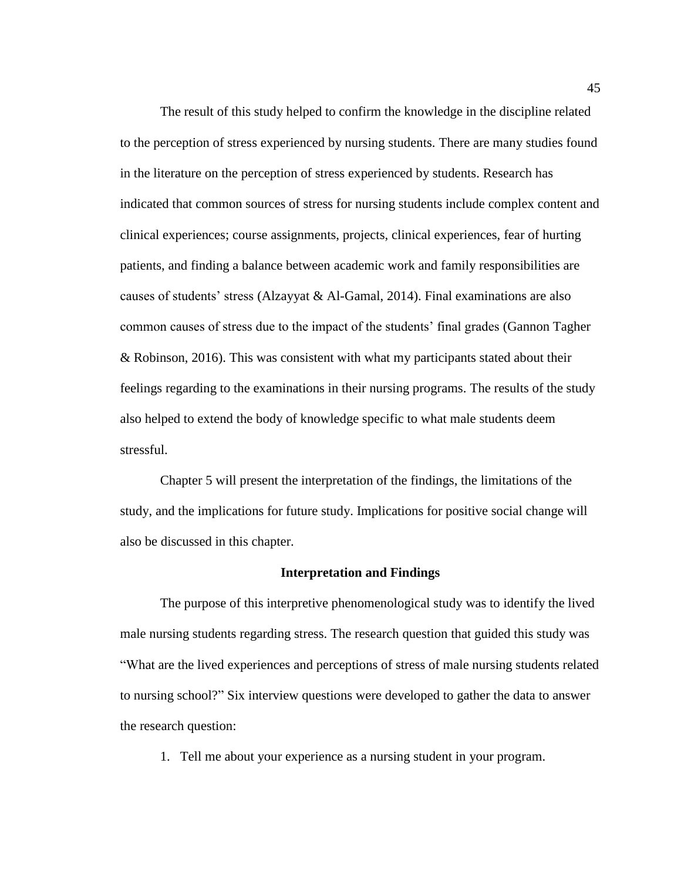The result of this study helped to confirm the knowledge in the discipline related to the perception of stress experienced by nursing students. There are many studies found in the literature on the perception of stress experienced by students. Research has indicated that common sources of stress for nursing students include complex content and clinical experiences; course assignments, projects, clinical experiences, fear of hurting patients, and finding a balance between academic work and family responsibilities are causes of students' stress (Alzayyat & Al-Gamal, 2014). Final examinations are also common causes of stress due to the impact of the students' final grades (Gannon Tagher & Robinson, 2016). This was consistent with what my participants stated about their feelings regarding to the examinations in their nursing programs. The results of the study also helped to extend the body of knowledge specific to what male students deem stressful.

Chapter 5 will present the interpretation of the findings, the limitations of the study, and the implications for future study. Implications for positive social change will also be discussed in this chapter.

## Interpretation and Findings

The purpose of this interpretive phenomenological study was to identify the lived male nursing students regarding stress. The research question that guided this study was "What are the lived experiences and perceptions of stress of male nursing students related to nursing school?" Six interview questions were developed to gather the data to answer the research question:

1. Tell me about your experience as a nursing student in your program.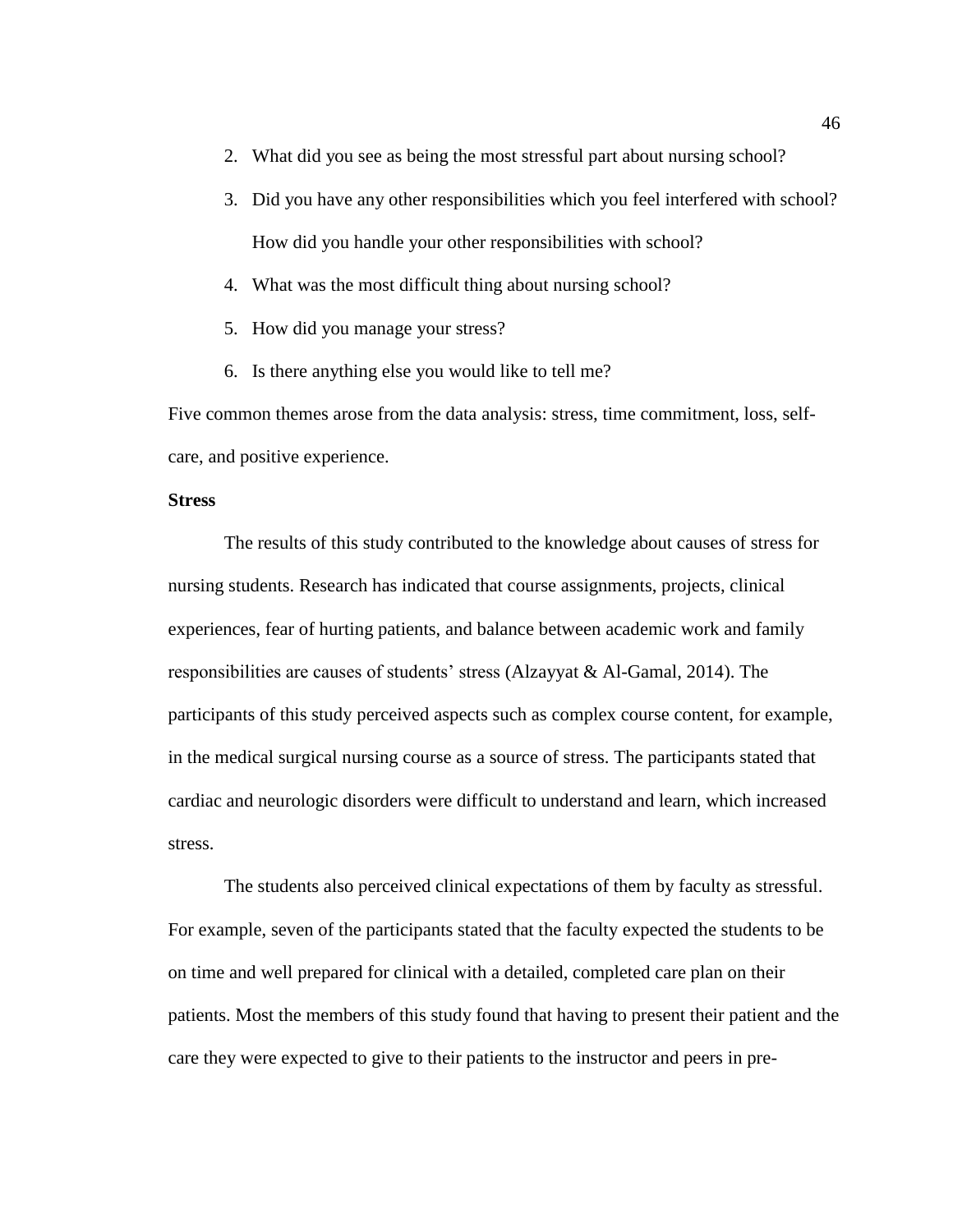2. What did you see as being the most stressful part about nursing school?
3. Did you have any other responsibilities which you feel interfered with school? How did you handle your other responsibilities with school?
4. What was the most difficult thing about nursing school?
5. How did you manage your stress?
6. Is there anything else you would like to tell me?

Five common themes arose from the data analysis: stress, time commitment, loss, self-care, and positive experience.

**Stress**

The results of this study contributed to the knowledge about causes of stress for nursing students. Research has indicated that course assignments, projects, clinical experiences, fear of hurting patients, and balance between academic work and family responsibilities are causes of students' stress (Alzayyat & Al-Gamal, 2014). The participants of this study perceived aspects such as complex course content, for example, in the medical surgical nursing course as a source of stress. The participants stated that cardiac and neurologic disorders were difficult to understand and learn, which increased stress.

The students also perceived clinical expectations of them by faculty as stressful. For example, seven of the participants stated that the faculty expected the students to be on time and well prepared for clinical with a detailed, completed care plan on their patients. Most the members of this study found that having to present their patient and the care they were expected to give to their patients to the instructor and peers in pre-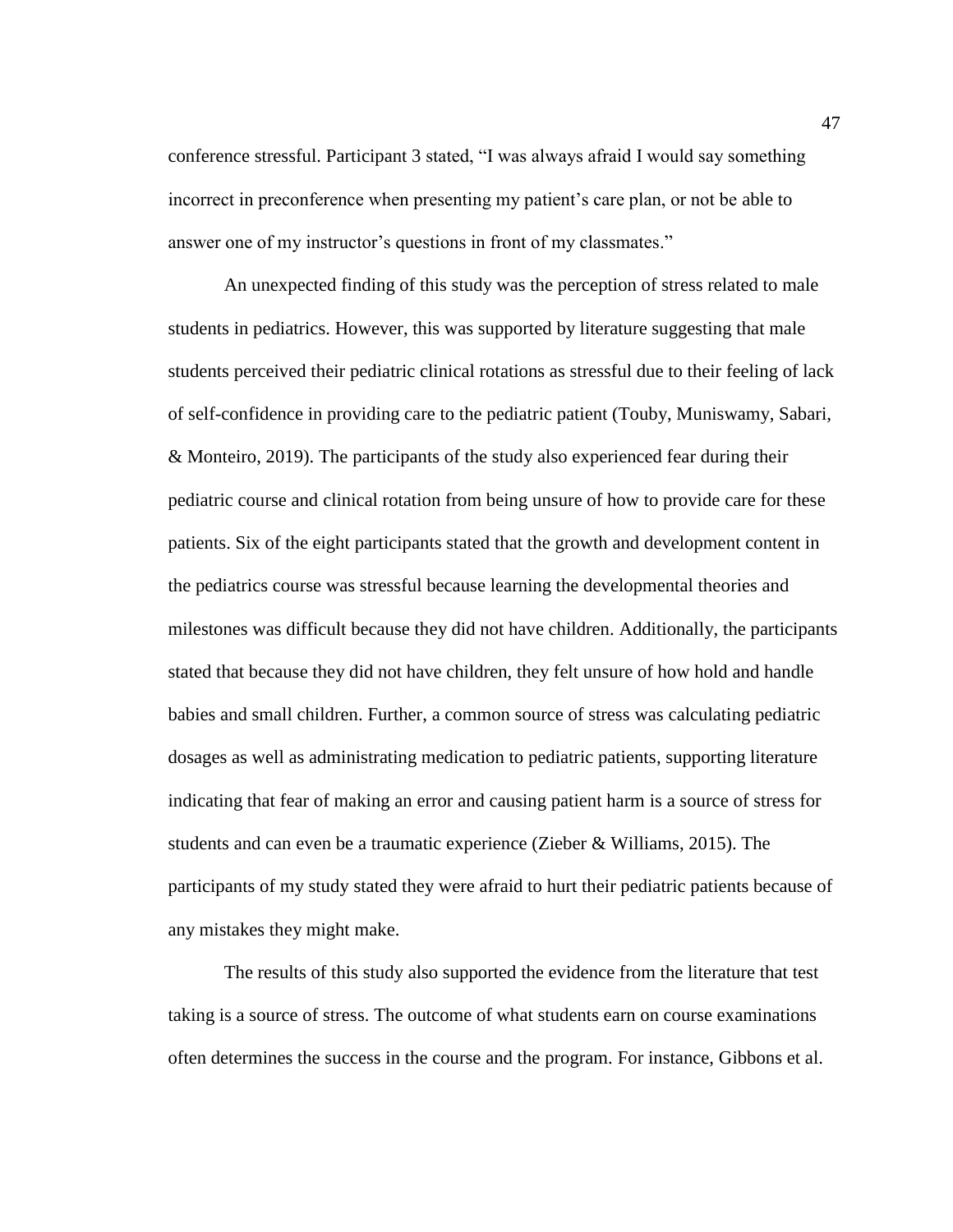conference stressful. Participant 3 stated, "I was always afraid I would say something incorrect in preconference when presenting my patient's care plan, or not be able to answer one of my instructor's questions in front of my classmates."

An unexpected finding of this study was the perception of stress related to male students in pediatrics. However, this was supported by literature suggesting that male students perceived their pediatric clinical rotations as stressful due to their feeling of lack of self-confidence in providing care to the pediatric patient (Touby, Muniswamy, Sabari, & Monteiro, 2019). The participants of the study also experienced fear during their pediatric course and clinical rotation from being unsure of how to provide care for these patients. Six of the eight participants stated that the growth and development content in the pediatrics course was stressful because learning the developmental theories and milestones was difficult because they did not have children. Additionally, the participants stated that because they did not have children, they felt unsure of how hold and handle babies and small children. Further, a common source of stress was calculating pediatric dosages as well as administrating medication to pediatric patients, supporting literature indicating that fear of making an error and causing patient harm is a source of stress for students and can even be a traumatic experience (Zieber & Williams, 2015). The participants of my study stated they were afraid to hurt their pediatric patients because of any mistakes they might make.

The results of this study also supported the evidence from the literature that test taking is a source of stress. The outcome of what students earn on course examinations often determines the success in the course and the program. For instance, Gibbons et al.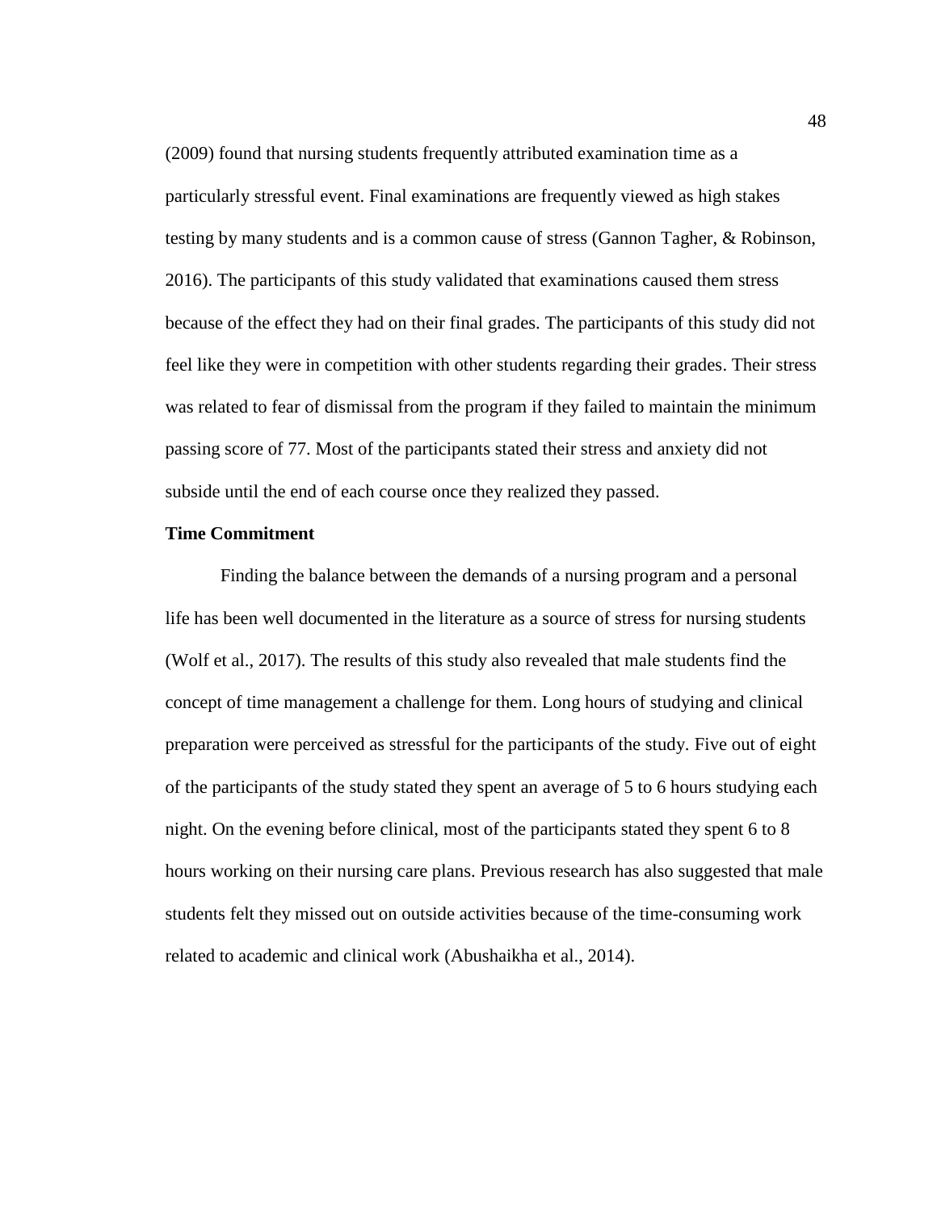(2009) found that nursing students frequently attributed examination time as a particularly stressful event. Final examinations are frequently viewed as high stakes testing by many students and is a common cause of stress (Gannon Tagher, & Robinson, 2016). The participants of this study validated that examinations caused them stress because of the effect they had on their final grades. The participants of this study did not feel like they were in competition with other students regarding their grades. Their stress was related to fear of dismissal from the program if they failed to maintain the minimum passing score of 77. Most of the participants stated their stress and anxiety did not subside until the end of each course once they realized they passed.

**Time Commitment**

Finding the balance between the demands of a nursing program and a personal life has been well documented in the literature as a source of stress for nursing students (Wolf et al., 2017). The results of this study also revealed that male students find the concept of time management a challenge for them. Long hours of studying and clinical preparation were perceived as stressful for the participants of the study. Five out of eight of the participants of the study stated they spent an average of 5 to 6 hours studying each night. On the evening before clinical, most of the participants stated they spent 6 to 8 hours working on their nursing care plans. Previous research has also suggested that male students felt they missed out on outside activities because of the time-consuming work related to academic and clinical work (Abushaikha et al., 2014).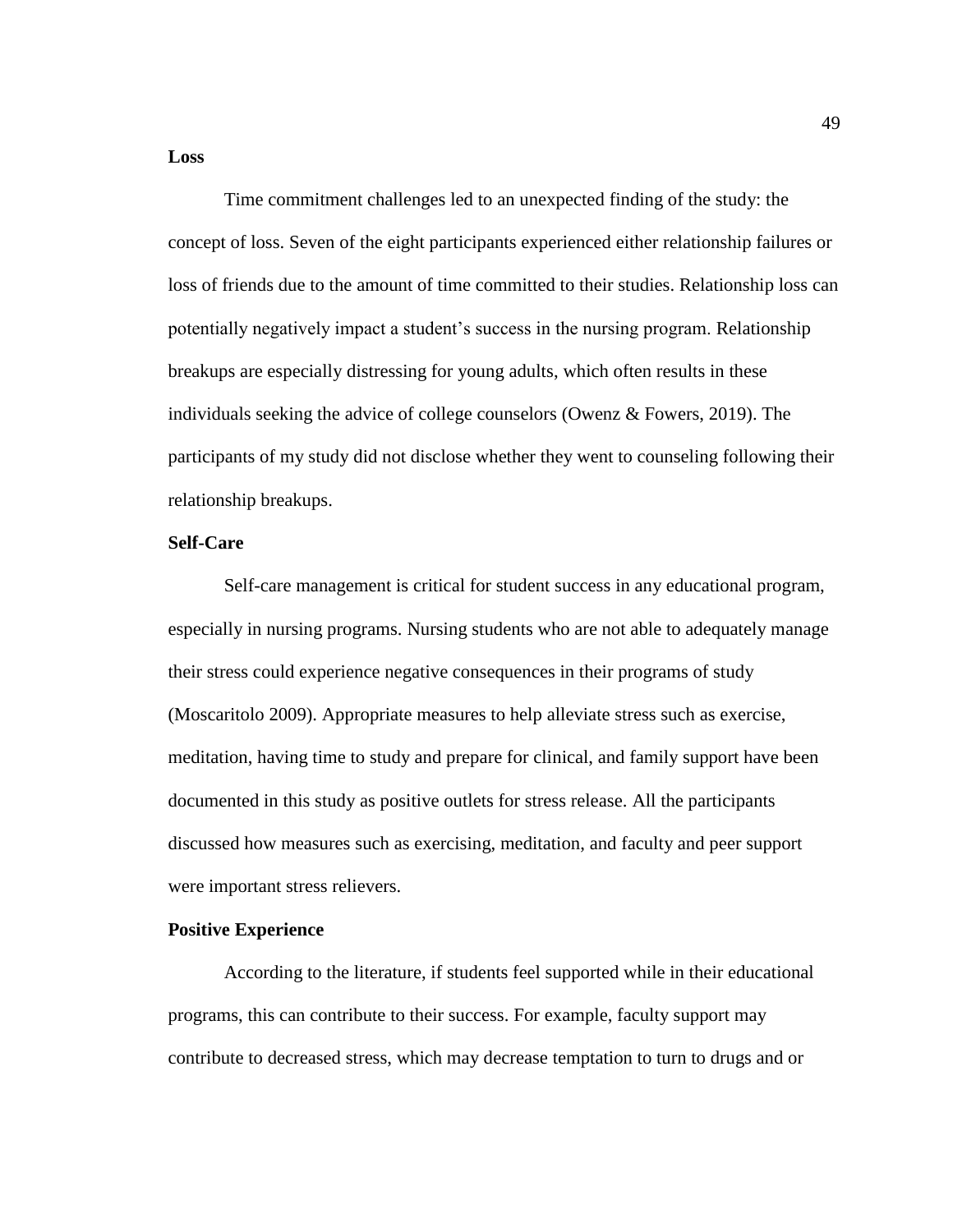### Loss

Time commitment challenges led to an unexpected finding of the study: the concept of loss. Seven of the eight participants experienced either relationship failures or loss of friends due to the amount of time committed to their studies. Relationship loss can potentially negatively impact a student's success in the nursing program. Relationship breakups are especially distressing for young adults, which often results in these individuals seeking the advice of college counselors (Owenz & Fowers, 2019). The participants of my study did not disclose whether they went to counseling following their relationship breakups.

### Self-Care

Self-care management is critical for student success in any educational program, especially in nursing programs. Nursing students who are not able to adequately manage their stress could experience negative consequences in their programs of study (Moscaritolo 2009). Appropriate measures to help alleviate stress such as exercise, meditation, having time to study and prepare for clinical, and family support have been documented in this study as positive outlets for stress release. All the participants discussed how measures such as exercising, meditation, and faculty and peer support were important stress relievers.

### Positive Experience

According to the literature, if students feel supported while in their educational programs, this can contribute to their success. For example, faculty support may contribute to decreased stress, which may decrease temptation to turn to drugs and or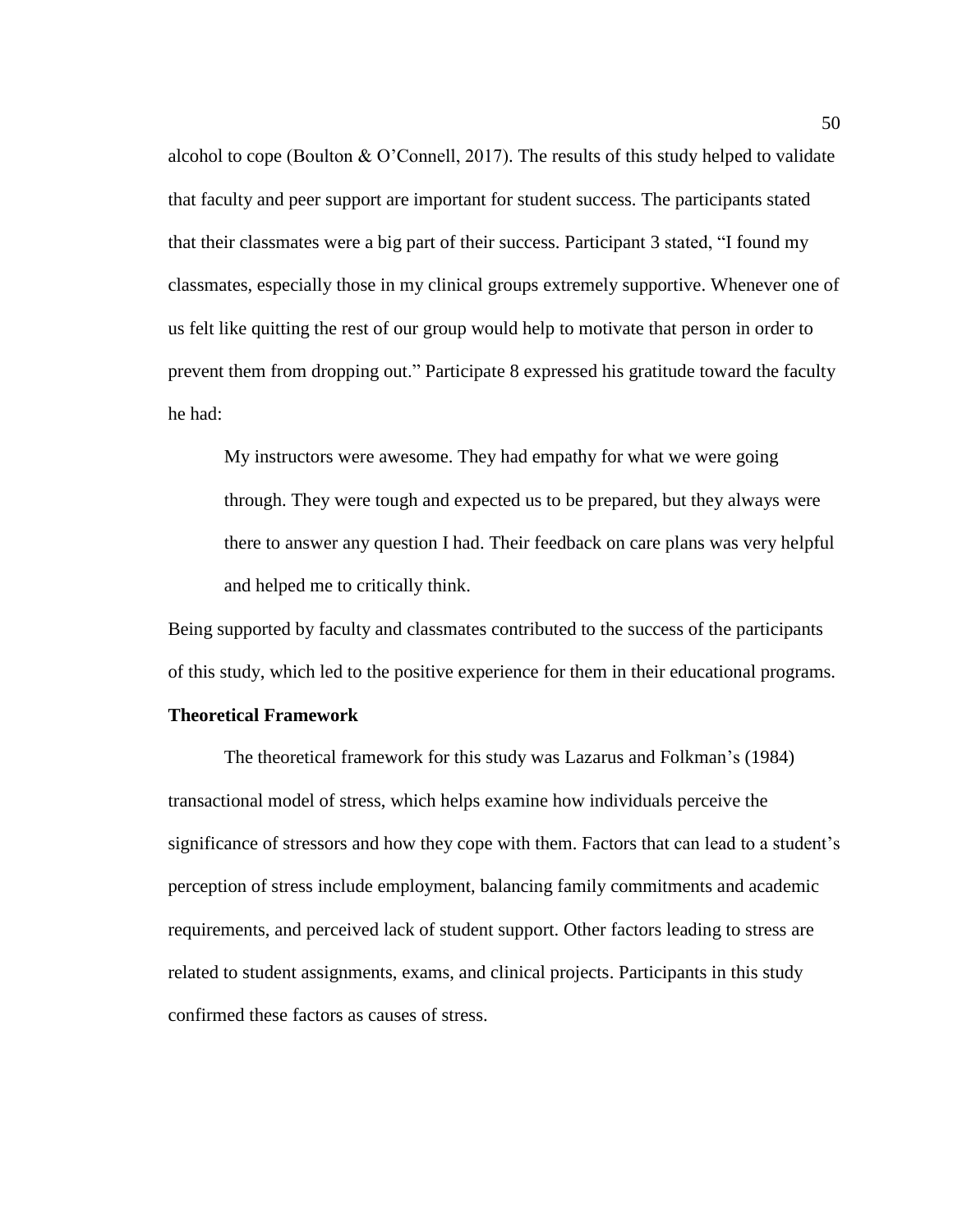alcohol to cope (Boulton & O'Connell, 2017). The results of this study helped to validate that faculty and peer support are important for student success. The participants stated that their classmates were a big part of their success. Participant 3 stated, "I found my classmates, especially those in my clinical groups extremely supportive. Whenever one of us felt like quitting the rest of our group would help to motivate that person in order to prevent them from dropping out." Participate 8 expressed his gratitude toward the faculty he had:

> My instructors were awesome. They had empathy for what we were going through. They were tough and expected us to be prepared, but they always were there to answer any question I had. Their feedback on care plans was very helpful and helped me to critically think.

Being supported by faculty and classmates contributed to the success of the participants of this study, which led to the positive experience for them in their educational programs.

**Theoretical Framework**

The theoretical framework for this study was Lazarus and Folkman's (1984) transactional model of stress, which helps examine how individuals perceive the significance of stressors and how they cope with them. Factors that can lead to a student's perception of stress include employment, balancing family commitments and academic requirements, and perceived lack of student support. Other factors leading to stress are related to student assignments, exams, and clinical projects. Participants in this study confirmed these factors as causes of stress.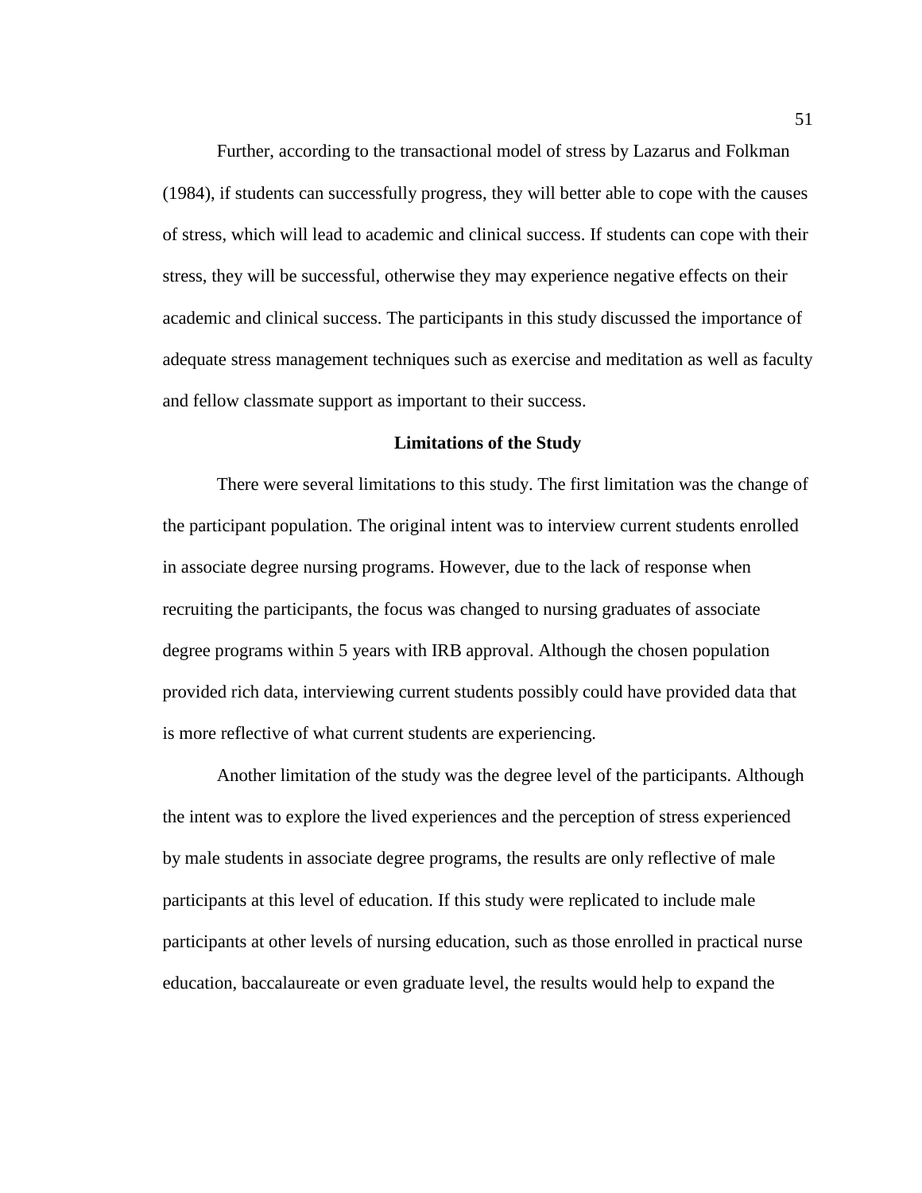Further, according to the transactional model of stress by Lazarus and Folkman (1984), if students can successfully progress, they will better able to cope with the causes of stress, which will lead to academic and clinical success. If students can cope with their stress, they will be successful, otherwise they may experience negative effects on their academic and clinical success. The participants in this study discussed the importance of adequate stress management techniques such as exercise and meditation as well as faculty and fellow classmate support as important to their success.

## Limitations of the Study

There were several limitations to this study. The first limitation was the change of the participant population. The original intent was to interview current students enrolled in associate degree nursing programs. However, due to the lack of response when recruiting the participants, the focus was changed to nursing graduates of associate degree programs within 5 years with IRB approval. Although the chosen population provided rich data, interviewing current students possibly could have provided data that is more reflective of what current students are experiencing.

Another limitation of the study was the degree level of the participants. Although the intent was to explore the lived experiences and the perception of stress experienced by male students in associate degree programs, the results are only reflective of male participants at this level of education. If this study were replicated to include male participants at other levels of nursing education, such as those enrolled in practical nurse education, baccalaureate or even graduate level, the results would help to expand the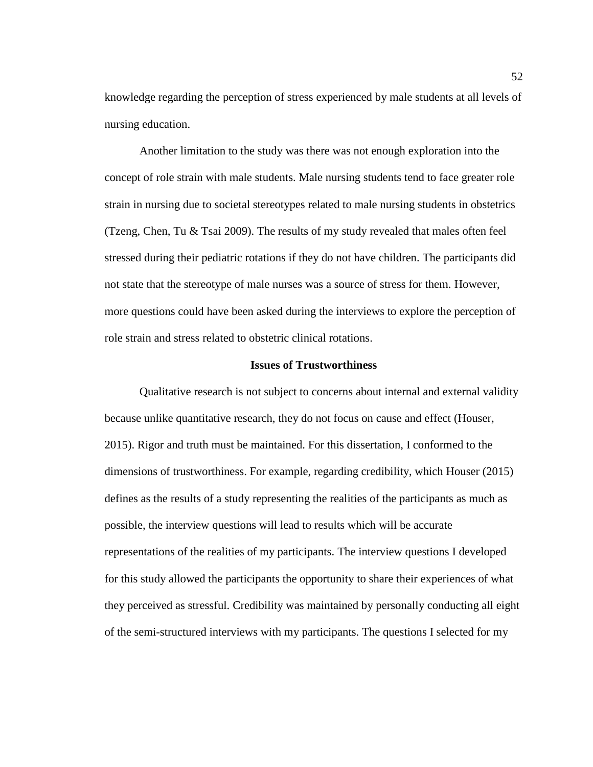knowledge regarding the perception of stress experienced by male students at all levels of nursing education.

Another limitation to the study was there was not enough exploration into the concept of role strain with male students. Male nursing students tend to face greater role strain in nursing due to societal stereotypes related to male nursing students in obstetrics (Tzeng, Chen, Tu & Tsai 2009). The results of my study revealed that males often feel stressed during their pediatric rotations if they do not have children. The participants did not state that the stereotype of male nurses was a source of stress for them. However, more questions could have been asked during the interviews to explore the perception of role strain and stress related to obstetric clinical rotations.

## Issues of Trustworthiness

Qualitative research is not subject to concerns about internal and external validity because unlike quantitative research, they do not focus on cause and effect (Houser, 2015). Rigor and truth must be maintained. For this dissertation, I conformed to the dimensions of trustworthiness. For example, regarding credibility, which Houser (2015) defines as the results of a study representing the realities of the participants as much as possible, the interview questions will lead to results which will be accurate representations of the realities of my participants. The interview questions I developed for this study allowed the participants the opportunity to share their experiences of what they perceived as stressful. Credibility was maintained by personally conducting all eight of the semi-structured interviews with my participants. The questions I selected for my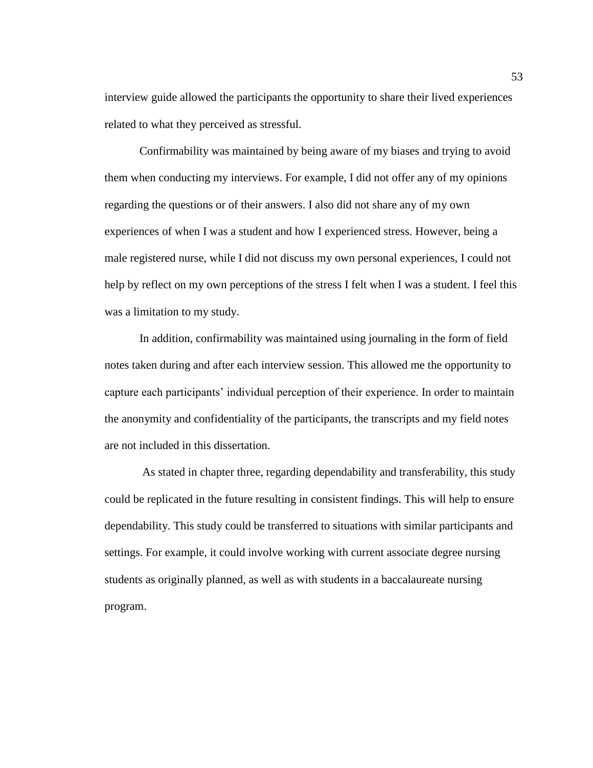interview guide allowed the participants the opportunity to share their lived experiences related to what they perceived as stressful.

Confirmability was maintained by being aware of my biases and trying to avoid them when conducting my interviews. For example, I did not offer any of my opinions regarding the questions or of their answers. I also did not share any of my own experiences of when I was a student and how I experienced stress. However, being a male registered nurse, while I did not discuss my own personal experiences, I could not help by reflect on my own perceptions of the stress I felt when I was a student. I feel this was a limitation to my study.

In addition, confirmability was maintained using journaling in the form of field notes taken during and after each interview session. This allowed me the opportunity to capture each participants' individual perception of their experience. In order to maintain the anonymity and confidentiality of the participants, the transcripts and my field notes are not included in this dissertation.

As stated in chapter three, regarding dependability and transferability, this study could be replicated in the future resulting in consistent findings. This will help to ensure dependability. This study could be transferred to situations with similar participants and settings. For example, it could involve working with current associate degree nursing students as originally planned, as well as with students in a baccalaureate nursing program.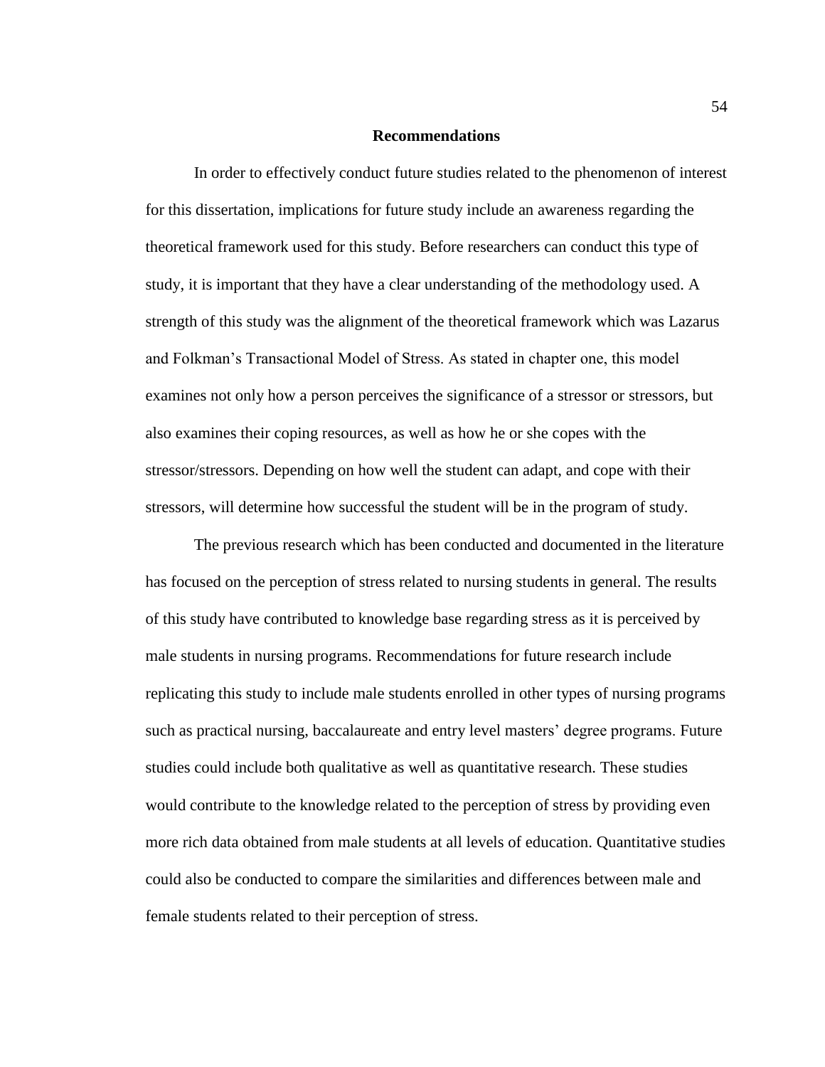## Recommendations

In order to effectively conduct future studies related to the phenomenon of interest for this dissertation, implications for future study include an awareness regarding the theoretical framework used for this study. Before researchers can conduct this type of study, it is important that they have a clear understanding of the methodology used. A strength of this study was the alignment of the theoretical framework which was Lazarus and Folkman's Transactional Model of Stress. As stated in chapter one, this model examines not only how a person perceives the significance of a stressor or stressors, but also examines their coping resources, as well as how he or she copes with the stressor/stressors. Depending on how well the student can adapt, and cope with their stressors, will determine how successful the student will be in the program of study.

The previous research which has been conducted and documented in the literature has focused on the perception of stress related to nursing students in general. The results of this study have contributed to knowledge base regarding stress as it is perceived by male students in nursing programs. Recommendations for future research include replicating this study to include male students enrolled in other types of nursing programs such as practical nursing, baccalaureate and entry level masters' degree programs. Future studies could include both qualitative as well as quantitative research. These studies would contribute to the knowledge related to the perception of stress by providing even more rich data obtained from male students at all levels of education. Quantitative studies could also be conducted to compare the similarities and differences between male and female students related to their perception of stress.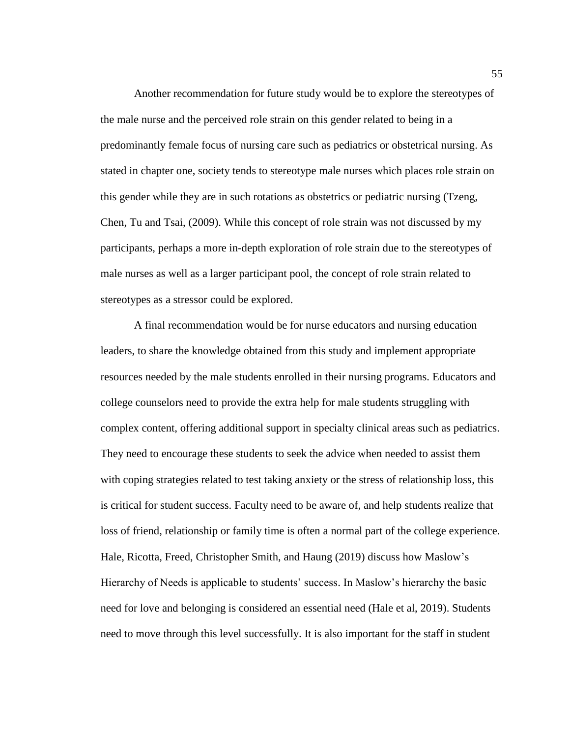Another recommendation for future study would be to explore the stereotypes of the male nurse and the perceived role strain on this gender related to being in a predominantly female focus of nursing care such as pediatrics or obstetrical nursing. As stated in chapter one, society tends to stereotype male nurses which places role strain on this gender while they are in such rotations as obstetrics or pediatric nursing (Tzeng, Chen, Tu and Tsai, (2009). While this concept of role strain was not discussed by my participants, perhaps a more in-depth exploration of role strain due to the stereotypes of male nurses as well as a larger participant pool, the concept of role strain related to stereotypes as a stressor could be explored.

A final recommendation would be for nurse educators and nursing education leaders, to share the knowledge obtained from this study and implement appropriate resources needed by the male students enrolled in their nursing programs. Educators and college counselors need to provide the extra help for male students struggling with complex content, offering additional support in specialty clinical areas such as pediatrics. They need to encourage these students to seek the advice when needed to assist them with coping strategies related to test taking anxiety or the stress of relationship loss, this is critical for student success. Faculty need to be aware of, and help students realize that loss of friend, relationship or family time is often a normal part of the college experience. Hale, Ricotta, Freed, Christopher Smith, and Haung (2019) discuss how Maslow's Hierarchy of Needs is applicable to students' success. In Maslow's hierarchy the basic need for love and belonging is considered an essential need (Hale et al, 2019). Students need to move through this level successfully. It is also important for the staff in student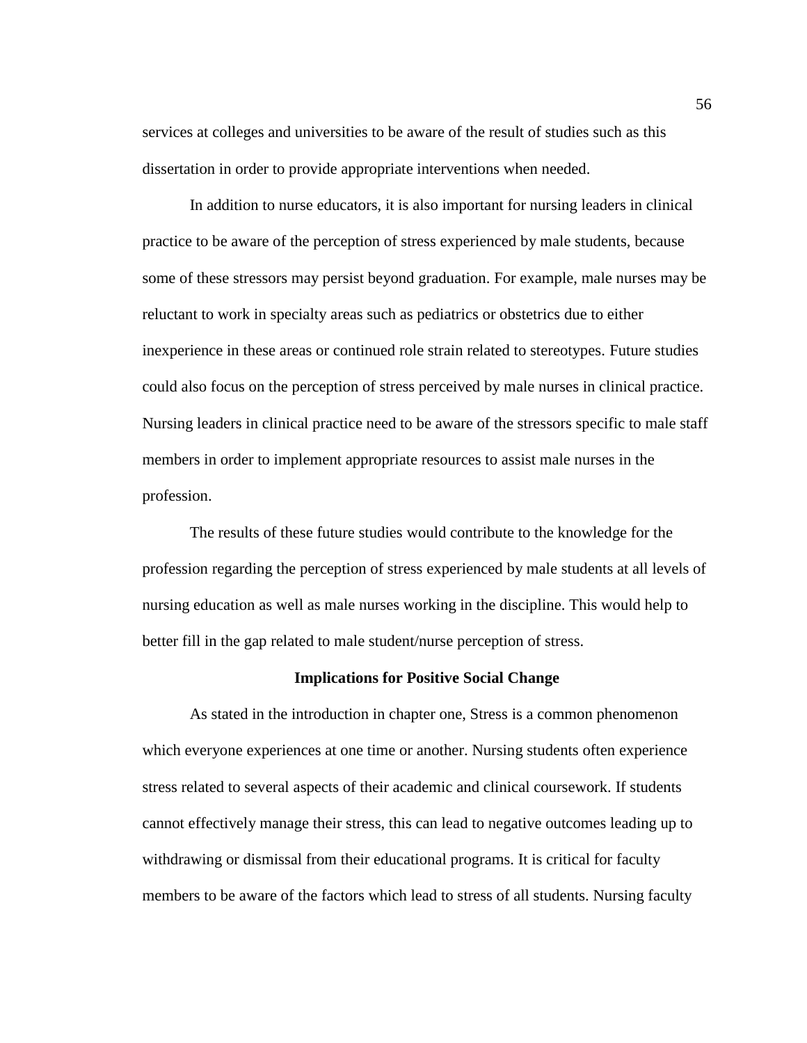services at colleges and universities to be aware of the result of studies such as this dissertation in order to provide appropriate interventions when needed.

In addition to nurse educators, it is also important for nursing leaders in clinical practice to be aware of the perception of stress experienced by male students, because some of these stressors may persist beyond graduation. For example, male nurses may be reluctant to work in specialty areas such as pediatrics or obstetrics due to either inexperience in these areas or continued role strain related to stereotypes. Future studies could also focus on the perception of stress perceived by male nurses in clinical practice. Nursing leaders in clinical practice need to be aware of the stressors specific to male staff members in order to implement appropriate resources to assist male nurses in the profession.

The results of these future studies would contribute to the knowledge for the profession regarding the perception of stress experienced by male students at all levels of nursing education as well as male nurses working in the discipline. This would help to better fill in the gap related to male student/nurse perception of stress.

## Implications for Positive Social Change

As stated in the introduction in chapter one, Stress is a common phenomenon which everyone experiences at one time or another. Nursing students often experience stress related to several aspects of their academic and clinical coursework. If students cannot effectively manage their stress, this can lead to negative outcomes leading up to withdrawing or dismissal from their educational programs. It is critical for faculty members to be aware of the factors which lead to stress of all students. Nursing faculty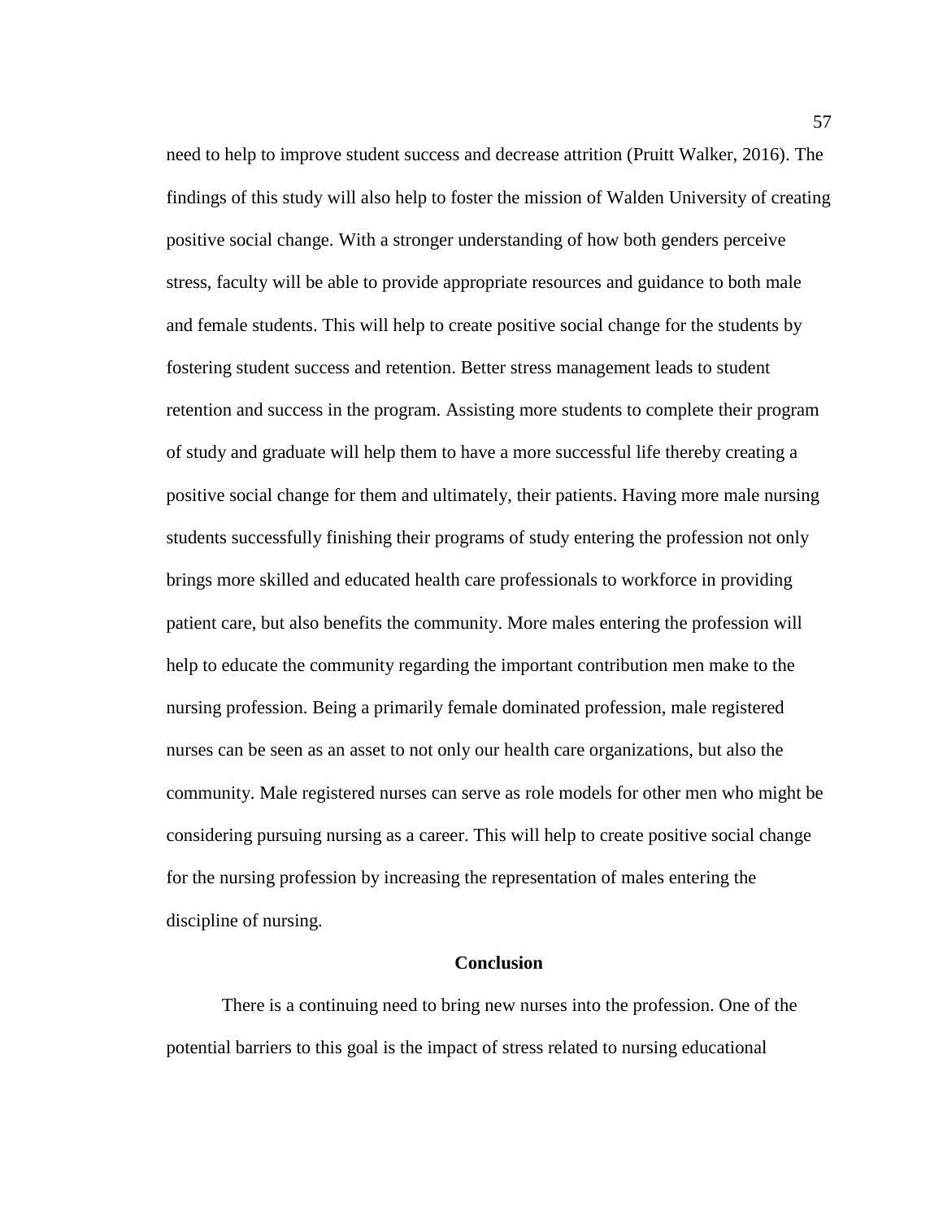need to help to improve student success and decrease attrition (Pruitt Walker, 2016). The findings of this study will also help to foster the mission of Walden University of creating positive social change. With a stronger understanding of how both genders perceive stress, faculty will be able to provide appropriate resources and guidance to both male and female students. This will help to create positive social change for the students by fostering student success and retention. Better stress management leads to student retention and success in the program. Assisting more students to complete their program of study and graduate will help them to have a more successful life thereby creating a positive social change for them and ultimately, their patients. Having more male nursing students successfully finishing their programs of study entering the profession not only brings more skilled and educated health care professionals to workforce in providing patient care, but also benefits the community. More males entering the profession will help to educate the community regarding the important contribution men make to the nursing profession. Being a primarily female dominated profession, male registered nurses can be seen as an asset to not only our health care organizations, but also the community. Male registered nurses can serve as role models for other men who might be considering pursuing nursing as a career. This will help to create positive social change for the nursing profession by increasing the representation of males entering the discipline of nursing.

## Conclusion

There is a continuing need to bring new nurses into the profession. One of the potential barriers to this goal is the impact of stress related to nursing educational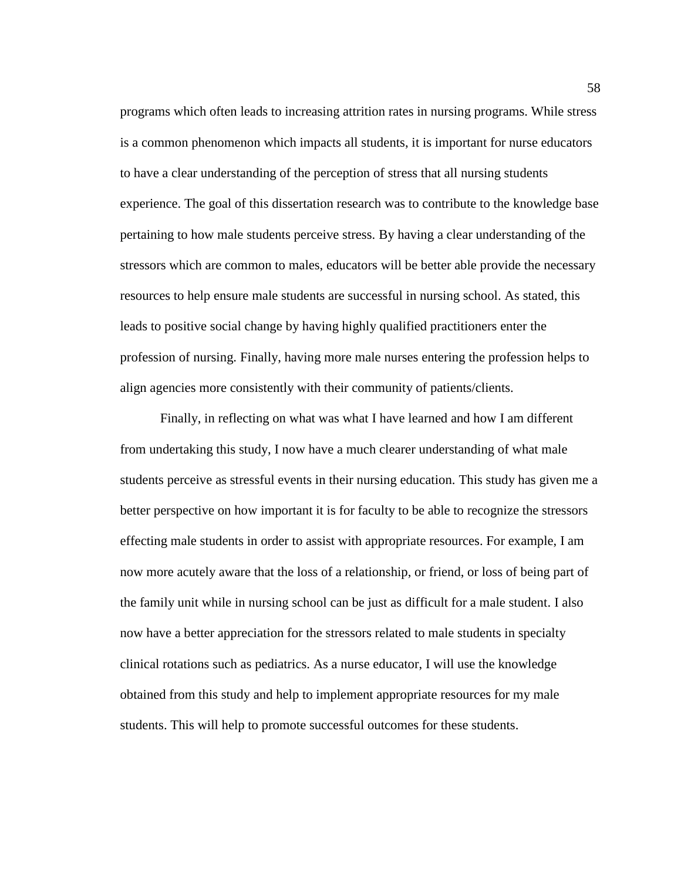programs which often leads to increasing attrition rates in nursing programs. While stress is a common phenomenon which impacts all students, it is important for nurse educators to have a clear understanding of the perception of stress that all nursing students experience. The goal of this dissertation research was to contribute to the knowledge base pertaining to how male students perceive stress. By having a clear understanding of the stressors which are common to males, educators will be better able provide the necessary resources to help ensure male students are successful in nursing school. As stated, this leads to positive social change by having highly qualified practitioners enter the profession of nursing. Finally, having more male nurses entering the profession helps to align agencies more consistently with their community of patients/clients.

Finally, in reflecting on what was what I have learned and how I am different from undertaking this study, I now have a much clearer understanding of what male students perceive as stressful events in their nursing education. This study has given me a better perspective on how important it is for faculty to be able to recognize the stressors effecting male students in order to assist with appropriate resources. For example, I am now more acutely aware that the loss of a relationship, or friend, or loss of being part of the family unit while in nursing school can be just as difficult for a male student. I also now have a better appreciation for the stressors related to male students in specialty clinical rotations such as pediatrics. As a nurse educator, I will use the knowledge obtained from this study and help to implement appropriate resources for my male students. This will help to promote successful outcomes for these students.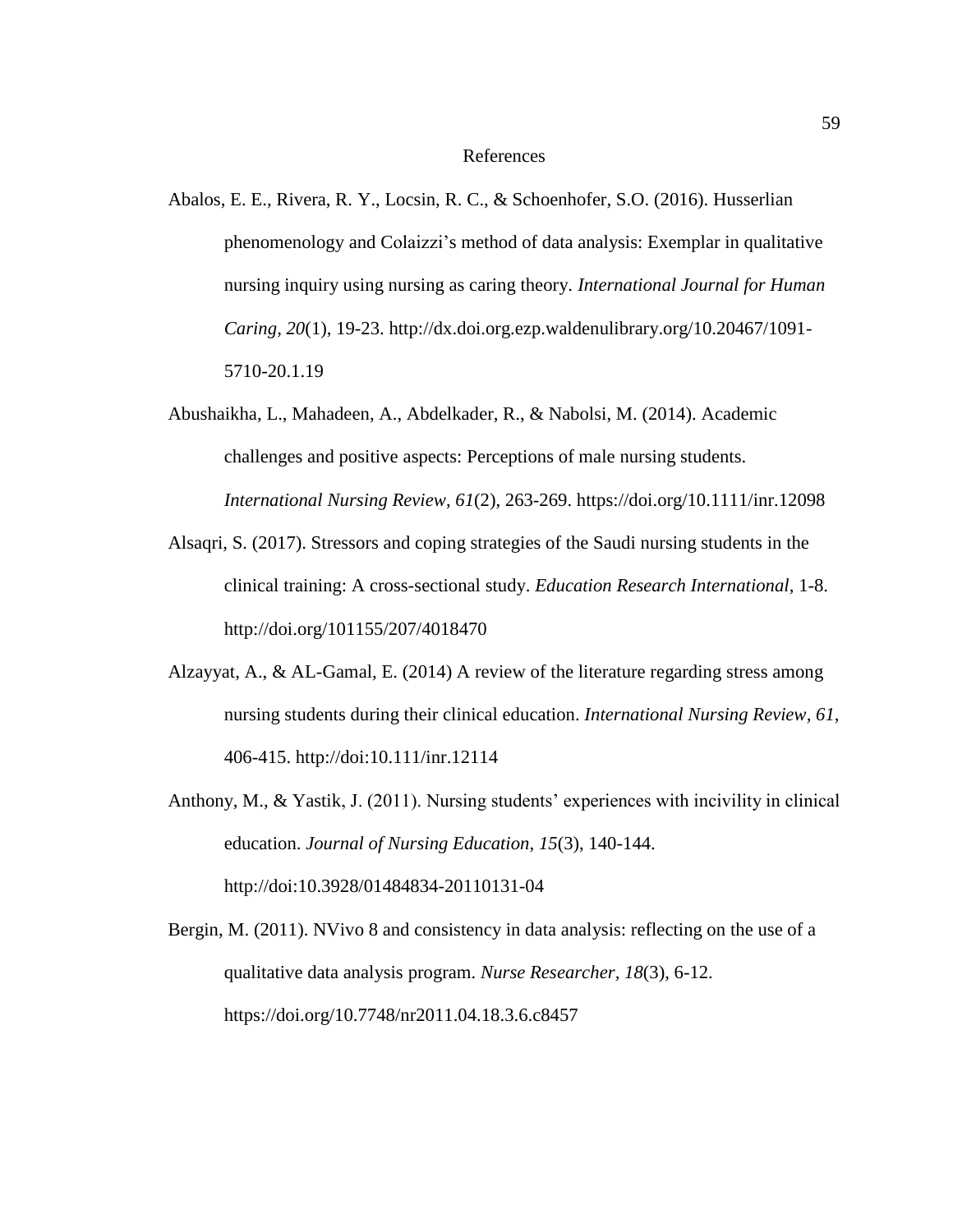# References

Abalos, E. E., Rivera, R. Y., Locsin, R. C., & Schoenhofer, S.O. (2016). Husserlian phenomenology and Colaizzi's method of data analysis: Exemplar in qualitative nursing inquiry using nursing as caring theory. *International Journal for Human Caring, 20*(1), 19-23. http://dx.doi.org.ezp.waldenulibrary.org/10.20467/1091-5710-20.1.19

Abushaikha, L., Mahadeen, A., Abdelkader, R., & Nabolsi, M. (2014). Academic challenges and positive aspects: Perceptions of male nursing students. *International Nursing Review*, *61*(2), 263-269. https://doi.org/10.1111/inr.12098

Alsaqri, S. (2017). Stressors and coping strategies of the Saudi nursing students in the clinical training: A cross-sectional study. *Education Research International*, 1-8. http://doi.org/101155/207/4018470

Alzayyat, A., & AL-Gamal, E. (2014) A review of the literature regarding stress among nursing students during their clinical education. *International Nursing Review*, *61*, 406-415. http://doi:10.111/inr.12114

Anthony, M., & Yastik, J. (2011). Nursing students' experiences with incivility in clinical education. *Journal of Nursing Education*, *15*(3), 140-144. http://doi:10.3928/01484834-20110131-04

Bergin, M. (2011). NVivo 8 and consistency in data analysis: reflecting on the use of a qualitative data analysis program. *Nurse Researcher*, *18*(3), 6-12. https://doi.org/10.7748/nr2011.04.18.3.6.c8457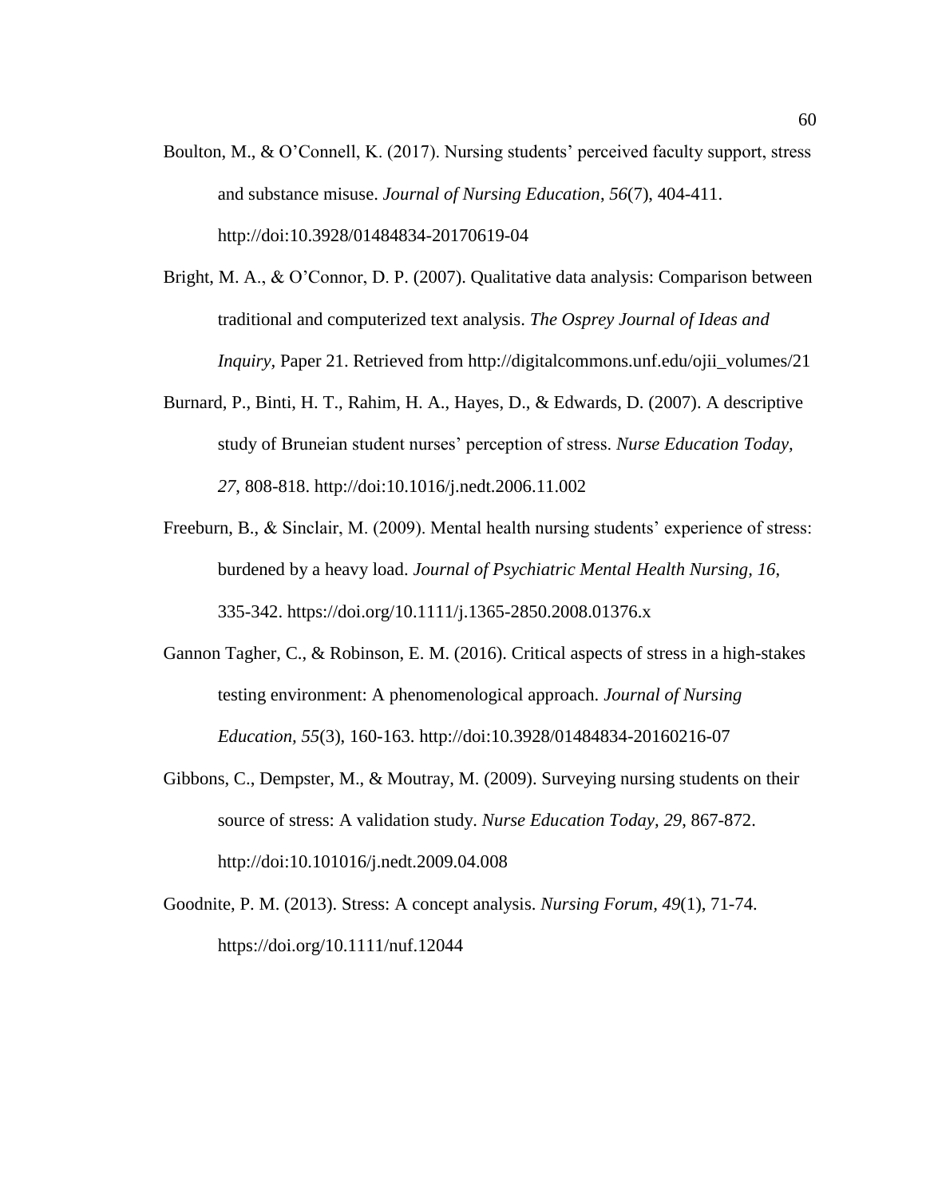Boulton, M., & O'Connell, K. (2017). Nursing students' perceived faculty support, stress and substance misuse. *Journal of Nursing Education*, *56*(7), 404-411. http://doi:10.3928/01484834-20170619-04

Bright, M. A., & O'Connor, D. P. (2007). Qualitative data analysis: Comparison between traditional and computerized text analysis. *The Osprey Journal of Ideas and Inquiry,* Paper 21. Retrieved from http://digitalcommons.unf.edu/ojii_volumes/21

Burnard, P., Binti, H. T., Rahim, H. A., Hayes, D., & Edwards, D. (2007). A descriptive study of Bruneian student nurses' perception of stress. *Nurse Education Today*, *27*, 808-818. http://doi:10.1016/j.nedt.2006.11.002

Freeburn, B., & Sinclair, M. (2009). Mental health nursing students' experience of stress: burdened by a heavy load. *Journal of Psychiatric Mental Health Nursing, 16*, 335-342. https://doi.org/10.1111/j.1365-2850.2008.01376.x

Gannon Tagher, C., & Robinson, E. M. (2016). Critical aspects of stress in a high-stakes testing environment: A phenomenological approach. *Journal of Nursing Education, 55*(3), 160-163. http://doi:10.3928/01484834-20160216-07

Gibbons, C., Dempster, M., & Moutray, M. (2009). Surveying nursing students on their source of stress: A validation study. *Nurse Education Today, 29*, 867-872. http://doi:10.101016/j.nedt.2009.04.008

Goodnite, P. M. (2013). Stress: A concept analysis. *Nursing Forum, 49*(1), 71-74. https://doi.org/10.1111/nuf.12044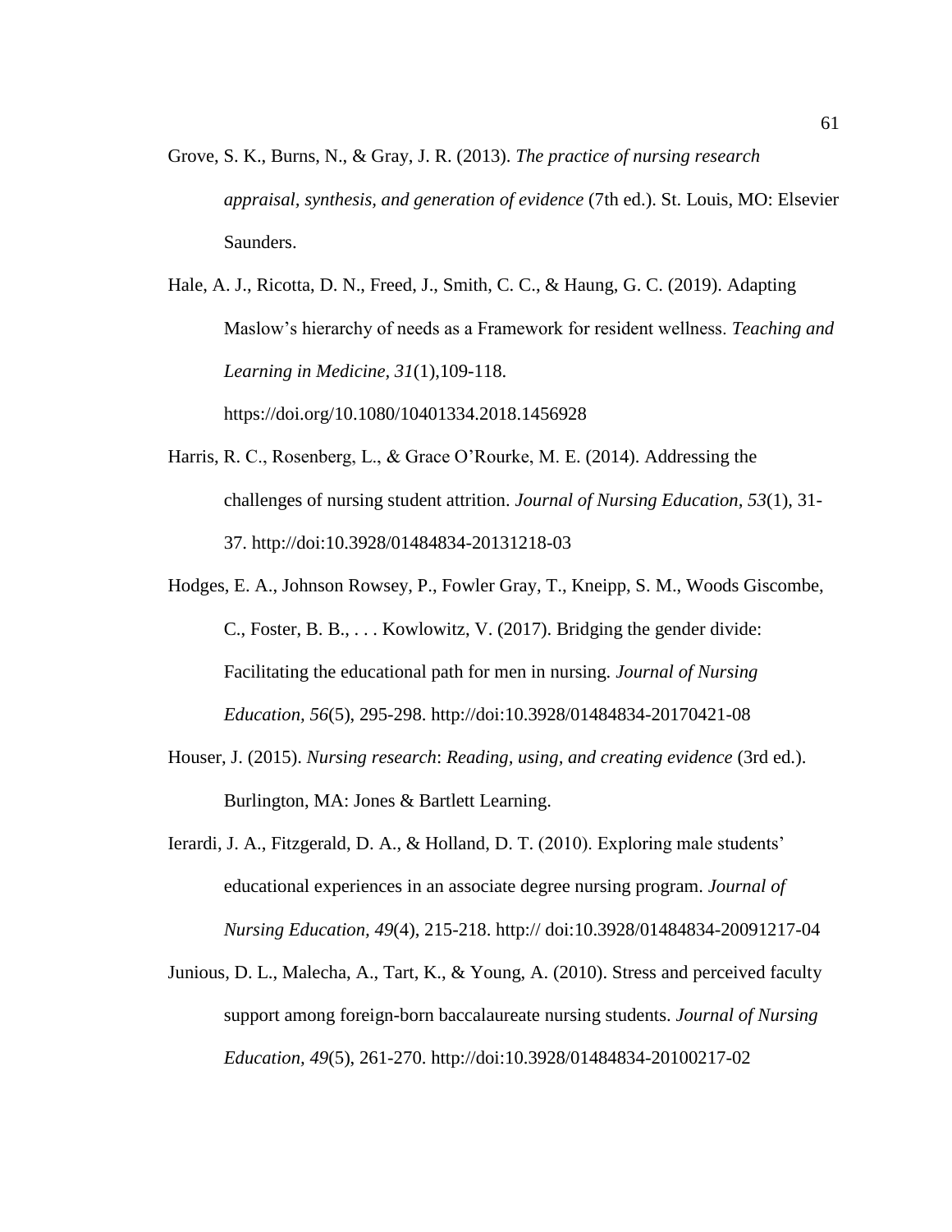Grove, S. K., Burns, N., & Gray, J. R. (2013). *The practice of nursing research appraisal, synthesis, and generation of evidence* (7th ed.). St. Louis, MO: Elsevier Saunders.

Hale, A. J., Ricotta, D. N., Freed, J., Smith, C. C., & Haung, G. C. (2019). Adapting Maslow's hierarchy of needs as a Framework for resident wellness. *Teaching and Learning in Medicine, 31*(1),109-118. https://doi.org/10.1080/10401334.2018.1456928

Harris, R. C., Rosenberg, L., & Grace O'Rourke, M. E. (2014). Addressing the challenges of nursing student attrition. *Journal of Nursing Education, 53*(1), 31-37. http://doi:10.3928/01484834-20131218-03

Hodges, E. A., Johnson Rowsey, P., Fowler Gray, T., Kneipp, S. M., Woods Giscombe, C., Foster, B. B., . . . Kowlowitz, V. (2017). Bridging the gender divide: Facilitating the educational path for men in nursing. *Journal of Nursing Education, 56*(5), 295-298. http://doi:10.3928/01484834-20170421-08

Houser, J. (2015). *Nursing research*: *Reading, using, and creating evidence* (3rd ed.). Burlington, MA: Jones & Bartlett Learning.

Ierardi, J. A., Fitzgerald, D. A., & Holland, D. T. (2010). Exploring male students' educational experiences in an associate degree nursing program. *Journal of Nursing Education, 49*(4), 215-218. http:// doi:10.3928/01484834-20091217-04

Junious, D. L., Malecha, A., Tart, K., & Young, A. (2010). Stress and perceived faculty support among foreign-born baccalaureate nursing students. *Journal of Nursing Education, 49*(5), 261-270. http://doi:10.3928/01484834-20100217-02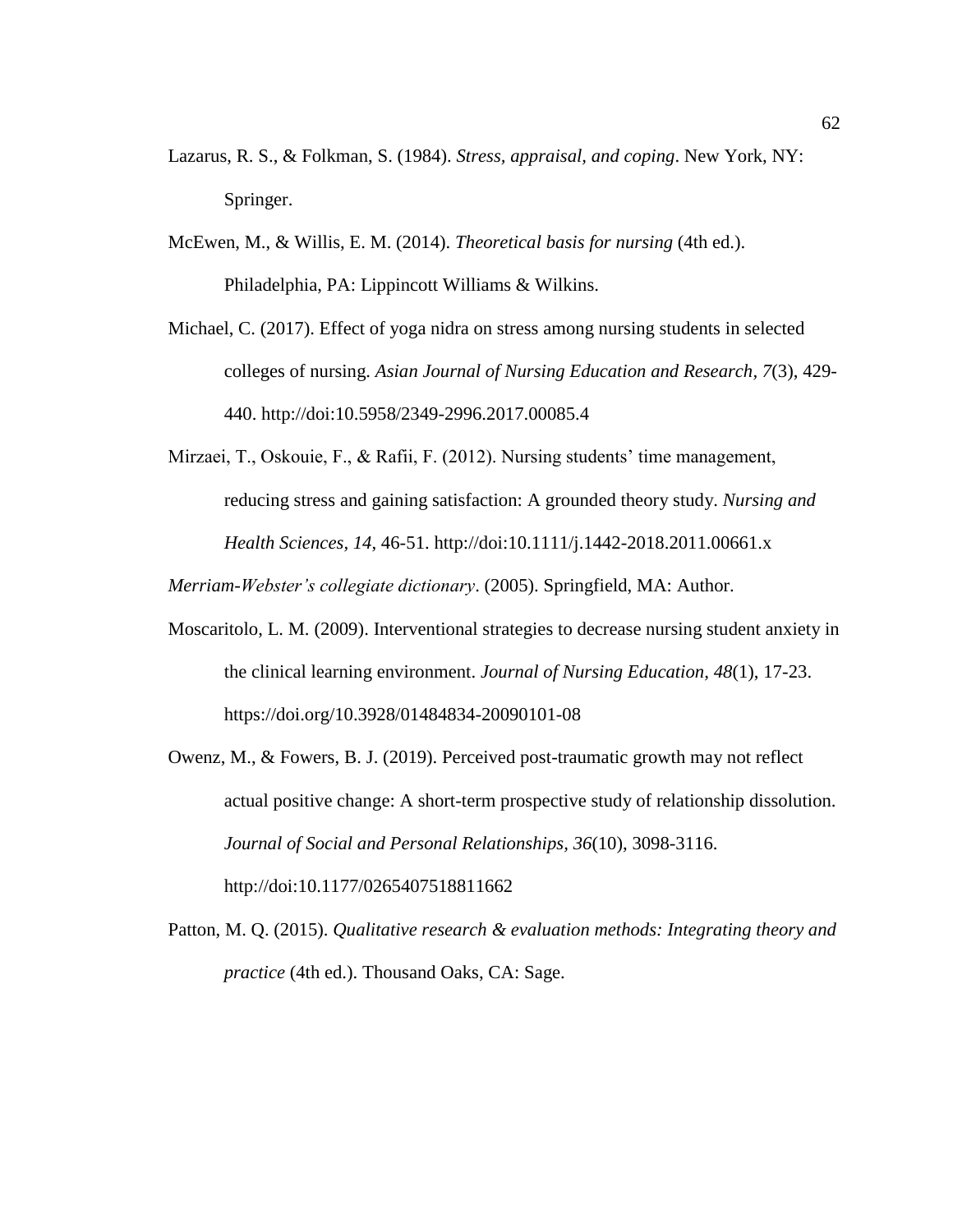Lazarus, R. S., & Folkman, S. (1984). *Stress, appraisal, and coping*. New York, NY: Springer.

McEwen, M., & Willis, E. M. (2014). *Theoretical basis for nursing* (4th ed.). Philadelphia, PA: Lippincott Williams & Wilkins.

Michael, C. (2017). Effect of yoga nidra on stress among nursing students in selected colleges of nursing. *Asian Journal of Nursing Education and Research, 7*(3), 429-440. http://doi:10.5958/2349-2996.2017.00085.4

Mirzaei, T., Oskouie, F., & Rafii, F. (2012). Nursing students' time management, reducing stress and gaining satisfaction: A grounded theory study. *Nursing and Health Sciences, 14*, 46-51. http://doi:10.1111/j.1442-2018.2011.00661.x

*Merriam-Webster's collegiate dictionary*. (2005). Springfield, MA: Author.

Moscaritolo, L. M. (2009). Interventional strategies to decrease nursing student anxiety in the clinical learning environment. *Journal of Nursing Education, 48*(1), 17-23. https://doi.org/10.3928/01484834-20090101-08

Owenz, M., & Fowers, B. J. (2019). Perceived post-traumatic growth may not reflect actual positive change: A short-term prospective study of relationship dissolution. *Journal of Social and Personal Relationships, 36*(10), 3098-3116. http://doi:10.1177/0265407518811662

Patton, M. Q. (2015). *Qualitative research & evaluation methods: Integrating theory and practice* (4th ed.). Thousand Oaks, CA: Sage.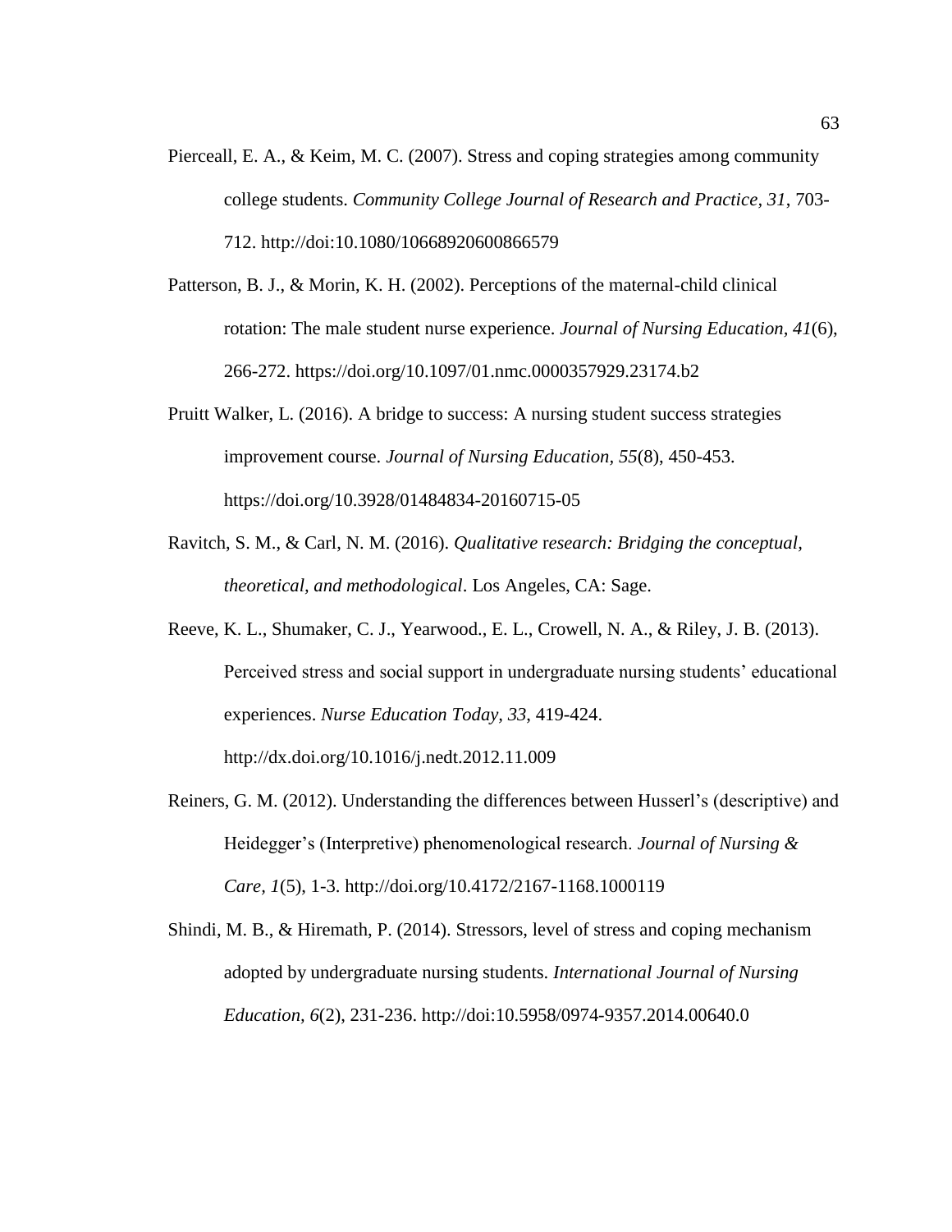Pierceall, E. A., & Keim, M. C. (2007). Stress and coping strategies among community college students. *Community College Journal of Research and Practice*, *31*, 703-712. http://doi:10.1080/10668920600866579

Patterson, B. J., & Morin, K. H. (2002). Perceptions of the maternal-child clinical rotation: The male student nurse experience. *Journal of Nursing Education*, *41*(6), 266-272. https://doi.org/10.1097/01.nmc.0000357929.23174.b2

Pruitt Walker, L. (2016). A bridge to success: A nursing student success strategies improvement course. *Journal of Nursing Education*, *55*(8), 450-453. https://doi.org/10.3928/01484834-20160715-05

Ravitch, S. M., & Carl, N. M. (2016). *Qualitative research: Bridging the conceptual, theoretical, and methodological*. Los Angeles, CA: Sage.

Reeve, K. L., Shumaker, C. J., Yearwood., E. L., Crowell, N. A., & Riley, J. B. (2013). Perceived stress and social support in undergraduate nursing students' educational experiences. *Nurse Education Today*, *33*, 419-424. http://dx.doi.org/10.1016/j.nedt.2012.11.009

Reiners, G. M. (2012). Understanding the differences between Husserl's (descriptive) and Heidegger's (Interpretive) phenomenological research. *Journal of Nursing & Care*, *1*(5), 1-3. http://doi.org/10.4172/2167-1168.1000119

Shindi, M. B., & Hiremath, P. (2014). Stressors, level of stress and coping mechanism adopted by undergraduate nursing students. *International Journal of Nursing Education*, *6*(2), 231-236. http://doi:10.5958/0974-9357.2014.00640.0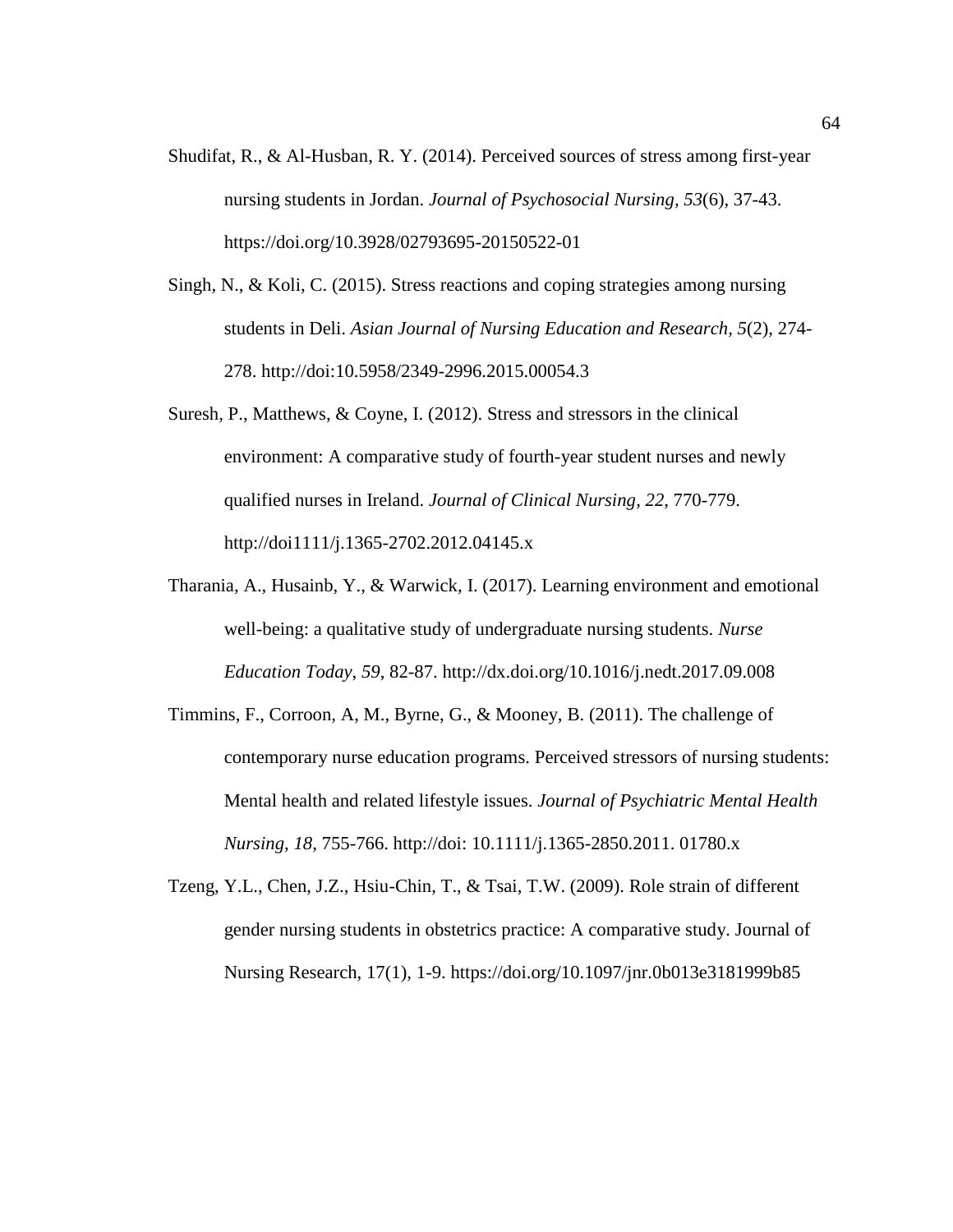Shudifat, R., & Al-Husban, R. Y. (2014). Perceived sources of stress among first-year nursing students in Jordan. *Journal of Psychosocial Nursing, 53*(6), 37-43. https://doi.org/10.3928/02793695-20150522-01

Singh, N., & Koli, C. (2015). Stress reactions and coping strategies among nursing students in Deli. *Asian Journal of Nursing Education and Research, 5*(2), 274-278. http://doi:10.5958/2349-2996.2015.00054.3

Suresh, P., Matthews, & Coyne, I. (2012). Stress and stressors in the clinical environment: A comparative study of fourth-year student nurses and newly qualified nurses in Ireland. *Journal of Clinical Nursing, 22*, 770-779. http://doi1111/j.1365-2702.2012.04145.x

Tharania, A., Husainb, Y., & Warwick, I. (2017). Learning environment and emotional well-being: a qualitative study of undergraduate nursing students. *Nurse Education Today, 59*, 82-87. http://dx.doi.org/10.1016/j.nedt.2017.09.008

Timmins, F., Corroon, A, M., Byrne, G., & Mooney, B. (2011). The challenge of contemporary nurse education programs. Perceived stressors of nursing students: Mental health and related lifestyle issues. *Journal of Psychiatric Mental Health Nursing, 18*, 755-766. http://doi: 10.1111/j.1365-2850.2011. 01780.x

Tzeng, Y.L., Chen, J.Z., Hsiu-Chin, T., & Tsai, T.W. (2009). Role strain of different gender nursing students in obstetrics practice: A comparative study. Journal of Nursing Research, 17(1), 1-9. https://doi.org/10.1097/jnr.0b013e3181999b85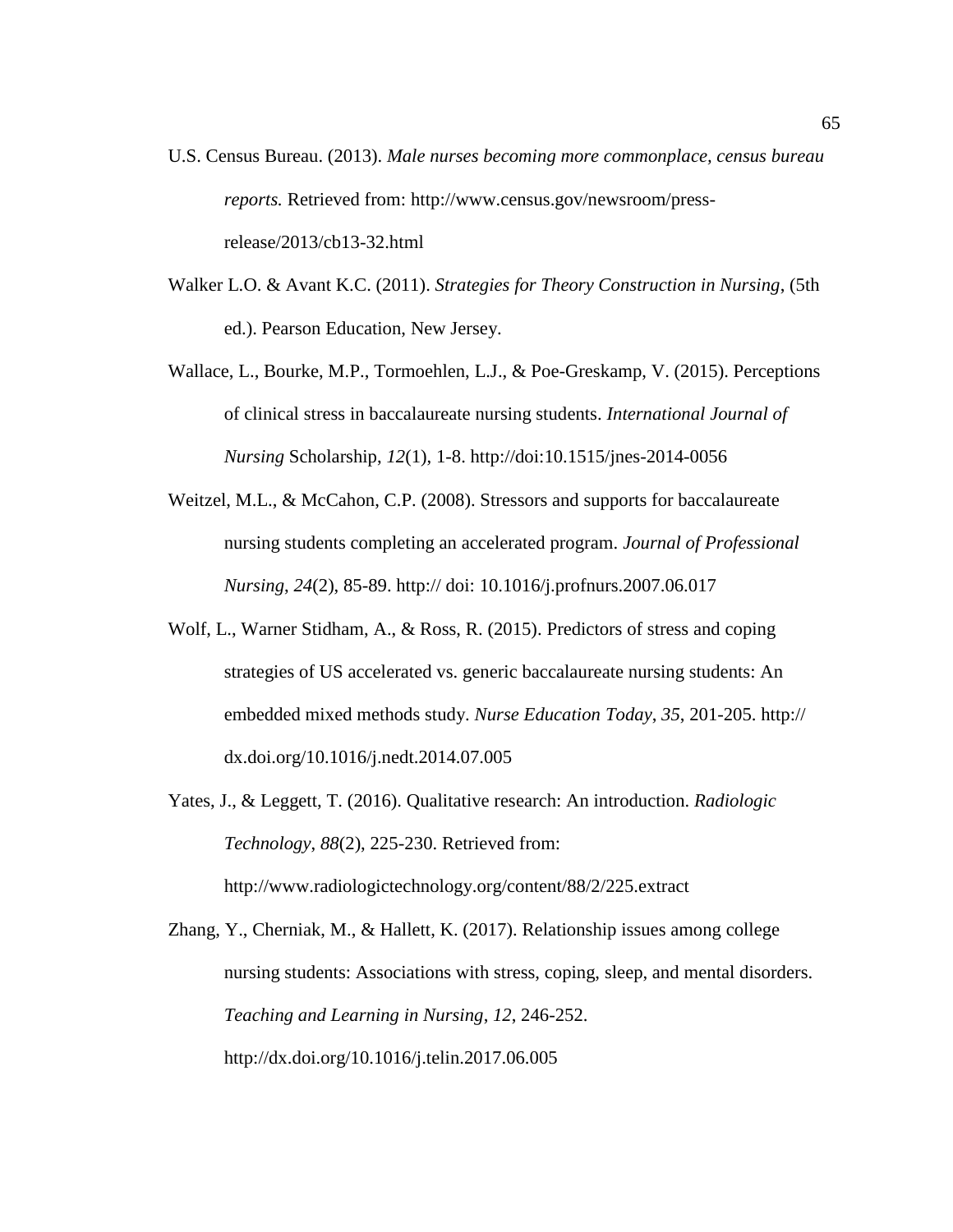U.S. Census Bureau. (2013). *Male nurses becoming more commonplace, census bureau reports.* Retrieved from: http://www.census.gov/newsroom/press-release/2013/cb13-32.html

Walker L.O. & Avant K.C. (2011). *Strategies for Theory Construction in Nursing*, (5th ed.). Pearson Education, New Jersey.

Wallace, L., Bourke, M.P., Tormoehlen, L.J., & Poe-Greskamp, V. (2015). Perceptions of clinical stress in baccalaureate nursing students. *International Journal of Nursing* Scholarship, *12*(1), 1-8. http://doi:10.1515/jnes-2014-0056

Weitzel, M.L., & McCahon, C.P. (2008). Stressors and supports for baccalaureate nursing students completing an accelerated program. *Journal of Professional Nursing*, *24*(2), 85-89. http:// doi: 10.1016/j.profnurs.2007.06.017

Wolf, L., Warner Stidham, A., & Ross, R. (2015). Predictors of stress and coping strategies of US accelerated vs. generic baccalaureate nursing students: An embedded mixed methods study. *Nurse Education Today*, *35*, 201-205. http:// dx.doi.org/10.1016/j.nedt.2014.07.005

Yates, J., & Leggett, T. (2016). Qualitative research: An introduction. *Radiologic Technology*, *88*(2), 225-230. Retrieved from: http://www.radiologictechnology.org/content/88/2/225.extract

Zhang, Y., Cherniak, M., & Hallett, K. (2017). Relationship issues among college nursing students: Associations with stress, coping, sleep, and mental disorders. *Teaching and Learning in Nursing*, *12*, 246-252. http://dx.doi.org/10.1016/j.telin.2017.06.005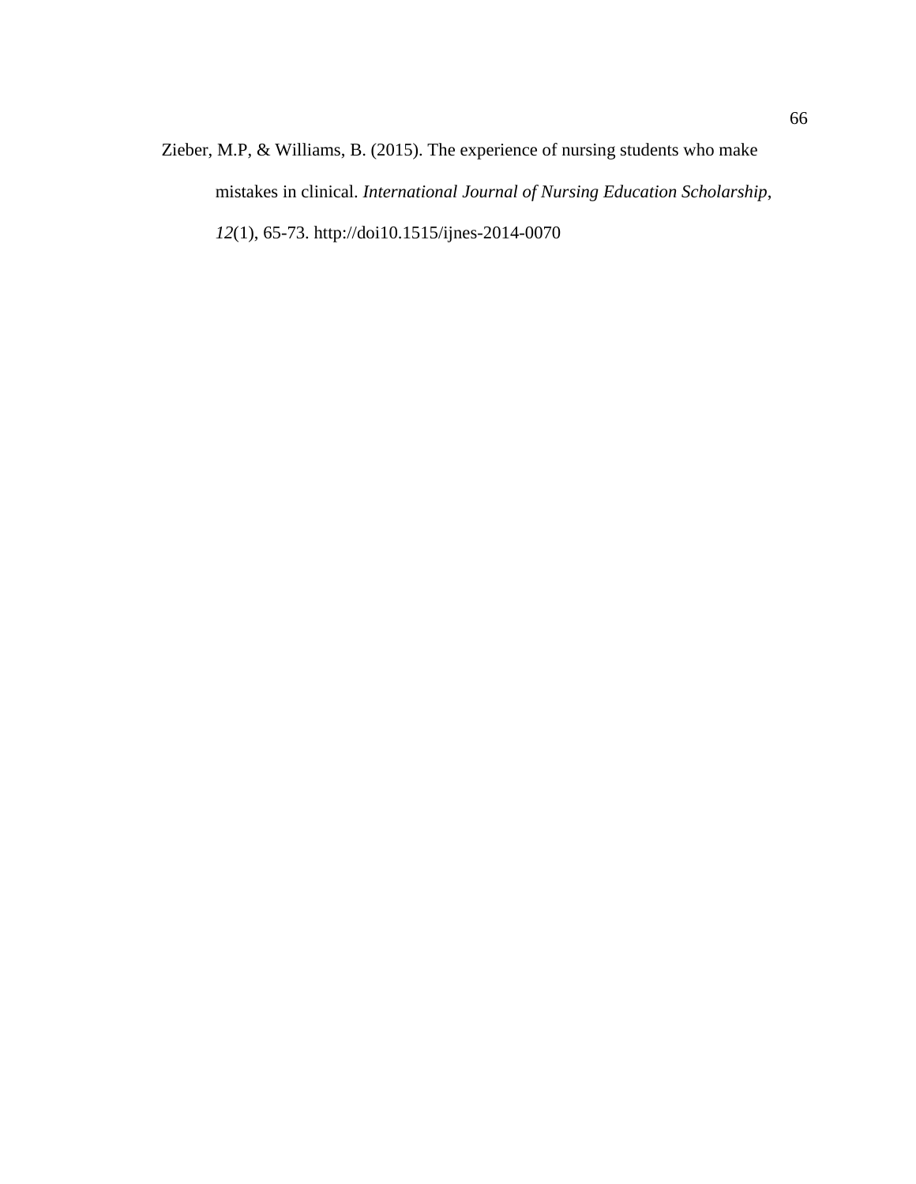Zieber, M.P, & Williams, B. (2015). The experience of nursing students who make mistakes in clinical. *International Journal of Nursing Education Scholarship*, *12*(1), 65-73. http://doi10.1515/ijnes-2014-0070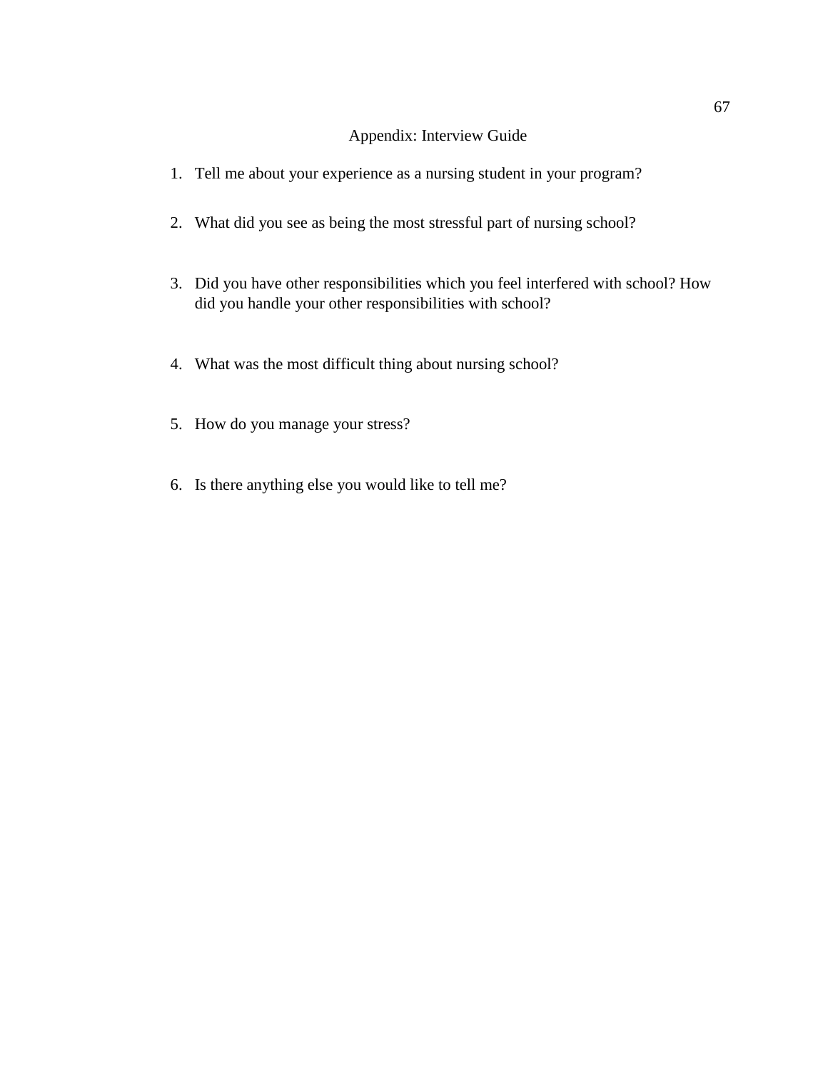# Appendix: Interview Guide

1. Tell me about your experience as a nursing student in your program?

2. What did you see as being the most stressful part of nursing school?

3. Did you have other responsibilities which you feel interfered with school? How did you handle your other responsibilities with school?

4. What was the most difficult thing about nursing school?

5. How do you manage your stress?

6. Is there anything else you would like to tell me?